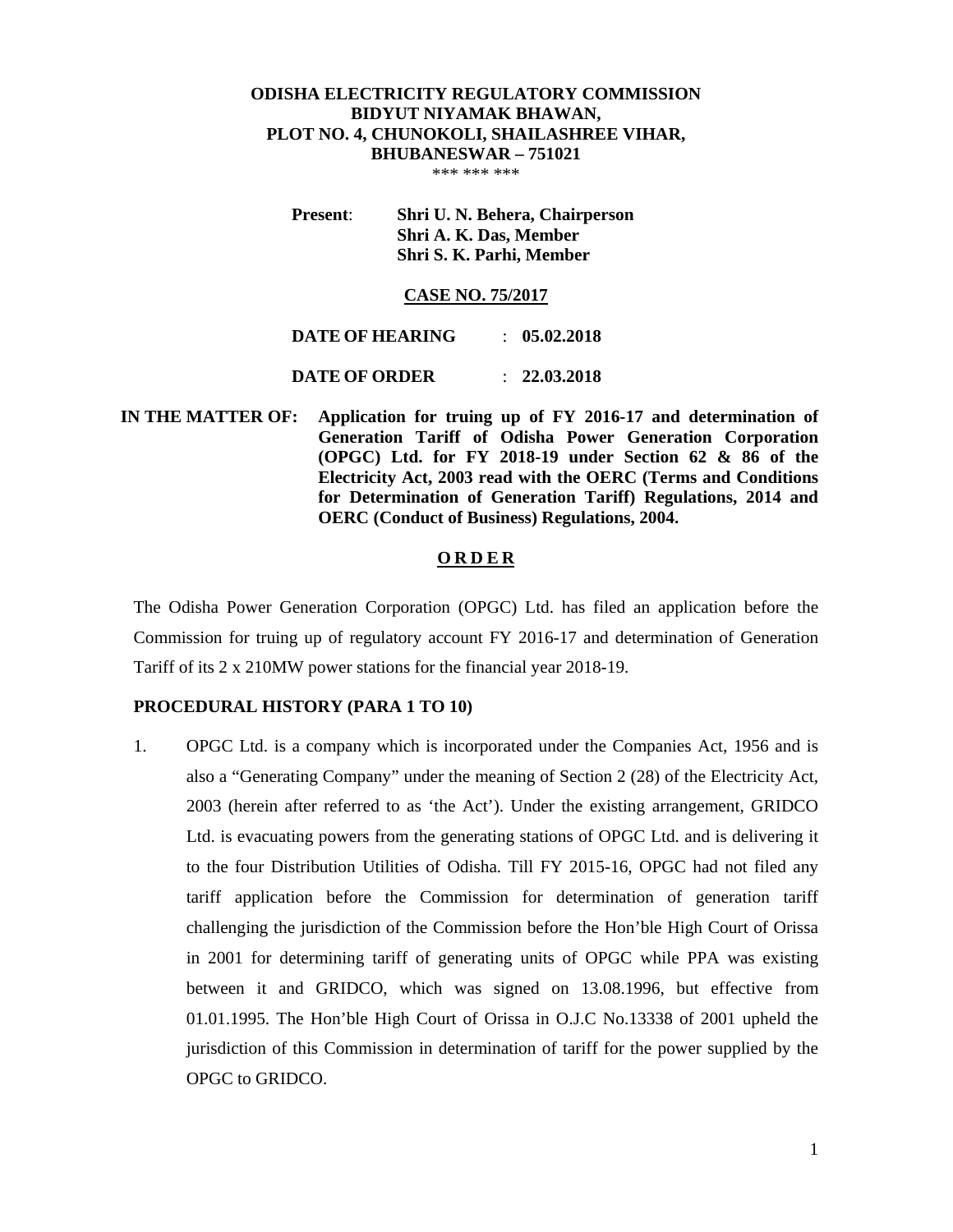**ODISHA ELECTRICITY REGULATORY COMMISSION**
**BIDYUT NIYAMAK BHAWAN,**
**PLOT NO. 4, CHUNOKOLI, SHAILASHREE VIHAR,**
**BHUBANESWAR – 751021**

*** *** ***

**Present**: **Shri U. N. Behera, Chairperson**
**Shri A. K. Das, Member**
**Shri S. K. Parhi, Member**

**CASE NO. 75/2017**

**DATE OF HEARING** : **05.02.2018**

**DATE OF ORDER** : **22.03.2018**

**IN THE MATTER OF:** **Application for truing up of FY 2016-17 and determination of Generation Tariff of Odisha Power Generation Corporation (OPGC) Ltd. for FY 2018-19 under Section 62 & 86 of the Electricity Act, 2003 read with the OERC (Terms and Conditions for Determination of Generation Tariff) Regulations, 2014 and OERC (Conduct of Business) Regulations, 2004.**

**O R D E R**

The Odisha Power Generation Corporation (OPGC) Ltd. has filed an application before the Commission for truing up of regulatory account FY 2016-17 and determination of Generation Tariff of its 2 x 210MW power stations for the financial year 2018-19.

**PROCEDURAL HISTORY (PARA 1 TO 10)**

1. OPGC Ltd. is a company which is incorporated under the Companies Act, 1956 and is also a "Generating Company" under the meaning of Section 2 (28) of the Electricity Act, 2003 (herein after referred to as 'the Act'). Under the existing arrangement, GRIDCO Ltd. is evacuating powers from the generating stations of OPGC Ltd. and is delivering it to the four Distribution Utilities of Odisha. Till FY 2015-16, OPGC had not filed any tariff application before the Commission for determination of generation tariff challenging the jurisdiction of the Commission before the Hon'ble High Court of Orissa in 2001 for determining tariff of generating units of OPGC while PPA was existing between it and GRIDCO, which was signed on 13.08.1996, but effective from 01.01.1995. The Hon'ble High Court of Orissa in O.J.C No.13338 of 2001 upheld the jurisdiction of this Commission in determination of tariff for the power supplied by the OPGC to GRIDCO.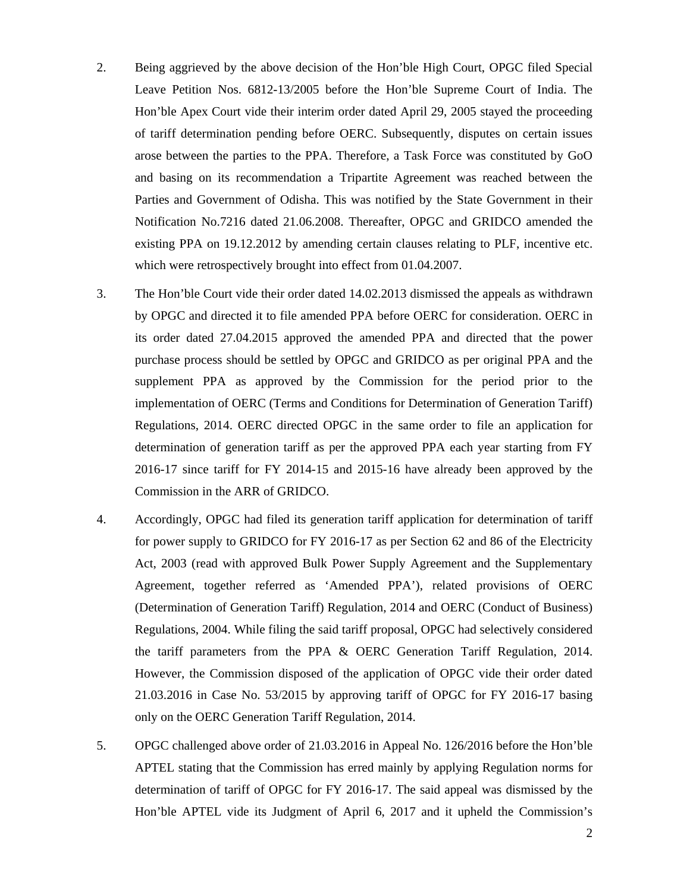2. Being aggrieved by the above decision of the Hon'ble High Court, OPGC filed Special Leave Petition Nos. 6812-13/2005 before the Hon'ble Supreme Court of India. The Hon'ble Apex Court vide their interim order dated April 29, 2005 stayed the proceeding of tariff determination pending before OERC. Subsequently, disputes on certain issues arose between the parties to the PPA. Therefore, a Task Force was constituted by GoO and basing on its recommendation a Tripartite Agreement was reached between the Parties and Government of Odisha. This was notified by the State Government in their Notification No.7216 dated 21.06.2008. Thereafter, OPGC and GRIDCO amended the existing PPA on 19.12.2012 by amending certain clauses relating to PLF, incentive etc. which were retrospectively brought into effect from 01.04.2007.

3. The Hon'ble Court vide their order dated 14.02.2013 dismissed the appeals as withdrawn by OPGC and directed it to file amended PPA before OERC for consideration. OERC in its order dated 27.04.2015 approved the amended PPA and directed that the power purchase process should be settled by OPGC and GRIDCO as per original PPA and the supplement PPA as approved by the Commission for the period prior to the implementation of OERC (Terms and Conditions for Determination of Generation Tariff) Regulations, 2014. OERC directed OPGC in the same order to file an application for determination of generation tariff as per the approved PPA each year starting from FY 2016-17 since tariff for FY 2014-15 and 2015-16 have already been approved by the Commission in the ARR of GRIDCO.

4. Accordingly, OPGC had filed its generation tariff application for determination of tariff for power supply to GRIDCO for FY 2016-17 as per Section 62 and 86 of the Electricity Act, 2003 (read with approved Bulk Power Supply Agreement and the Supplementary Agreement, together referred as 'Amended PPA'), related provisions of OERC (Determination of Generation Tariff) Regulation, 2014 and OERC (Conduct of Business) Regulations, 2004. While filing the said tariff proposal, OPGC had selectively considered the tariff parameters from the PPA & OERC Generation Tariff Regulation, 2014. However, the Commission disposed of the application of OPGC vide their order dated 21.03.2016 in Case No. 53/2015 by approving tariff of OPGC for FY 2016-17 basing only on the OERC Generation Tariff Regulation, 2014.

5. OPGC challenged above order of 21.03.2016 in Appeal No. 126/2016 before the Hon'ble APTEL stating that the Commission has erred mainly by applying Regulation norms for determination of tariff of OPGC for FY 2016-17. The said appeal was dismissed by the Hon'ble APTEL vide its Judgment of April 6, 2017 and it upheld the Commission's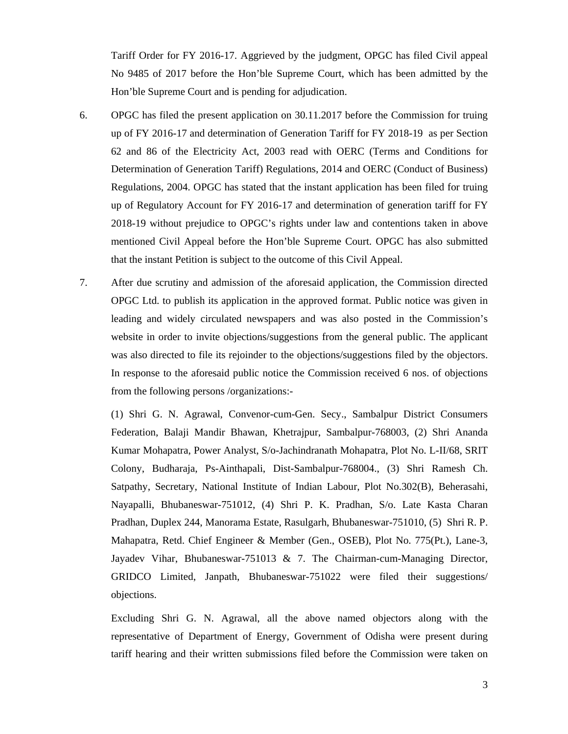Tariff Order for FY 2016-17. Aggrieved by the judgment, OPGC has filed Civil appeal No 9485 of 2017 before the Hon'ble Supreme Court, which has been admitted by the Hon'ble Supreme Court and is pending for adjudication.

6. OPGC has filed the present application on 30.11.2017 before the Commission for truing up of FY 2016-17 and determination of Generation Tariff for FY 2018-19 as per Section 62 and 86 of the Electricity Act, 2003 read with OERC (Terms and Conditions for Determination of Generation Tariff) Regulations, 2014 and OERC (Conduct of Business) Regulations, 2004. OPGC has stated that the instant application has been filed for truing up of Regulatory Account for FY 2016-17 and determination of generation tariff for FY 2018-19 without prejudice to OPGC's rights under law and contentions taken in above mentioned Civil Appeal before the Hon'ble Supreme Court. OPGC has also submitted that the instant Petition is subject to the outcome of this Civil Appeal.

7. After due scrutiny and admission of the aforesaid application, the Commission directed OPGC Ltd. to publish its application in the approved format. Public notice was given in leading and widely circulated newspapers and was also posted in the Commission's website in order to invite objections/suggestions from the general public. The applicant was also directed to file its rejoinder to the objections/suggestions filed by the objectors. In response to the aforesaid public notice the Commission received 6 nos. of objections from the following persons /organizations:-

   (1) Shri G. N. Agrawal, Convenor-cum-Gen. Secy., Sambalpur District Consumers Federation, Balaji Mandir Bhawan, Khetrajpur, Sambalpur-768003, (2) Shri Ananda Kumar Mohapatra, Power Analyst, S/o-Jachindranath Mohapatra, Plot No. L-II/68, SRIT Colony, Budharaja, Ps-Ainthapali, Dist-Sambalpur-768004., (3) Shri Ramesh Ch. Satpathy, Secretary, National Institute of Indian Labour, Plot No.302(B), Beherasahi, Nayapalli, Bhubaneswar-751012, (4) Shri P. K. Pradhan, S/o. Late Kasta Charan Pradhan, Duplex 244, Manorama Estate, Rasulgarh, Bhubaneswar-751010, (5) Shri R. P. Mahapatra, Retd. Chief Engineer & Member (Gen., OSEB), Plot No. 775(Pt.), Lane-3, Jayadev Vihar, Bhubaneswar-751013 & 7. The Chairman-cum-Managing Director, GRIDCO Limited, Janpath, Bhubaneswar-751022 were filed their suggestions/ objections.

   Excluding Shri G. N. Agrawal, all the above named objectors along with the representative of Department of Energy, Government of Odisha were present during tariff hearing and their written submissions filed before the Commission were taken on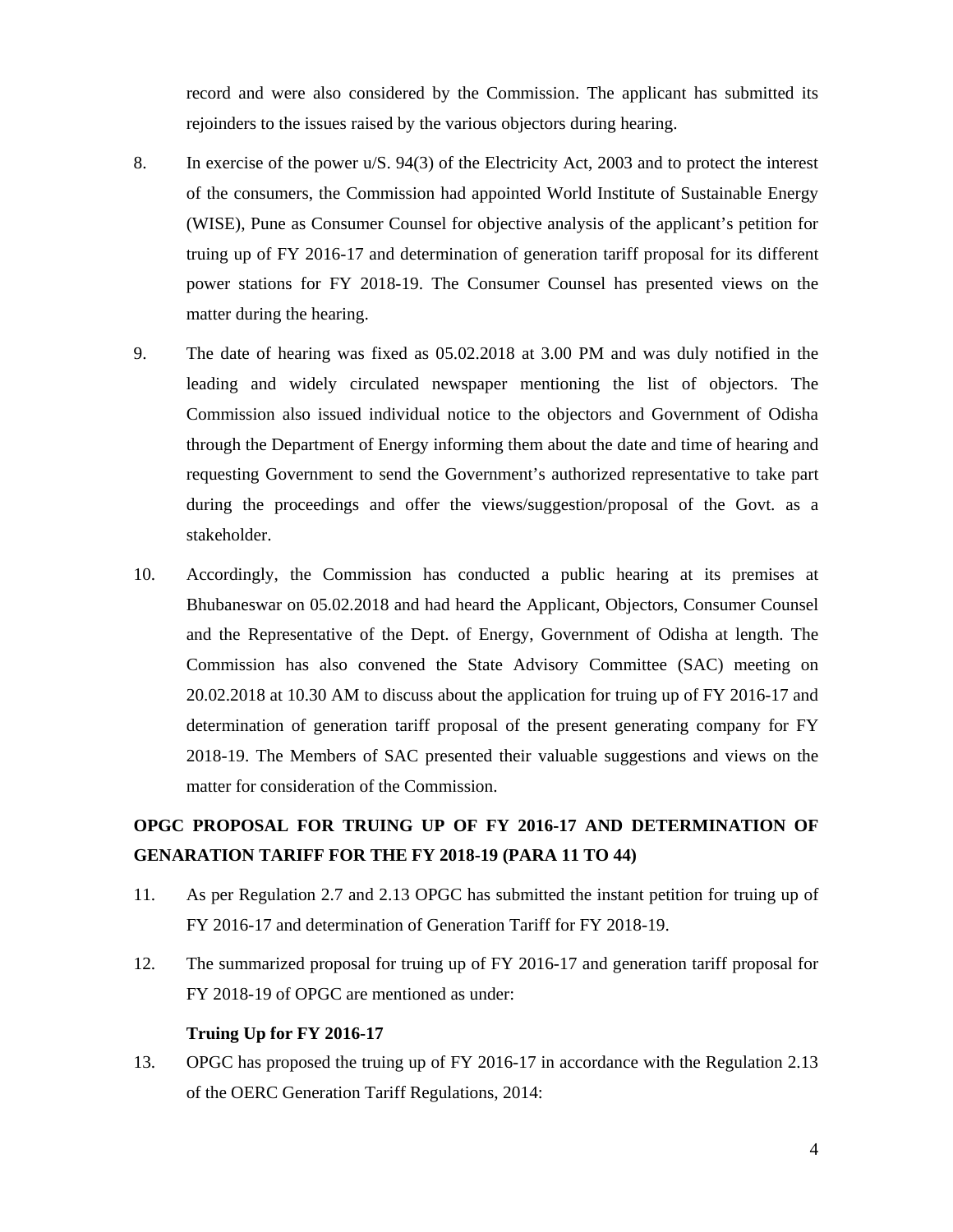record and were also considered by the Commission. The applicant has submitted its rejoinders to the issues raised by the various objectors during hearing.

8. In exercise of the power u/S. 94(3) of the Electricity Act, 2003 and to protect the interest of the consumers, the Commission had appointed World Institute of Sustainable Energy (WISE), Pune as Consumer Counsel for objective analysis of the applicant's petition for truing up of FY 2016-17 and determination of generation tariff proposal for its different power stations for FY 2018-19. The Consumer Counsel has presented views on the matter during the hearing.

9. The date of hearing was fixed as 05.02.2018 at 3.00 PM and was duly notified in the leading and widely circulated newspaper mentioning the list of objectors. The Commission also issued individual notice to the objectors and Government of Odisha through the Department of Energy informing them about the date and time of hearing and requesting Government to send the Government's authorized representative to take part during the proceedings and offer the views/suggestion/proposal of the Govt. as a stakeholder.

10. Accordingly, the Commission has conducted a public hearing at its premises at Bhubaneswar on 05.02.2018 and had heard the Applicant, Objectors, Consumer Counsel and the Representative of the Dept. of Energy, Government of Odisha at length. The Commission has also convened the State Advisory Committee (SAC) meeting on 20.02.2018 at 10.30 AM to discuss about the application for truing up of FY 2016-17 and determination of generation tariff proposal of the present generating company for FY 2018-19. The Members of SAC presented their valuable suggestions and views on the matter for consideration of the Commission.

**OPGC PROPOSAL FOR TRUING UP OF FY 2016-17 AND DETERMINATION OF GENARATION TARIFF FOR THE FY 2018-19 (PARA 11 TO 44)**

11. As per Regulation 2.7 and 2.13 OPGC has submitted the instant petition for truing up of FY 2016-17 and determination of Generation Tariff for FY 2018-19.

12. The summarized proposal for truing up of FY 2016-17 and generation tariff proposal for FY 2018-19 of OPGC are mentioned as under:

**Truing Up for FY 2016-17**

13. OPGC has proposed the truing up of FY 2016-17 in accordance with the Regulation 2.13 of the OERC Generation Tariff Regulations, 2014: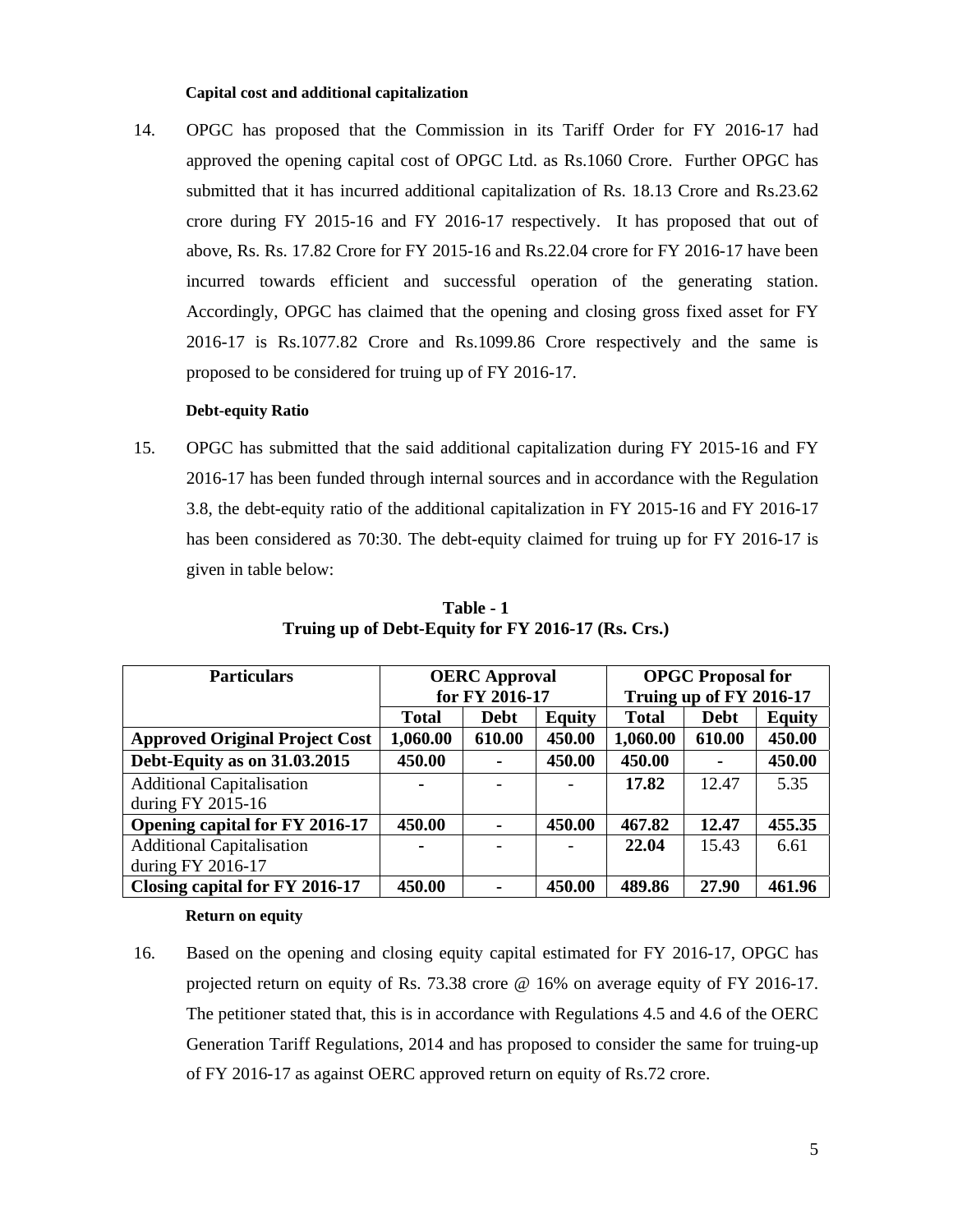**Capital cost and additional capitalization**

14. OPGC has proposed that the Commission in its Tariff Order for FY 2016-17 had approved the opening capital cost of OPGC Ltd. as Rs.1060 Crore. Further OPGC has submitted that it has incurred additional capitalization of Rs. 18.13 Crore and Rs.23.62 crore during FY 2015-16 and FY 2016-17 respectively. It has proposed that out of above, Rs. Rs. 17.82 Crore for FY 2015-16 and Rs.22.04 crore for FY 2016-17 have been incurred towards efficient and successful operation of the generating station. Accordingly, OPGC has claimed that the opening and closing gross fixed asset for FY 2016-17 is Rs.1077.82 Crore and Rs.1099.86 Crore respectively and the same is proposed to be considered for truing up of FY 2016-17.

**Debt-equity Ratio**

15. OPGC has submitted that the said additional capitalization during FY 2015-16 and FY 2016-17 has been funded through internal sources and in accordance with the Regulation 3.8, the debt-equity ratio of the additional capitalization in FY 2015-16 and FY 2016-17 has been considered as 70:30. The debt-equity claimed for truing up for FY 2016-17 is given in table below:

**Table - 1**
**Truing up of Debt-Equity for FY 2016-17 (Rs. Crs.)**

| Particulars | OERC Approval for FY 2016-17 | | | OPGC Proposal for Truing up of FY 2016-17 | | |
|---|---|---|---|---|---|---|
| | Total | Debt | Equity | Total | Debt | Equity |
| **Approved Original Project Cost** | **1,060.00** | **610.00** | **450.00** | **1,060.00** | **610.00** | **450.00** |
| **Debt-Equity as on 31.03.2015** | **450.00** | **-** | **450.00** | **450.00** | **-** | **450.00** |
| Additional Capitalisation during FY 2015-16 | - | - | - | **17.82** | 12.47 | 5.35 |
| **Opening capital for FY 2016-17** | **450.00** | **-** | **450.00** | **467.82** | **12.47** | **455.35** |
| Additional Capitalisation during FY 2016-17 | - | - | - | **22.04** | 15.43 | 6.61 |
| **Closing capital for FY 2016-17** | **450.00** | **-** | **450.00** | **489.86** | **27.90** | **461.96** |

**Return on equity**

16. Based on the opening and closing equity capital estimated for FY 2016-17, OPGC has projected return on equity of Rs. 73.38 crore @ 16% on average equity of FY 2016-17. The petitioner stated that, this is in accordance with Regulations 4.5 and 4.6 of the OERC Generation Tariff Regulations, 2014 and has proposed to consider the same for truing-up of FY 2016-17 as against OERC approved return on equity of Rs.72 crore.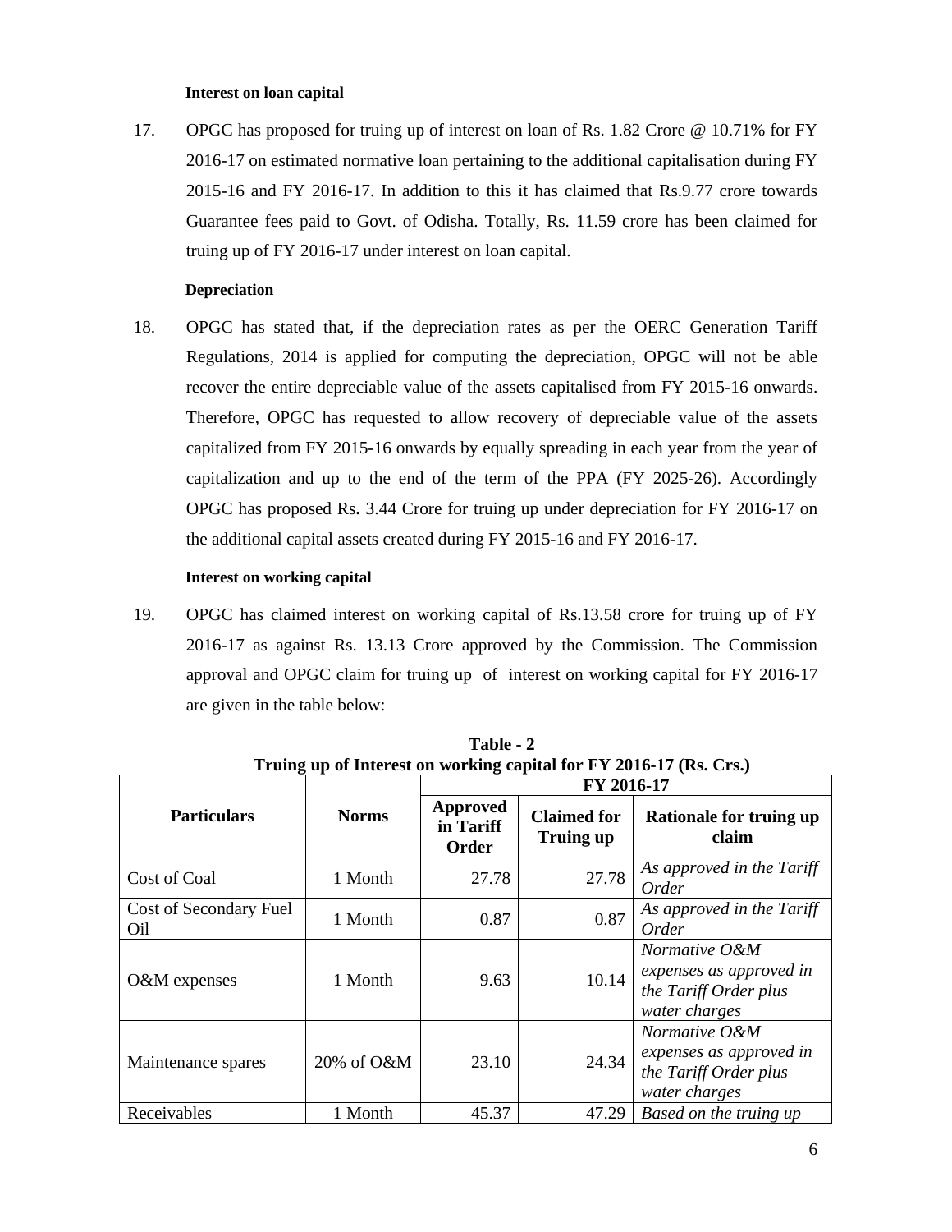**Interest on loan capital**

17. OPGC has proposed for truing up of interest on loan of Rs. 1.82 Crore @ 10.71% for FY 2016-17 on estimated normative loan pertaining to the additional capitalisation during FY 2015-16 and FY 2016-17. In addition to this it has claimed that Rs.9.77 crore towards Guarantee fees paid to Govt. of Odisha. Totally, Rs. 11.59 crore has been claimed for truing up of FY 2016-17 under interest on loan capital.

**Depreciation**

18. OPGC has stated that, if the depreciation rates as per the OERC Generation Tariff Regulations, 2014 is applied for computing the depreciation, OPGC will not be able recover the entire depreciable value of the assets capitalised from FY 2015-16 onwards. Therefore, OPGC has requested to allow recovery of depreciable value of the assets capitalized from FY 2015-16 onwards by equally spreading in each year from the year of capitalization and up to the end of the term of the PPA (FY 2025-26). Accordingly OPGC has proposed Rs**.** 3.44 Crore for truing up under depreciation for FY 2016-17 on the additional capital assets created during FY 2015-16 and FY 2016-17.

**Interest on working capital**

19. OPGC has claimed interest on working capital of Rs.13.58 crore for truing up of FY 2016-17 as against Rs. 13.13 Crore approved by the Commission. The Commission approval and OPGC claim for truing up of interest on working capital for FY 2016-17 are given in the table below:

**Table - 2**
**Truing up of Interest on working capital for FY 2016-17 (Rs. Crs.)**

| Particulars | Norms | FY 2016-17 | | |
|---|---|---|---|---|
| | | Approved in Tariff Order | Claimed for Truing up | Rationale for truing up claim |
| Cost of Coal | 1 Month | 27.78 | 27.78 | *As approved in the Tariff Order* |
| Cost of Secondary Fuel Oil | 1 Month | 0.87 | 0.87 | *As approved in the Tariff Order* |
| O&M expenses | 1 Month | 9.63 | 10.14 | *Normative O&M expenses as approved in the Tariff Order plus water charges* |
| Maintenance spares | 20% of O&M | 23.10 | 24.34 | *Normative O&M expenses as approved in the Tariff Order plus water charges* |
| Receivables | 1 Month | 45.37 | 47.29 | *Based on the truing up* |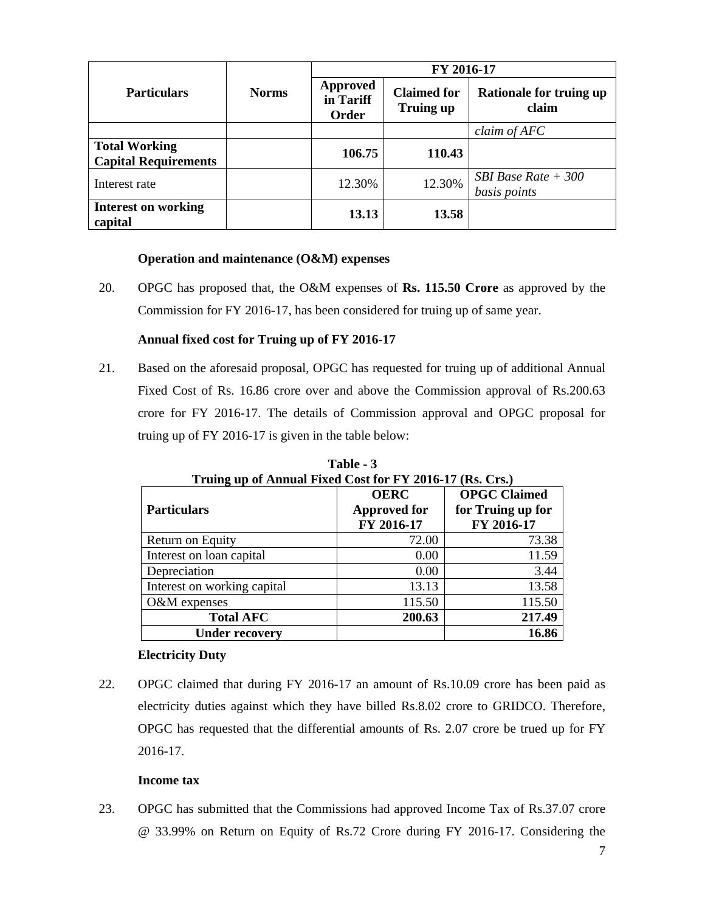| Particulars | Norms | FY 2016-17 | | |
|---|---|---|---|---|
| | | **Approved in Tariff Order** | **Claimed for Truing up** | **Rationale for truing up claim** |
| | | | | *claim of AFC* |
| **Total Working Capital Requirements** | | **106.75** | **110.43** | |
| Interest rate | | 12.30% | 12.30% | *SBI Base Rate + 300 basis points* |
| **Interest on working capital** | | **13.13** | **13.58** | |

**Operation and maintenance (O&M) expenses**

20. OPGC has proposed that, the O&M expenses of **Rs. 115.50 Crore** as approved by the Commission for FY 2016-17, has been considered for truing up of same year.

**Annual fixed cost for Truing up of FY 2016-17**

21. Based on the aforesaid proposal, OPGC has requested for truing up of additional Annual Fixed Cost of Rs. 16.86 crore over and above the Commission approval of Rs.200.63 crore for FY 2016-17. The details of Commission approval and OPGC proposal for truing up of FY 2016-17 is given in the table below:

**Table - 3**
**Truing up of Annual Fixed Cost for FY 2016-17 (Rs. Crs.)**

| Particulars | OERC Approved for FY 2016-17 | OPGC Claimed for Truing up for FY 2016-17 |
|---|---|---|
| Return on Equity | 72.00 | 73.38 |
| Interest on loan capital | 0.00 | 11.59 |
| Depreciation | 0.00 | 3.44 |
| Interest on working capital | 13.13 | 13.58 |
| O&M expenses | 115.50 | 115.50 |
| **Total AFC** | **200.63** | **217.49** |
| **Under recovery** | | **16.86** |

**Electricity Duty**

22. OPGC claimed that during FY 2016-17 an amount of Rs.10.09 crore has been paid as electricity duties against which they have billed Rs.8.02 crore to GRIDCO. Therefore, OPGC has requested that the differential amounts of Rs. 2.07 crore be trued up for FY 2016-17.

**Income tax**

23. OPGC has submitted that the Commissions had approved Income Tax of Rs.37.07 crore @ 33.99% on Return on Equity of Rs.72 Crore during FY 2016-17. Considering the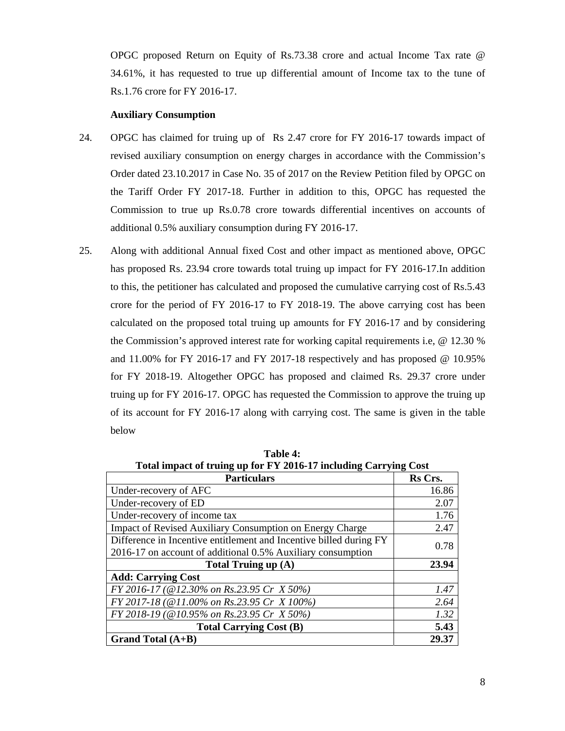OPGC proposed Return on Equity of Rs.73.38 crore and actual Income Tax rate @ 34.61%, it has requested to true up differential amount of Income tax to the tune of Rs.1.76 crore for FY 2016-17.

**Auxiliary Consumption**

24. OPGC has claimed for truing up of Rs 2.47 crore for FY 2016-17 towards impact of revised auxiliary consumption on energy charges in accordance with the Commission's Order dated 23.10.2017 in Case No. 35 of 2017 on the Review Petition filed by OPGC on the Tariff Order FY 2017-18. Further in addition to this, OPGC has requested the Commission to true up Rs.0.78 crore towards differential incentives on accounts of additional 0.5% auxiliary consumption during FY 2016-17.

25. Along with additional Annual fixed Cost and other impact as mentioned above, OPGC has proposed Rs. 23.94 crore towards total truing up impact for FY 2016-17.In addition to this, the petitioner has calculated and proposed the cumulative carrying cost of Rs.5.43 crore for the period of FY 2016-17 to FY 2018-19. The above carrying cost has been calculated on the proposed total truing up amounts for FY 2016-17 and by considering the Commission's approved interest rate for working capital requirements i.e, @ 12.30 % and 11.00% for FY 2016-17 and FY 2017-18 respectively and has proposed @ 10.95% for FY 2018-19. Altogether OPGC has proposed and claimed Rs. 29.37 crore under truing up for FY 2016-17. OPGC has requested the Commission to approve the truing up of its account for FY 2016-17 along with carrying cost. The same is given in the table below

**Table 4:**
**Total impact of truing up for FY 2016-17 including Carrying Cost**

| Particulars | Rs Crs. |
|---|---|
| Under-recovery of AFC | 16.86 |
| Under-recovery of ED | 2.07 |
| Under-recovery of income tax | 1.76 |
| Impact of Revised Auxiliary Consumption on Energy Charge | 2.47 |
| Difference in Incentive entitlement and Incentive billed during FY 2016-17 on account of additional 0.5% Auxiliary consumption | 0.78 |
| **Total Truing up (A)** | **23.94** |
| **Add: Carrying Cost** | |
| *FY 2016-17 (@12.30% on Rs.23.95 Cr X 50%)* | *1.47* |
| *FY 2017-18 (@11.00% on Rs.23.95 Cr X 100%)* | *2.64* |
| *FY 2018-19 (@10.95% on Rs.23.95 Cr X 50%)* | *1.32* |
| **Total Carrying Cost (B)** | **5.43** |
| **Grand Total (A+B)** | **29.37** |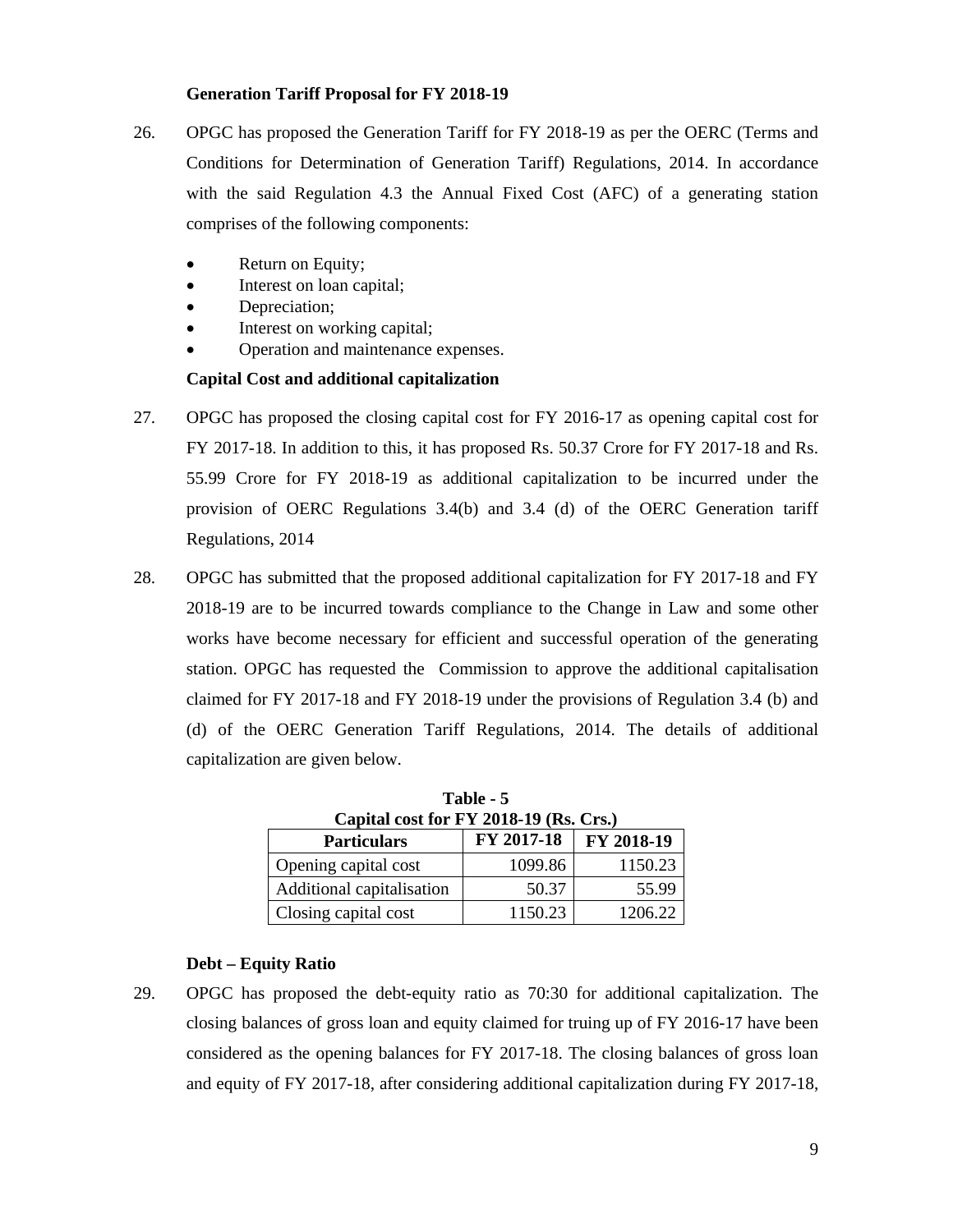### Generation Tariff Proposal for FY 2018-19

26. OPGC has proposed the Generation Tariff for FY 2018-19 as per the OERC (Terms and Conditions for Determination of Generation Tariff) Regulations, 2014. In accordance with the said Regulation 4.3 the Annual Fixed Cost (AFC) of a generating station comprises of the following components:

- Return on Equity;
- Interest on loan capital;
- Depreciation;
- Interest on working capital;
- Operation and maintenance expenses.

### Capital Cost and additional capitalization

27. OPGC has proposed the closing capital cost for FY 2016-17 as opening capital cost for FY 2017-18. In addition to this, it has proposed Rs. 50.37 Crore for FY 2017-18 and Rs. 55.99 Crore for FY 2018-19 as additional capitalization to be incurred under the provision of OERC Regulations 3.4(b) and 3.4 (d) of the OERC Generation tariff Regulations, 2014

28. OPGC has submitted that the proposed additional capitalization for FY 2017-18 and FY 2018-19 are to be incurred towards compliance to the Change in Law and some other works have become necessary for efficient and successful operation of the generating station. OPGC has requested the Commission to approve the additional capitalisation claimed for FY 2017-18 and FY 2018-19 under the provisions of Regulation 3.4 (b) and (d) of the OERC Generation Tariff Regulations, 2014. The details of additional capitalization are given below.

**Table - 5**
**Capital cost for FY 2018-19 (Rs. Crs.)**

| Particulars | FY 2017-18 | FY 2018-19 |
|---|---|---|
| Opening capital cost | 1099.86 | 1150.23 |
| Additional capitalisation | 50.37 | 55.99 |
| Closing capital cost | 1150.23 | 1206.22 |

### Debt – Equity Ratio

29. OPGC has proposed the debt-equity ratio as 70:30 for additional capitalization. The closing balances of gross loan and equity claimed for truing up of FY 2016-17 have been considered as the opening balances for FY 2017-18. The closing balances of gross loan and equity of FY 2017-18, after considering additional capitalization during FY 2017-18,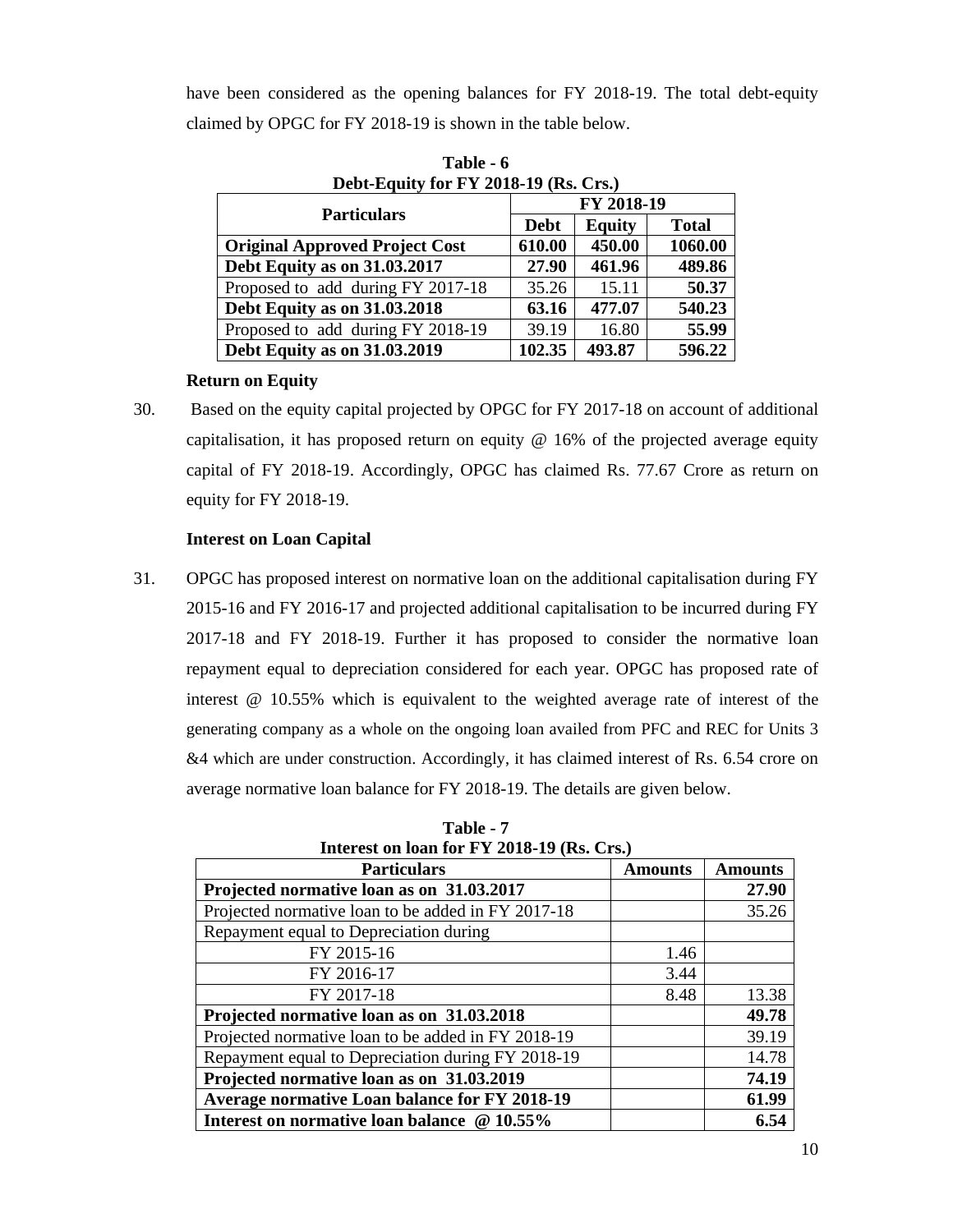have been considered as the opening balances for FY 2018-19. The total debt-equity claimed by OPGC for FY 2018-19 is shown in the table below.

**Table - 6**
**Debt-Equity for FY 2018-19 (Rs. Crs.)**

| Particulars | FY 2018-19 | | |
|---|---|---|---|
| | Debt | Equity | Total |
| **Original Approved Project Cost** | **610.00** | **450.00** | **1060.00** |
| **Debt Equity as on 31.03.2017** | **27.90** | **461.96** | **489.86** |
| Proposed to add during FY 2017-18 | 35.26 | 15.11 | **50.37** |
| **Debt Equity as on 31.03.2018** | **63.16** | **477.07** | **540.23** |
| Proposed to add during FY 2018-19 | 39.19 | 16.80 | **55.99** |
| **Debt Equity as on 31.03.2019** | **102.35** | **493.87** | **596.22** |

**Return on Equity**

30. Based on the equity capital projected by OPGC for FY 2017-18 on account of additional capitalisation, it has proposed return on equity @ 16% of the projected average equity capital of FY 2018-19. Accordingly, OPGC has claimed Rs. 77.67 Crore as return on equity for FY 2018-19.

**Interest on Loan Capital**

31. OPGC has proposed interest on normative loan on the additional capitalisation during FY 2015-16 and FY 2016-17 and projected additional capitalisation to be incurred during FY 2017-18 and FY 2018-19. Further it has proposed to consider the normative loan repayment equal to depreciation considered for each year. OPGC has proposed rate of interest @ 10.55% which is equivalent to the weighted average rate of interest of the generating company as a whole on the ongoing loan availed from PFC and REC for Units 3 &4 which are under construction. Accordingly, it has claimed interest of Rs. 6.54 crore on average normative loan balance for FY 2018-19. The details are given below.

**Table - 7**
**Interest on loan for FY 2018-19 (Rs. Crs.)**

| Particulars | Amounts | Amounts |
|---|---|---|
| **Projected normative loan as on 31.03.2017** | | **27.90** |
| Projected normative loan to be added in FY 2017-18 | | 35.26 |
| Repayment equal to Depreciation during | | |
| FY 2015-16 | 1.46 | |
| FY 2016-17 | 3.44 | |
| FY 2017-18 | 8.48 | 13.38 |
| **Projected normative loan as on 31.03.2018** | | **49.78** |
| Projected normative loan to be added in FY 2018-19 | | 39.19 |
| Repayment equal to Depreciation during FY 2018-19 | | 14.78 |
| **Projected normative loan as on 31.03.2019** | | **74.19** |
| **Average normative Loan balance for FY 2018-19** | | **61.99** |
| **Interest on normative loan balance @ 10.55%** | | **6.54** |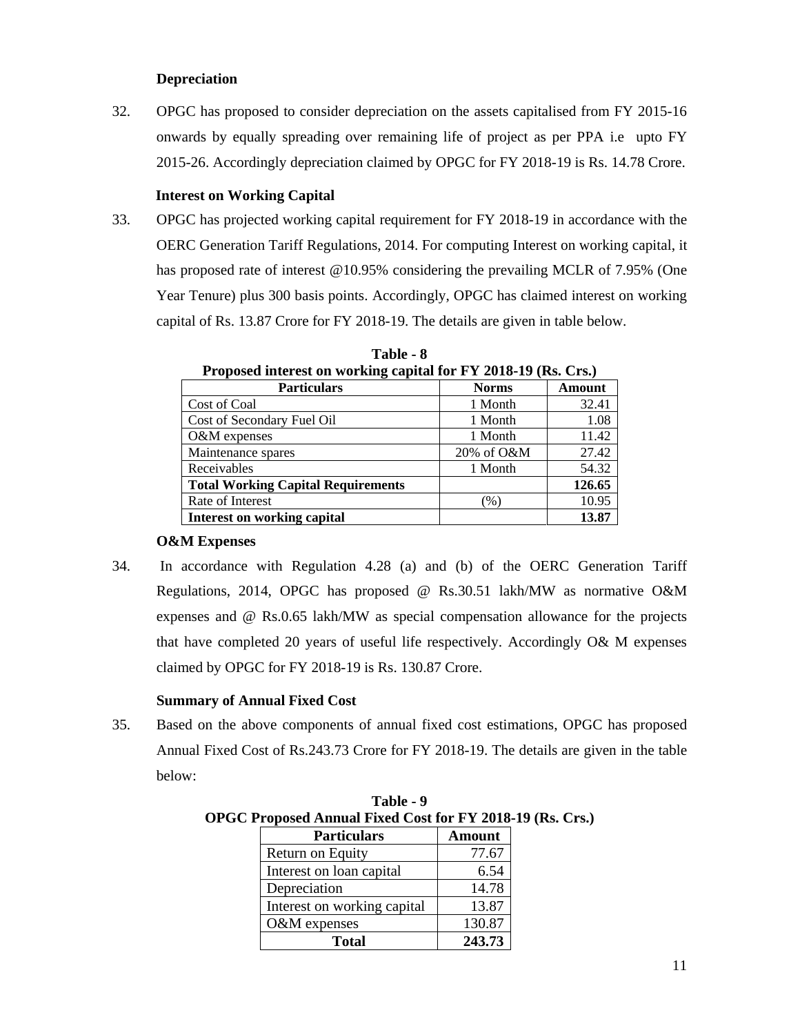**Depreciation**

32. OPGC has proposed to consider depreciation on the assets capitalised from FY 2015-16 onwards by equally spreading over remaining life of project as per PPA i.e upto FY 2015-26. Accordingly depreciation claimed by OPGC for FY 2018-19 is Rs. 14.78 Crore.

**Interest on Working Capital**

33. OPGC has projected working capital requirement for FY 2018-19 in accordance with the OERC Generation Tariff Regulations, 2014. For computing Interest on working capital, it has proposed rate of interest @10.95% considering the prevailing MCLR of 7.95% (One Year Tenure) plus 300 basis points. Accordingly, OPGC has claimed interest on working capital of Rs. 13.87 Crore for FY 2018-19. The details are given in table below.

**Table - 8**
**Proposed interest on working capital for FY 2018-19 (Rs. Crs.)**

| Particulars | Norms | Amount |
|---|---|---|
| Cost of Coal | 1 Month | 32.41 |
| Cost of Secondary Fuel Oil | 1 Month | 1.08 |
| O&M expenses | 1 Month | 11.42 |
| Maintenance spares | 20% of O&M | 27.42 |
| Receivables | 1 Month | 54.32 |
| **Total Working Capital Requirements** | | **126.65** |
| Rate of Interest | (%) | 10.95 |
| **Interest on working capital** | | **13.87** |

**O&M Expenses**

34. In accordance with Regulation 4.28 (a) and (b) of the OERC Generation Tariff Regulations, 2014, OPGC has proposed @ Rs.30.51 lakh/MW as normative O&M expenses and @ Rs.0.65 lakh/MW as special compensation allowance for the projects that have completed 20 years of useful life respectively. Accordingly O& M expenses claimed by OPGC for FY 2018-19 is Rs. 130.87 Crore.

**Summary of Annual Fixed Cost**

35. Based on the above components of annual fixed cost estimations, OPGC has proposed Annual Fixed Cost of Rs.243.73 Crore for FY 2018-19. The details are given in the table below:

**Table - 9**
**OPGC Proposed Annual Fixed Cost for FY 2018-19 (Rs. Crs.)**

| Particulars | Amount |
|---|---|
| Return on Equity | 77.67 |
| Interest on loan capital | 6.54 |
| Depreciation | 14.78 |
| Interest on working capital | 13.87 |
| O&M expenses | 130.87 |
| **Total** | **243.73** |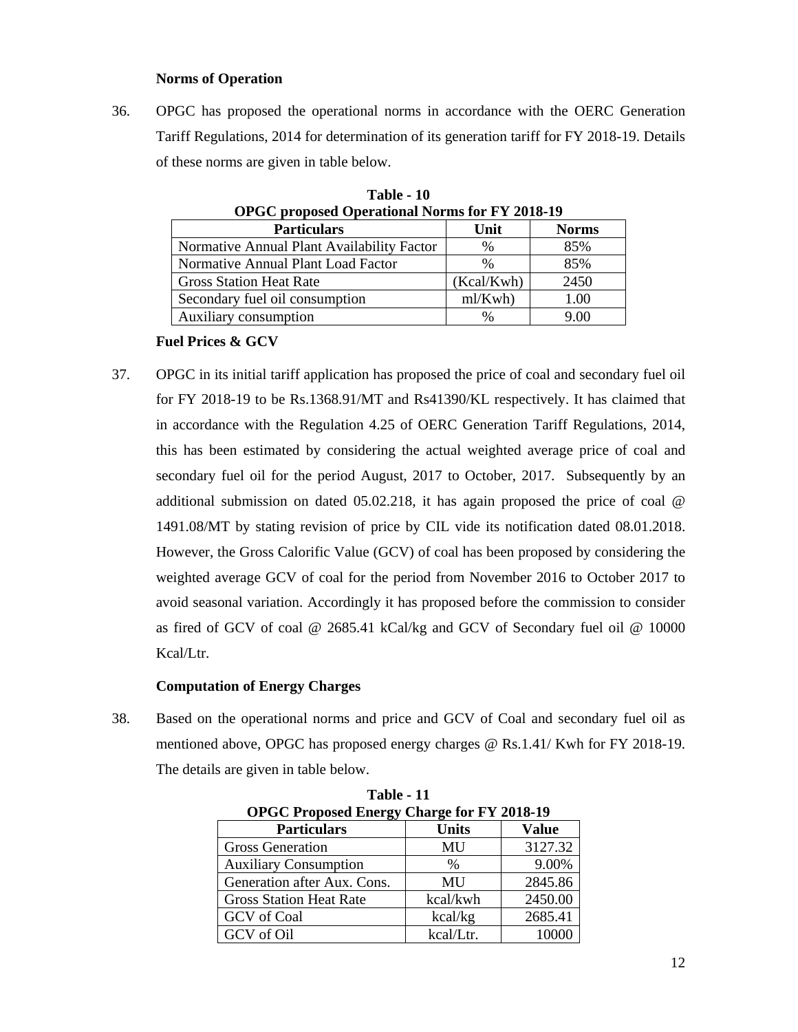**Norms of Operation**

36. OPGC has proposed the operational norms in accordance with the OERC Generation Tariff Regulations, 2014 for determination of its generation tariff for FY 2018-19. Details of these norms are given in table below.

**Table - 10**
**OPGC proposed Operational Norms for FY 2018-19**

| Particulars | Unit | Norms |
|---|---|---|
| Normative Annual Plant Availability Factor | % | 85% |
| Normative Annual Plant Load Factor | % | 85% |
| Gross Station Heat Rate | (Kcal/Kwh) | 2450 |
| Secondary fuel oil consumption | ml/Kwh) | 1.00 |
| Auxiliary consumption | % | 9.00 |

**Fuel Prices & GCV**

37. OPGC in its initial tariff application has proposed the price of coal and secondary fuel oil for FY 2018-19 to be Rs.1368.91/MT and Rs41390/KL respectively. It has claimed that in accordance with the Regulation 4.25 of OERC Generation Tariff Regulations, 2014, this has been estimated by considering the actual weighted average price of coal and secondary fuel oil for the period August, 2017 to October, 2017. Subsequently by an additional submission on dated 05.02.218, it has again proposed the price of coal @ 1491.08/MT by stating revision of price by CIL vide its notification dated 08.01.2018. However, the Gross Calorific Value (GCV) of coal has been proposed by considering the weighted average GCV of coal for the period from November 2016 to October 2017 to avoid seasonal variation. Accordingly it has proposed before the commission to consider as fired of GCV of coal @ 2685.41 kCal/kg and GCV of Secondary fuel oil @ 10000 Kcal/Ltr.

**Computation of Energy Charges**

38. Based on the operational norms and price and GCV of Coal and secondary fuel oil as mentioned above, OPGC has proposed energy charges @ Rs.1.41/ Kwh for FY 2018-19. The details are given in table below.

**Table - 11**
**OPGC Proposed Energy Charge for FY 2018-19**

| Particulars | Units | Value |
|---|---|---|
| Gross Generation | MU | 3127.32 |
| Auxiliary Consumption | % | 9.00% |
| Generation after Aux. Cons. | MU | 2845.86 |
| Gross Station Heat Rate | kcal/kwh | 2450.00 |
| GCV of Coal | kcal/kg | 2685.41 |
| GCV of Oil | kcal/Ltr. | 10000 |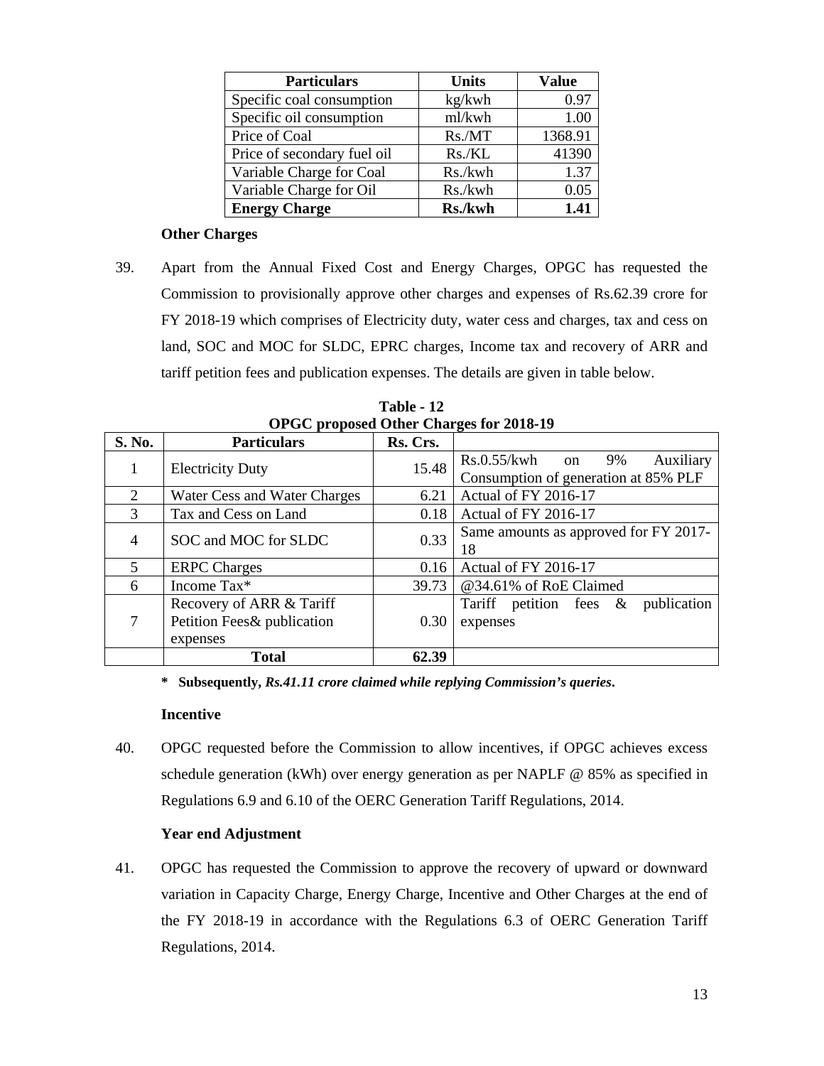| Particulars | Units | Value |
|---|---|---|
| Specific coal consumption | kg/kwh | 0.97 |
| Specific oil consumption | ml/kwh | 1.00 |
| Price of Coal | Rs./MT | 1368.91 |
| Price of secondary fuel oil | Rs./KL | 41390 |
| Variable Charge for Coal | Rs./kwh | 1.37 |
| Variable Charge for Oil | Rs./kwh | 0.05 |
| **Energy Charge** | **Rs./kwh** | **1.41** |

**Other Charges**

39. Apart from the Annual Fixed Cost and Energy Charges, OPGC has requested the Commission to provisionally approve other charges and expenses of Rs.62.39 crore for FY 2018-19 which comprises of Electricity duty, water cess and charges, tax and cess on land, SOC and MOC for SLDC, EPRC charges, Income tax and recovery of ARR and tariff petition fees and publication expenses. The details are given in table below.

**Table - 12**
**OPGC proposed Other Charges for 2018-19**

| S. No. | Particulars | Rs. Crs. | |
|---|---|---|---|
| 1 | Electricity Duty | 15.48 | Rs.0.55/kwh on 9% Auxiliary Consumption of generation at 85% PLF |
| 2 | Water Cess and Water Charges | 6.21 | Actual of FY 2016-17 |
| 3 | Tax and Cess on Land | 0.18 | Actual of FY 2016-17 |
| 4 | SOC and MOC for SLDC | 0.33 | Same amounts as approved for FY 2017-18 |
| 5 | ERPC Charges | 0.16 | Actual of FY 2016-17 |
| 6 | Income Tax* | 39.73 | @34.61% of RoE Claimed |
| 7 | Recovery of ARR & Tariff Petition Fees& publication expenses | 0.30 | Tariff petition fees & publication expenses |
| | **Total** | **62.39** | |

**\* Subsequently, *Rs.41.11 crore claimed while replying Commission's queries*.**

**Incentive**

40. OPGC requested before the Commission to allow incentives, if OPGC achieves excess schedule generation (kWh) over energy generation as per NAPLF @ 85% as specified in Regulations 6.9 and 6.10 of the OERC Generation Tariff Regulations, 2014.

**Year end Adjustment**

41. OPGC has requested the Commission to approve the recovery of upward or downward variation in Capacity Charge, Energy Charge, Incentive and Other Charges at the end of the FY 2018-19 in accordance with the Regulations 6.3 of OERC Generation Tariff Regulations, 2014.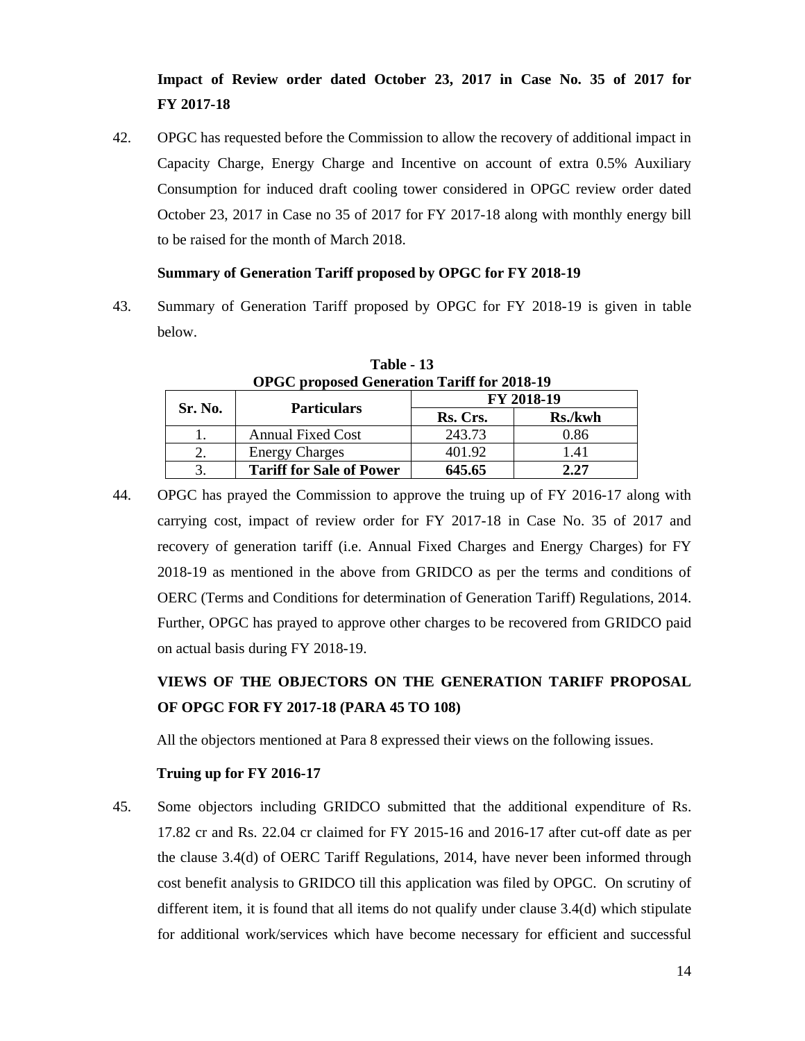**Impact of Review order dated October 23, 2017 in Case No. 35 of 2017 for FY 2017-18**

42. OPGC has requested before the Commission to allow the recovery of additional impact in Capacity Charge, Energy Charge and Incentive on account of extra 0.5% Auxiliary Consumption for induced draft cooling tower considered in OPGC review order dated October 23, 2017 in Case no 35 of 2017 for FY 2017-18 along with monthly energy bill to be raised for the month of March 2018.

**Summary of Generation Tariff proposed by OPGC for FY 2018-19**

43. Summary of Generation Tariff proposed by OPGC for FY 2018-19 is given in table below.

**Table - 13**
**OPGC proposed Generation Tariff for 2018-19**

| Sr. No. | Particulars | FY 2018-19 | |
|---|---|---|---|
| | | Rs. Crs. | Rs./kwh |
| 1. | Annual Fixed Cost | 243.73 | 0.86 |
| 2. | Energy Charges | 401.92 | 1.41 |
| 3. | **Tariff for Sale of Power** | **645.65** | **2.27** |

44. OPGC has prayed the Commission to approve the truing up of FY 2016-17 along with carrying cost, impact of review order for FY 2017-18 in Case No. 35 of 2017 and recovery of generation tariff (i.e. Annual Fixed Charges and Energy Charges) for FY 2018-19 as mentioned in the above from GRIDCO as per the terms and conditions of OERC (Terms and Conditions for determination of Generation Tariff) Regulations, 2014. Further, OPGC has prayed to approve other charges to be recovered from GRIDCO paid on actual basis during FY 2018-19.

**VIEWS OF THE OBJECTORS ON THE GENERATION TARIFF PROPOSAL OF OPGC FOR FY 2017-18 (PARA 45 TO 108)**

All the objectors mentioned at Para 8 expressed their views on the following issues.

**Truing up for FY 2016-17**

45. Some objectors including GRIDCO submitted that the additional expenditure of Rs. 17.82 cr and Rs. 22.04 cr claimed for FY 2015-16 and 2016-17 after cut-off date as per the clause 3.4(d) of OERC Tariff Regulations, 2014, have never been informed through cost benefit analysis to GRIDCO till this application was filed by OPGC. On scrutiny of different item, it is found that all items do not qualify under clause 3.4(d) which stipulate for additional work/services which have become necessary for efficient and successful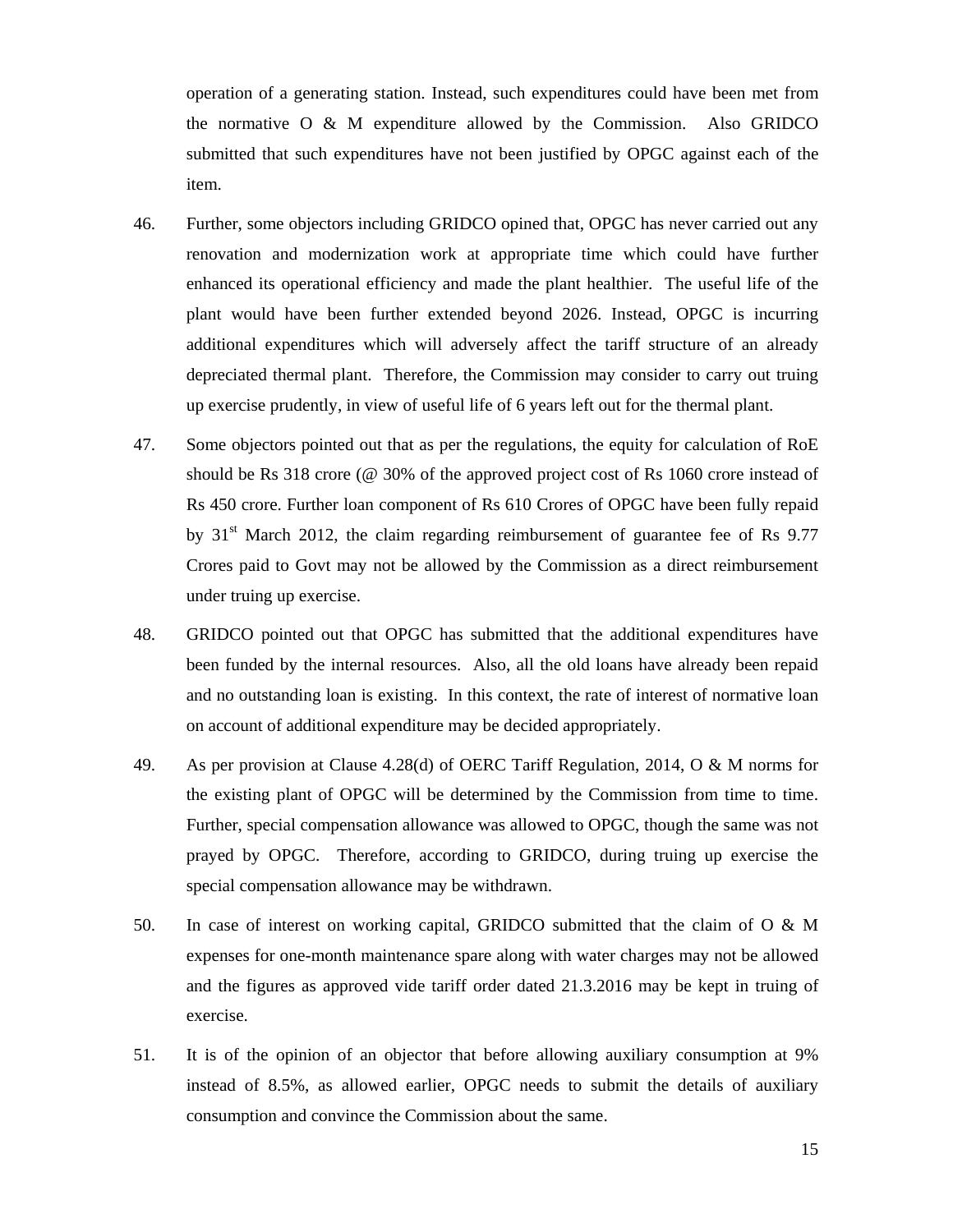operation of a generating station. Instead, such expenditures could have been met from the normative O & M expenditure allowed by the Commission. Also GRIDCO submitted that such expenditures have not been justified by OPGC against each of the item.

46. Further, some objectors including GRIDCO opined that, OPGC has never carried out any renovation and modernization work at appropriate time which could have further enhanced its operational efficiency and made the plant healthier. The useful life of the plant would have been further extended beyond 2026. Instead, OPGC is incurring additional expenditures which will adversely affect the tariff structure of an already depreciated thermal plant. Therefore, the Commission may consider to carry out truing up exercise prudently, in view of useful life of 6 years left out for the thermal plant.

47. Some objectors pointed out that as per the regulations, the equity for calculation of RoE should be Rs 318 crore (@ 30% of the approved project cost of Rs 1060 crore instead of Rs 450 crore. Further loan component of Rs 610 Crores of OPGC have been fully repaid by 31st March 2012, the claim regarding reimbursement of guarantee fee of Rs 9.77 Crores paid to Govt may not be allowed by the Commission as a direct reimbursement under truing up exercise.

48. GRIDCO pointed out that OPGC has submitted that the additional expenditures have been funded by the internal resources. Also, all the old loans have already been repaid and no outstanding loan is existing. In this context, the rate of interest of normative loan on account of additional expenditure may be decided appropriately.

49. As per provision at Clause 4.28(d) of OERC Tariff Regulation, 2014, O & M norms for the existing plant of OPGC will be determined by the Commission from time to time. Further, special compensation allowance was allowed to OPGC, though the same was not prayed by OPGC. Therefore, according to GRIDCO, during truing up exercise the special compensation allowance may be withdrawn.

50. In case of interest on working capital, GRIDCO submitted that the claim of O & M expenses for one-month maintenance spare along with water charges may not be allowed and the figures as approved vide tariff order dated 21.3.2016 may be kept in truing of exercise.

51. It is of the opinion of an objector that before allowing auxiliary consumption at 9% instead of 8.5%, as allowed earlier, OPGC needs to submit the details of auxiliary consumption and convince the Commission about the same.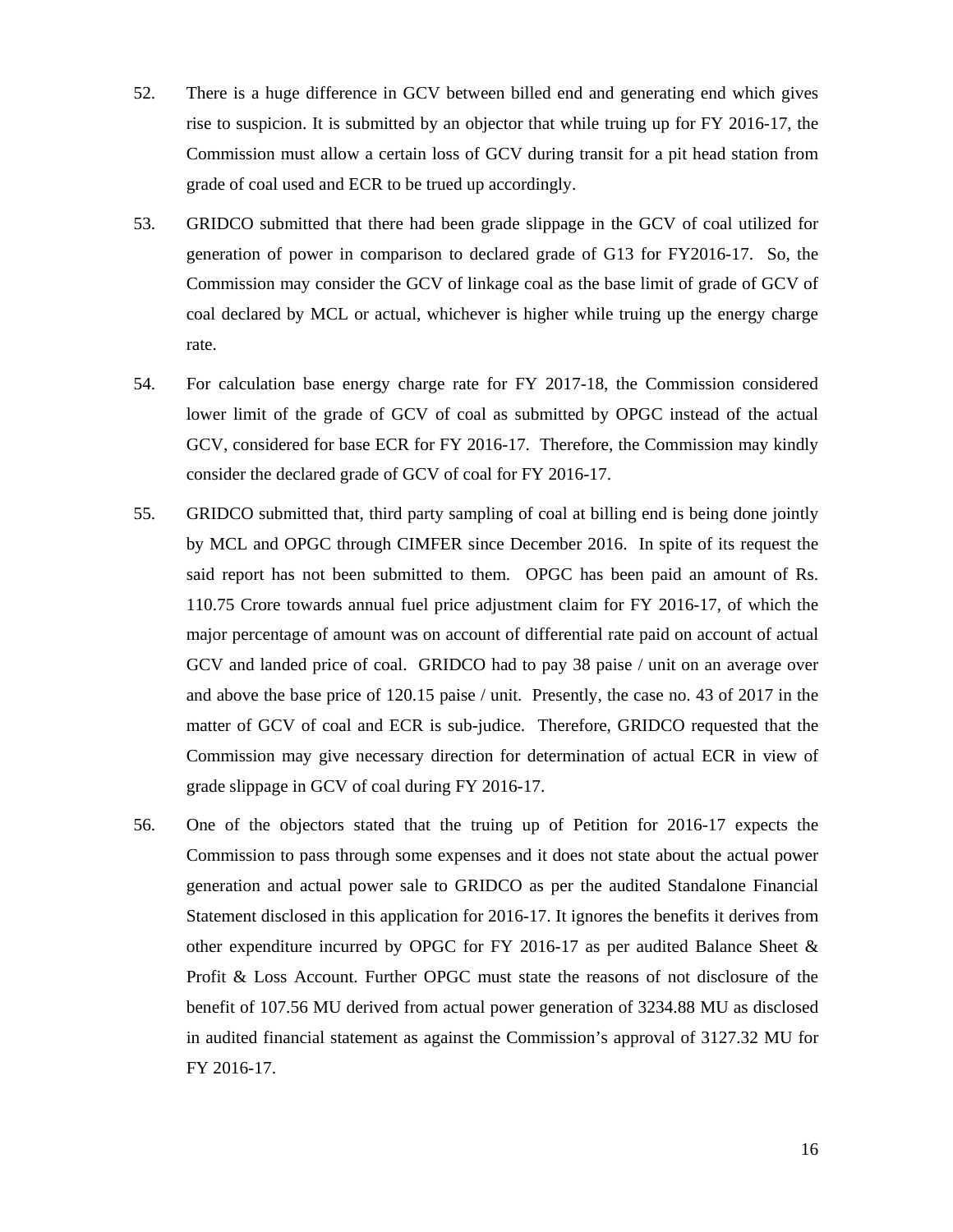52. There is a huge difference in GCV between billed end and generating end which gives rise to suspicion. It is submitted by an objector that while truing up for FY 2016-17, the Commission must allow a certain loss of GCV during transit for a pit head station from grade of coal used and ECR to be trued up accordingly.

53. GRIDCO submitted that there had been grade slippage in the GCV of coal utilized for generation of power in comparison to declared grade of G13 for FY2016-17. So, the Commission may consider the GCV of linkage coal as the base limit of grade of GCV of coal declared by MCL or actual, whichever is higher while truing up the energy charge rate.

54. For calculation base energy charge rate for FY 2017-18, the Commission considered lower limit of the grade of GCV of coal as submitted by OPGC instead of the actual GCV, considered for base ECR for FY 2016-17. Therefore, the Commission may kindly consider the declared grade of GCV of coal for FY 2016-17.

55. GRIDCO submitted that, third party sampling of coal at billing end is being done jointly by MCL and OPGC through CIMFER since December 2016. In spite of its request the said report has not been submitted to them. OPGC has been paid an amount of Rs. 110.75 Crore towards annual fuel price adjustment claim for FY 2016-17, of which the major percentage of amount was on account of differential rate paid on account of actual GCV and landed price of coal. GRIDCO had to pay 38 paise / unit on an average over and above the base price of 120.15 paise / unit. Presently, the case no. 43 of 2017 in the matter of GCV of coal and ECR is sub-judice. Therefore, GRIDCO requested that the Commission may give necessary direction for determination of actual ECR in view of grade slippage in GCV of coal during FY 2016-17.

56. One of the objectors stated that the truing up of Petition for 2016-17 expects the Commission to pass through some expenses and it does not state about the actual power generation and actual power sale to GRIDCO as per the audited Standalone Financial Statement disclosed in this application for 2016-17. It ignores the benefits it derives from other expenditure incurred by OPGC for FY 2016-17 as per audited Balance Sheet & Profit & Loss Account. Further OPGC must state the reasons of not disclosure of the benefit of 107.56 MU derived from actual power generation of 3234.88 MU as disclosed in audited financial statement as against the Commission's approval of 3127.32 MU for FY 2016-17.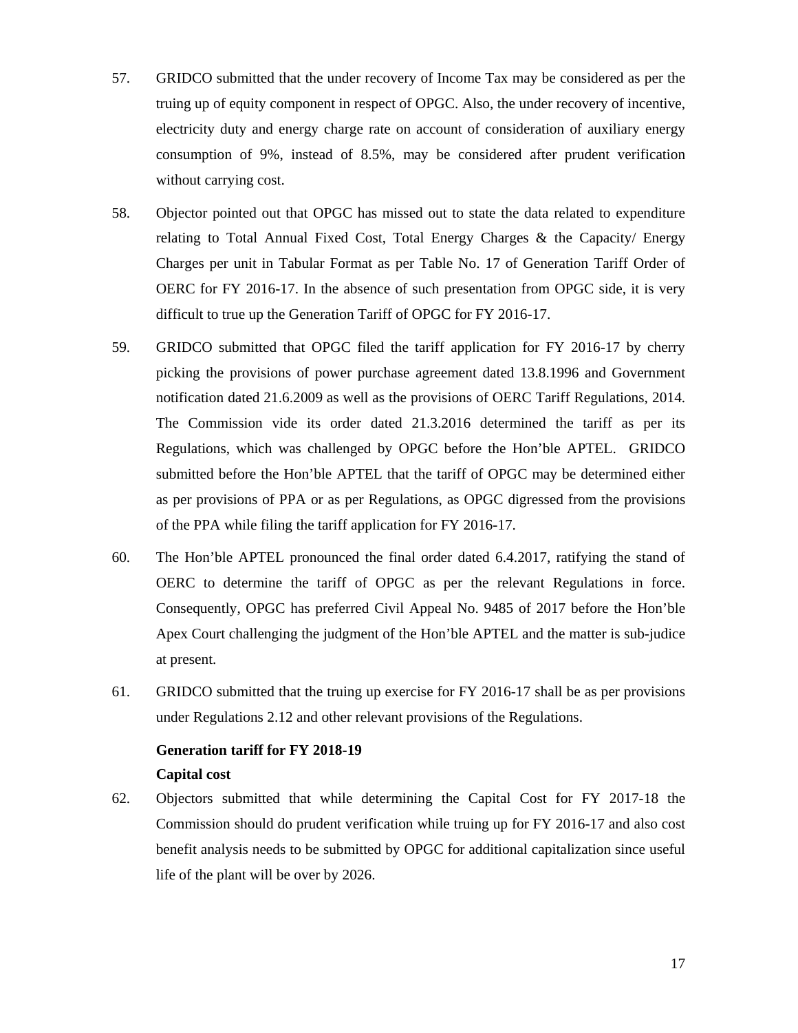57. GRIDCO submitted that the under recovery of Income Tax may be considered as per the truing up of equity component in respect of OPGC. Also, the under recovery of incentive, electricity duty and energy charge rate on account of consideration of auxiliary energy consumption of 9%, instead of 8.5%, may be considered after prudent verification without carrying cost.

58. Objector pointed out that OPGC has missed out to state the data related to expenditure relating to Total Annual Fixed Cost, Total Energy Charges & the Capacity/ Energy Charges per unit in Tabular Format as per Table No. 17 of Generation Tariff Order of OERC for FY 2016-17. In the absence of such presentation from OPGC side, it is very difficult to true up the Generation Tariff of OPGC for FY 2016-17.

59. GRIDCO submitted that OPGC filed the tariff application for FY 2016-17 by cherry picking the provisions of power purchase agreement dated 13.8.1996 and Government notification dated 21.6.2009 as well as the provisions of OERC Tariff Regulations, 2014. The Commission vide its order dated 21.3.2016 determined the tariff as per its Regulations, which was challenged by OPGC before the Hon'ble APTEL. GRIDCO submitted before the Hon'ble APTEL that the tariff of OPGC may be determined either as per provisions of PPA or as per Regulations, as OPGC digressed from the provisions of the PPA while filing the tariff application for FY 2016-17.

60. The Hon'ble APTEL pronounced the final order dated 6.4.2017, ratifying the stand of OERC to determine the tariff of OPGC as per the relevant Regulations in force. Consequently, OPGC has preferred Civil Appeal No. 9485 of 2017 before the Hon'ble Apex Court challenging the judgment of the Hon'ble APTEL and the matter is sub-judice at present.

61. GRIDCO submitted that the truing up exercise for FY 2016-17 shall be as per provisions under Regulations 2.12 and other relevant provisions of the Regulations.

**Generation tariff for FY 2018-19**

**Capital cost**

62. Objectors submitted that while determining the Capital Cost for FY 2017-18 the Commission should do prudent verification while truing up for FY 2016-17 and also cost benefit analysis needs to be submitted by OPGC for additional capitalization since useful life of the plant will be over by 2026.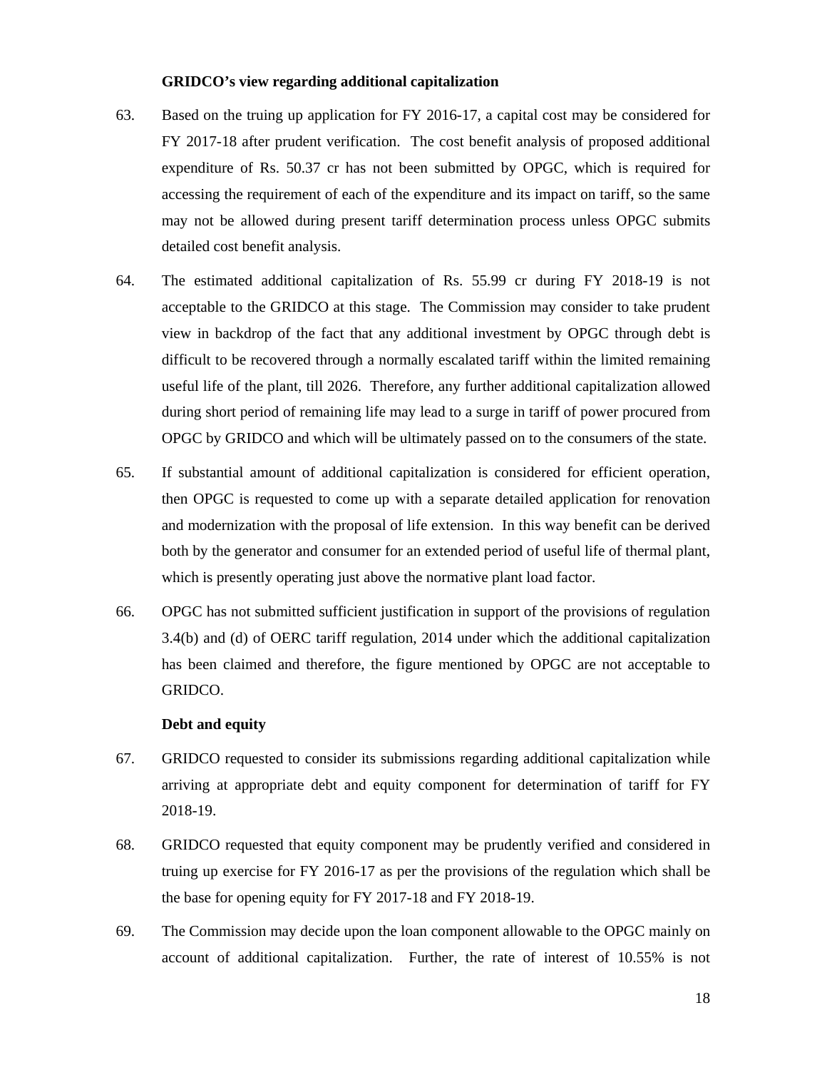**GRIDCO's view regarding additional capitalization**

63. Based on the truing up application for FY 2016-17, a capital cost may be considered for FY 2017-18 after prudent verification. The cost benefit analysis of proposed additional expenditure of Rs. 50.37 cr has not been submitted by OPGC, which is required for accessing the requirement of each of the expenditure and its impact on tariff, so the same may not be allowed during present tariff determination process unless OPGC submits detailed cost benefit analysis.

64. The estimated additional capitalization of Rs. 55.99 cr during FY 2018-19 is not acceptable to the GRIDCO at this stage. The Commission may consider to take prudent view in backdrop of the fact that any additional investment by OPGC through debt is difficult to be recovered through a normally escalated tariff within the limited remaining useful life of the plant, till 2026. Therefore, any further additional capitalization allowed during short period of remaining life may lead to a surge in tariff of power procured from OPGC by GRIDCO and which will be ultimately passed on to the consumers of the state.

65. If substantial amount of additional capitalization is considered for efficient operation, then OPGC is requested to come up with a separate detailed application for renovation and modernization with the proposal of life extension. In this way benefit can be derived both by the generator and consumer for an extended period of useful life of thermal plant, which is presently operating just above the normative plant load factor.

66. OPGC has not submitted sufficient justification in support of the provisions of regulation 3.4(b) and (d) of OERC tariff regulation, 2014 under which the additional capitalization has been claimed and therefore, the figure mentioned by OPGC are not acceptable to GRIDCO.

**Debt and equity**

67. GRIDCO requested to consider its submissions regarding additional capitalization while arriving at appropriate debt and equity component for determination of tariff for FY 2018-19.

68. GRIDCO requested that equity component may be prudently verified and considered in truing up exercise for FY 2016-17 as per the provisions of the regulation which shall be the base for opening equity for FY 2017-18 and FY 2018-19.

69. The Commission may decide upon the loan component allowable to the OPGC mainly on account of additional capitalization. Further, the rate of interest of 10.55% is not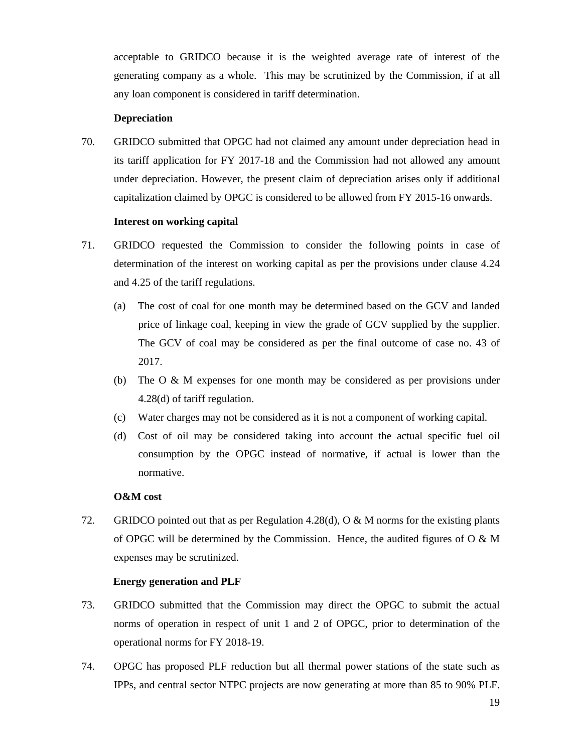acceptable to GRIDCO because it is the weighted average rate of interest of the generating company as a whole. This may be scrutinized by the Commission, if at all any loan component is considered in tariff determination.

**Depreciation**

70. GRIDCO submitted that OPGC had not claimed any amount under depreciation head in its tariff application for FY 2017-18 and the Commission had not allowed any amount under depreciation. However, the present claim of depreciation arises only if additional capitalization claimed by OPGC is considered to be allowed from FY 2015-16 onwards.

**Interest on working capital**

71. GRIDCO requested the Commission to consider the following points in case of determination of the interest on working capital as per the provisions under clause 4.24 and 4.25 of the tariff regulations.

    (a) The cost of coal for one month may be determined based on the GCV and landed price of linkage coal, keeping in view the grade of GCV supplied by the supplier. The GCV of coal may be considered as per the final outcome of case no. 43 of 2017.

    (b) The O & M expenses for one month may be considered as per provisions under 4.28(d) of tariff regulation.

    (c) Water charges may not be considered as it is not a component of working capital.

    (d) Cost of oil may be considered taking into account the actual specific fuel oil consumption by the OPGC instead of normative, if actual is lower than the normative.

**O&M cost**

72. GRIDCO pointed out that as per Regulation 4.28(d), O & M norms for the existing plants of OPGC will be determined by the Commission. Hence, the audited figures of O & M expenses may be scrutinized.

**Energy generation and PLF**

73. GRIDCO submitted that the Commission may direct the OPGC to submit the actual norms of operation in respect of unit 1 and 2 of OPGC, prior to determination of the operational norms for FY 2018-19.

74. OPGC has proposed PLF reduction but all thermal power stations of the state such as IPPs, and central sector NTPC projects are now generating at more than 85 to 90% PLF.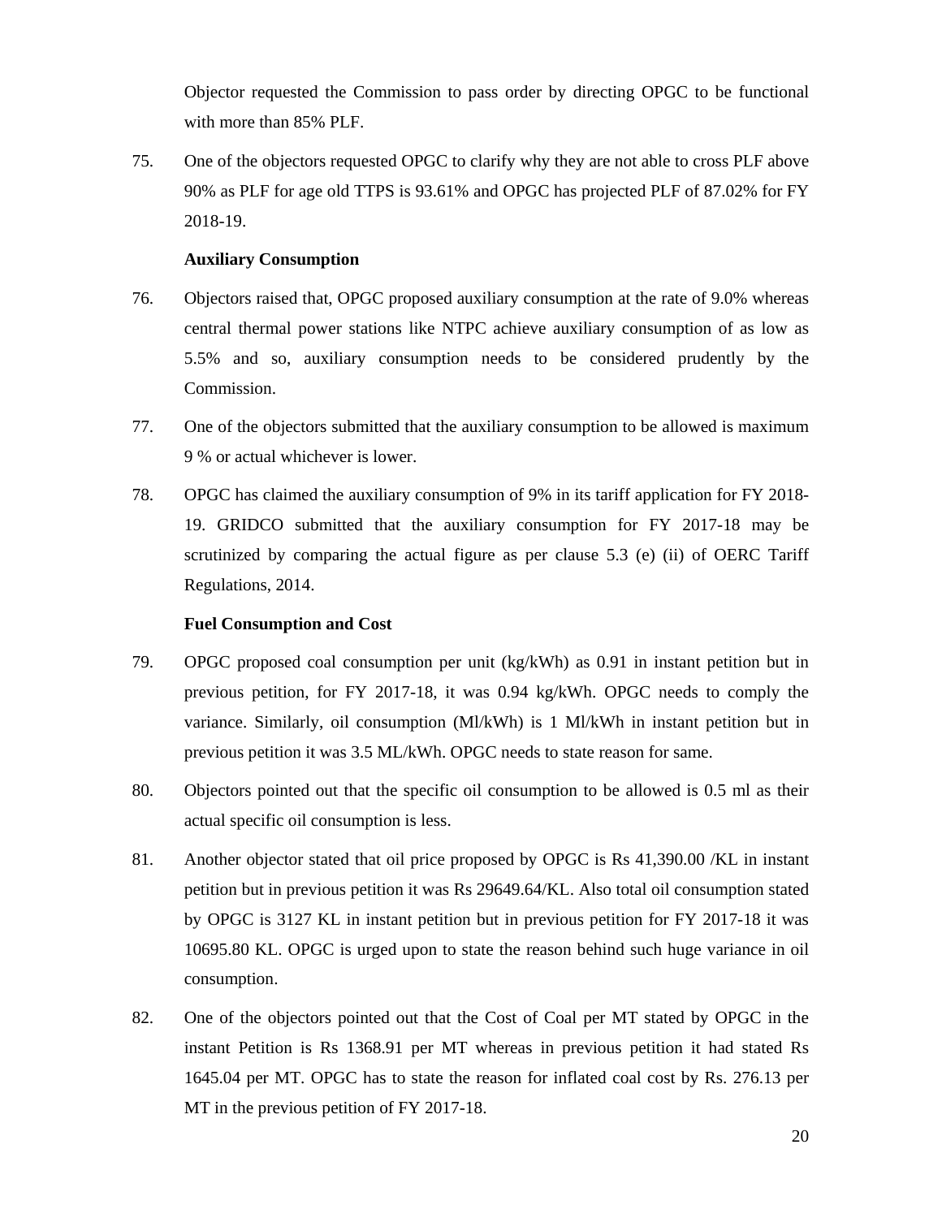Objector requested the Commission to pass order by directing OPGC to be functional with more than 85% PLF.

75. One of the objectors requested OPGC to clarify why they are not able to cross PLF above 90% as PLF for age old TTPS is 93.61% and OPGC has projected PLF of 87.02% for FY 2018-19.

**Auxiliary Consumption**

76. Objectors raised that, OPGC proposed auxiliary consumption at the rate of 9.0% whereas central thermal power stations like NTPC achieve auxiliary consumption of as low as 5.5% and so, auxiliary consumption needs to be considered prudently by the Commission.

77. One of the objectors submitted that the auxiliary consumption to be allowed is maximum 9 % or actual whichever is lower.

78. OPGC has claimed the auxiliary consumption of 9% in its tariff application for FY 2018-19. GRIDCO submitted that the auxiliary consumption for FY 2017-18 may be scrutinized by comparing the actual figure as per clause 5.3 (e) (ii) of OERC Tariff Regulations, 2014.

**Fuel Consumption and Cost**

79. OPGC proposed coal consumption per unit (kg/kWh) as 0.91 in instant petition but in previous petition, for FY 2017-18, it was 0.94 kg/kWh. OPGC needs to comply the variance. Similarly, oil consumption (Ml/kWh) is 1 Ml/kWh in instant petition but in previous petition it was 3.5 ML/kWh. OPGC needs to state reason for same.

80. Objectors pointed out that the specific oil consumption to be allowed is 0.5 ml as their actual specific oil consumption is less.

81. Another objector stated that oil price proposed by OPGC is Rs 41,390.00 /KL in instant petition but in previous petition it was Rs 29649.64/KL. Also total oil consumption stated by OPGC is 3127 KL in instant petition but in previous petition for FY 2017-18 it was 10695.80 KL. OPGC is urged upon to state the reason behind such huge variance in oil consumption.

82. One of the objectors pointed out that the Cost of Coal per MT stated by OPGC in the instant Petition is Rs 1368.91 per MT whereas in previous petition it had stated Rs 1645.04 per MT. OPGC has to state the reason for inflated coal cost by Rs. 276.13 per MT in the previous petition of FY 2017-18.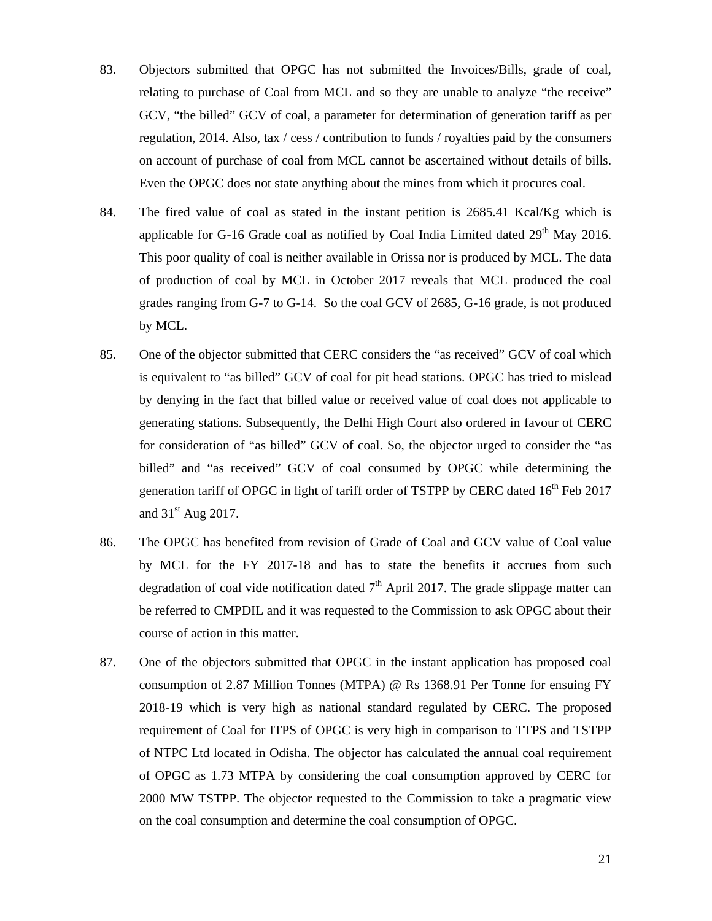83. Objectors submitted that OPGC has not submitted the Invoices/Bills, grade of coal, relating to purchase of Coal from MCL and so they are unable to analyze "the receive" GCV, "the billed" GCV of coal, a parameter for determination of generation tariff as per regulation, 2014. Also, tax / cess / contribution to funds / royalties paid by the consumers on account of purchase of coal from MCL cannot be ascertained without details of bills. Even the OPGC does not state anything about the mines from which it procures coal.

84. The fired value of coal as stated in the instant petition is 2685.41 Kcal/Kg which is applicable for G-16 Grade coal as notified by Coal India Limited dated 29th May 2016. This poor quality of coal is neither available in Orissa nor is produced by MCL. The data of production of coal by MCL in October 2017 reveals that MCL produced the coal grades ranging from G-7 to G-14. So the coal GCV of 2685, G-16 grade, is not produced by MCL.

85. One of the objector submitted that CERC considers the "as received" GCV of coal which is equivalent to "as billed" GCV of coal for pit head stations. OPGC has tried to mislead by denying in the fact that billed value or received value of coal does not applicable to generating stations. Subsequently, the Delhi High Court also ordered in favour of CERC for consideration of "as billed" GCV of coal. So, the objector urged to consider the "as billed" and "as received" GCV of coal consumed by OPGC while determining the generation tariff of OPGC in light of tariff order of TSTPP by CERC dated 16th Feb 2017 and 31st Aug 2017.

86. The OPGC has benefited from revision of Grade of Coal and GCV value of Coal value by MCL for the FY 2017-18 and has to state the benefits it accrues from such degradation of coal vide notification dated 7th April 2017. The grade slippage matter can be referred to CMPDIL and it was requested to the Commission to ask OPGC about their course of action in this matter.

87. One of the objectors submitted that OPGC in the instant application has proposed coal consumption of 2.87 Million Tonnes (MTPA) @ Rs 1368.91 Per Tonne for ensuing FY 2018-19 which is very high as national standard regulated by CERC. The proposed requirement of Coal for ITPS of OPGC is very high in comparison to TTPS and TSTPP of NTPC Ltd located in Odisha. The objector has calculated the annual coal requirement of OPGC as 1.73 MTPA by considering the coal consumption approved by CERC for 2000 MW TSTPP. The objector requested to the Commission to take a pragmatic view on the coal consumption and determine the coal consumption of OPGC.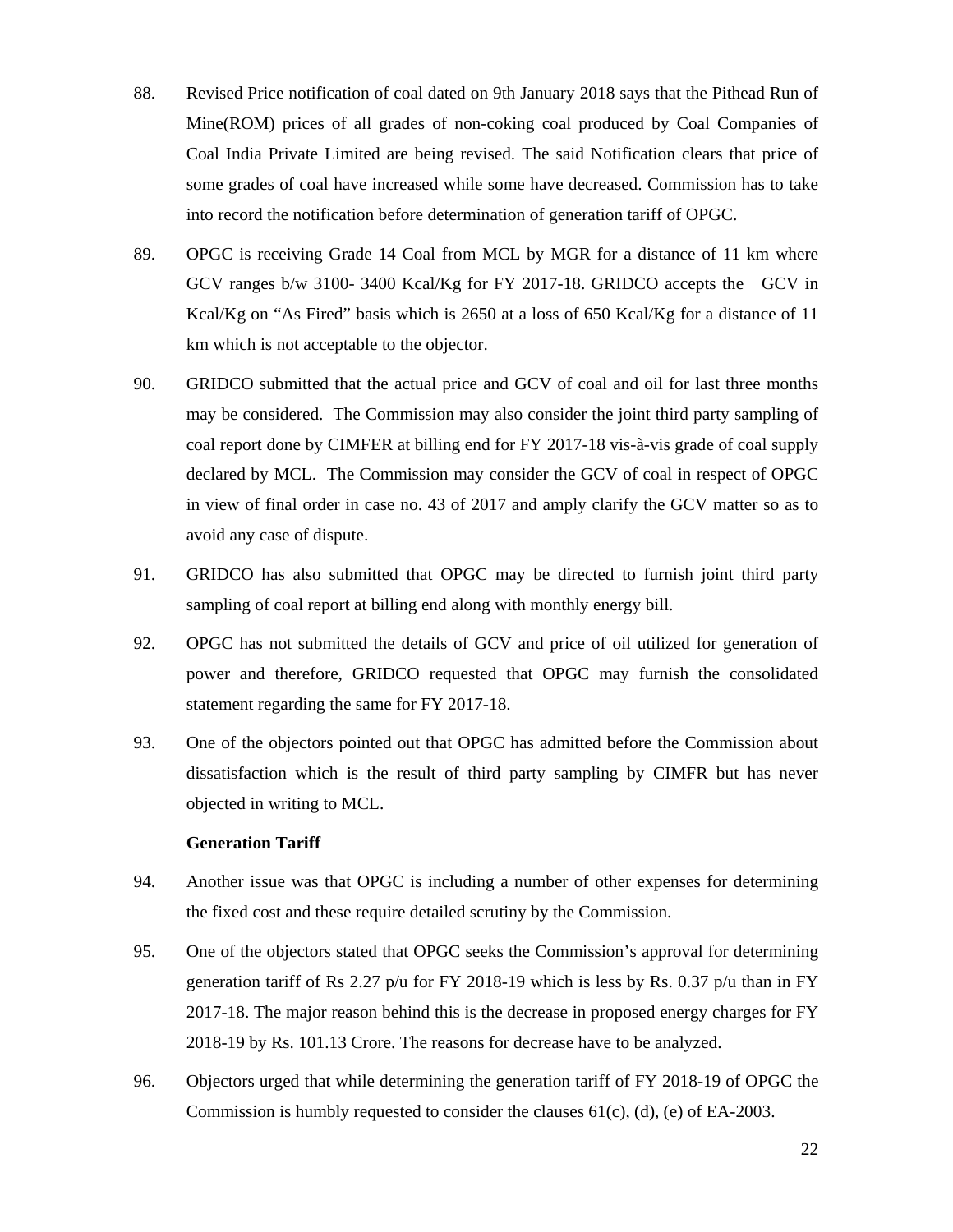88. Revised Price notification of coal dated on 9th January 2018 says that the Pithead Run of Mine(ROM) prices of all grades of non-coking coal produced by Coal Companies of Coal India Private Limited are being revised. The said Notification clears that price of some grades of coal have increased while some have decreased. Commission has to take into record the notification before determination of generation tariff of OPGC.

89. OPGC is receiving Grade 14 Coal from MCL by MGR for a distance of 11 km where GCV ranges b/w 3100- 3400 Kcal/Kg for FY 2017-18. GRIDCO accepts the GCV in Kcal/Kg on "As Fired" basis which is 2650 at a loss of 650 Kcal/Kg for a distance of 11 km which is not acceptable to the objector.

90. GRIDCO submitted that the actual price and GCV of coal and oil for last three months may be considered. The Commission may also consider the joint third party sampling of coal report done by CIMFER at billing end for FY 2017-18 vis-à-vis grade of coal supply declared by MCL. The Commission may consider the GCV of coal in respect of OPGC in view of final order in case no. 43 of 2017 and amply clarify the GCV matter so as to avoid any case of dispute.

91. GRIDCO has also submitted that OPGC may be directed to furnish joint third party sampling of coal report at billing end along with monthly energy bill.

92. OPGC has not submitted the details of GCV and price of oil utilized for generation of power and therefore, GRIDCO requested that OPGC may furnish the consolidated statement regarding the same for FY 2017-18.

93. One of the objectors pointed out that OPGC has admitted before the Commission about dissatisfaction which is the result of third party sampling by CIMFR but has never objected in writing to MCL.

**Generation Tariff**

94. Another issue was that OPGC is including a number of other expenses for determining the fixed cost and these require detailed scrutiny by the Commission.

95. One of the objectors stated that OPGC seeks the Commission's approval for determining generation tariff of Rs 2.27 p/u for FY 2018-19 which is less by Rs. 0.37 p/u than in FY 2017-18. The major reason behind this is the decrease in proposed energy charges for FY 2018-19 by Rs. 101.13 Crore. The reasons for decrease have to be analyzed.

96. Objectors urged that while determining the generation tariff of FY 2018-19 of OPGC the Commission is humbly requested to consider the clauses 61(c), (d), (e) of EA-2003.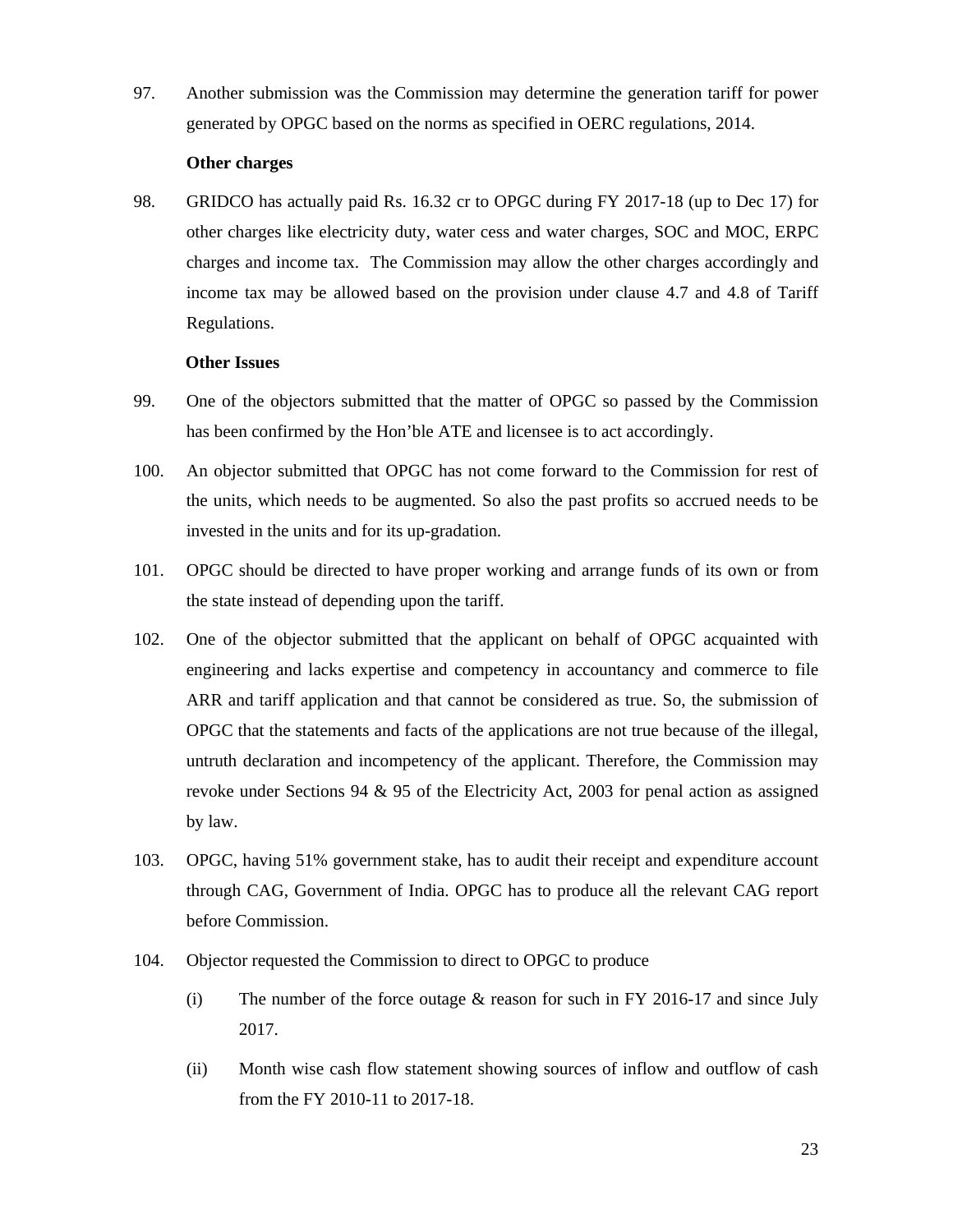97. Another submission was the Commission may determine the generation tariff for power generated by OPGC based on the norms as specified in OERC regulations, 2014.

**Other charges**

98. GRIDCO has actually paid Rs. 16.32 cr to OPGC during FY 2017-18 (up to Dec 17) for other charges like electricity duty, water cess and water charges, SOC and MOC, ERPC charges and income tax. The Commission may allow the other charges accordingly and income tax may be allowed based on the provision under clause 4.7 and 4.8 of Tariff Regulations.

**Other Issues**

99. One of the objectors submitted that the matter of OPGC so passed by the Commission has been confirmed by the Hon'ble ATE and licensee is to act accordingly.

100. An objector submitted that OPGC has not come forward to the Commission for rest of the units, which needs to be augmented. So also the past profits so accrued needs to be invested in the units and for its up-gradation.

101. OPGC should be directed to have proper working and arrange funds of its own or from the state instead of depending upon the tariff.

102. One of the objector submitted that the applicant on behalf of OPGC acquainted with engineering and lacks expertise and competency in accountancy and commerce to file ARR and tariff application and that cannot be considered as true. So, the submission of OPGC that the statements and facts of the applications are not true because of the illegal, untruth declaration and incompetency of the applicant. Therefore, the Commission may revoke under Sections 94 & 95 of the Electricity Act, 2003 for penal action as assigned by law.

103. OPGC, having 51% government stake, has to audit their receipt and expenditure account through CAG, Government of India. OPGC has to produce all the relevant CAG report before Commission.

104. Objector requested the Commission to direct to OPGC to produce

    (i) The number of the force outage & reason for such in FY 2016-17 and since July 2017.

    (ii) Month wise cash flow statement showing sources of inflow and outflow of cash from the FY 2010-11 to 2017-18.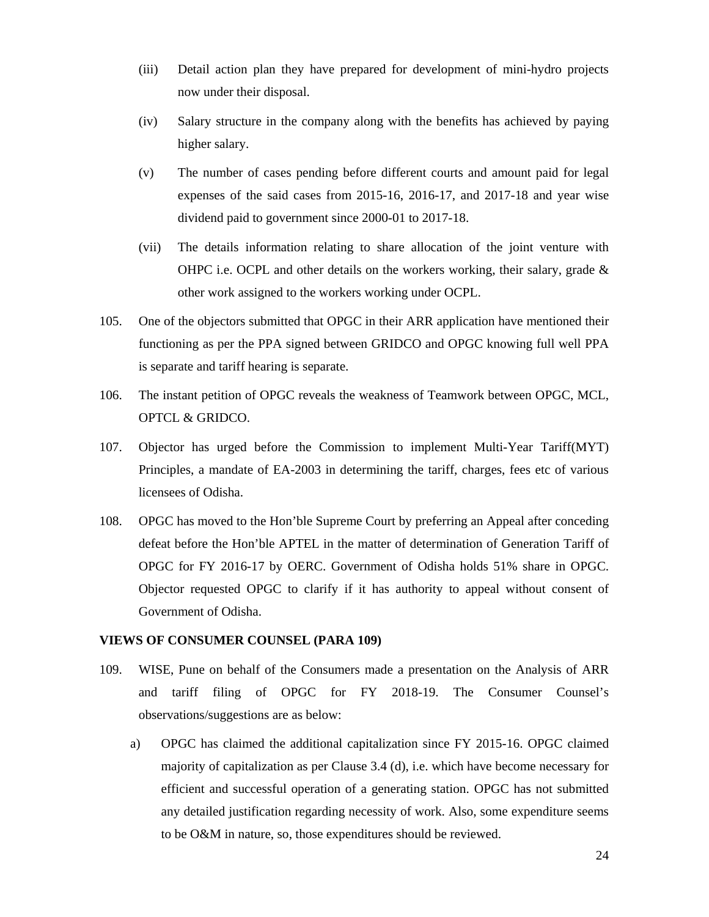(iii) Detail action plan they have prepared for development of mini-hydro projects now under their disposal.

(iv) Salary structure in the company along with the benefits has achieved by paying higher salary.

(v) The number of cases pending before different courts and amount paid for legal expenses of the said cases from 2015-16, 2016-17, and 2017-18 and year wise dividend paid to government since 2000-01 to 2017-18.

(vii) The details information relating to share allocation of the joint venture with OHPC i.e. OCPL and other details on the workers working, their salary, grade & other work assigned to the workers working under OCPL.

105. One of the objectors submitted that OPGC in their ARR application have mentioned their functioning as per the PPA signed between GRIDCO and OPGC knowing full well PPA is separate and tariff hearing is separate.

106. The instant petition of OPGC reveals the weakness of Teamwork between OPGC, MCL, OPTCL & GRIDCO.

107. Objector has urged before the Commission to implement Multi-Year Tariff(MYT) Principles, a mandate of EA-2003 in determining the tariff, charges, fees etc of various licensees of Odisha.

108. OPGC has moved to the Hon'ble Supreme Court by preferring an Appeal after conceding defeat before the Hon'ble APTEL in the matter of determination of Generation Tariff of OPGC for FY 2016-17 by OERC. Government of Odisha holds 51% share in OPGC. Objector requested OPGC to clarify if it has authority to appeal without consent of Government of Odisha.

**VIEWS OF CONSUMER COUNSEL (PARA 109)**

109. WISE, Pune on behalf of the Consumers made a presentation on the Analysis of ARR and tariff filing of OPGC for FY 2018-19. The Consumer Counsel's observations/suggestions are as below:

a) OPGC has claimed the additional capitalization since FY 2015-16. OPGC claimed majority of capitalization as per Clause 3.4 (d), i.e. which have become necessary for efficient and successful operation of a generating station. OPGC has not submitted any detailed justification regarding necessity of work. Also, some expenditure seems to be O&M in nature, so, those expenditures should be reviewed.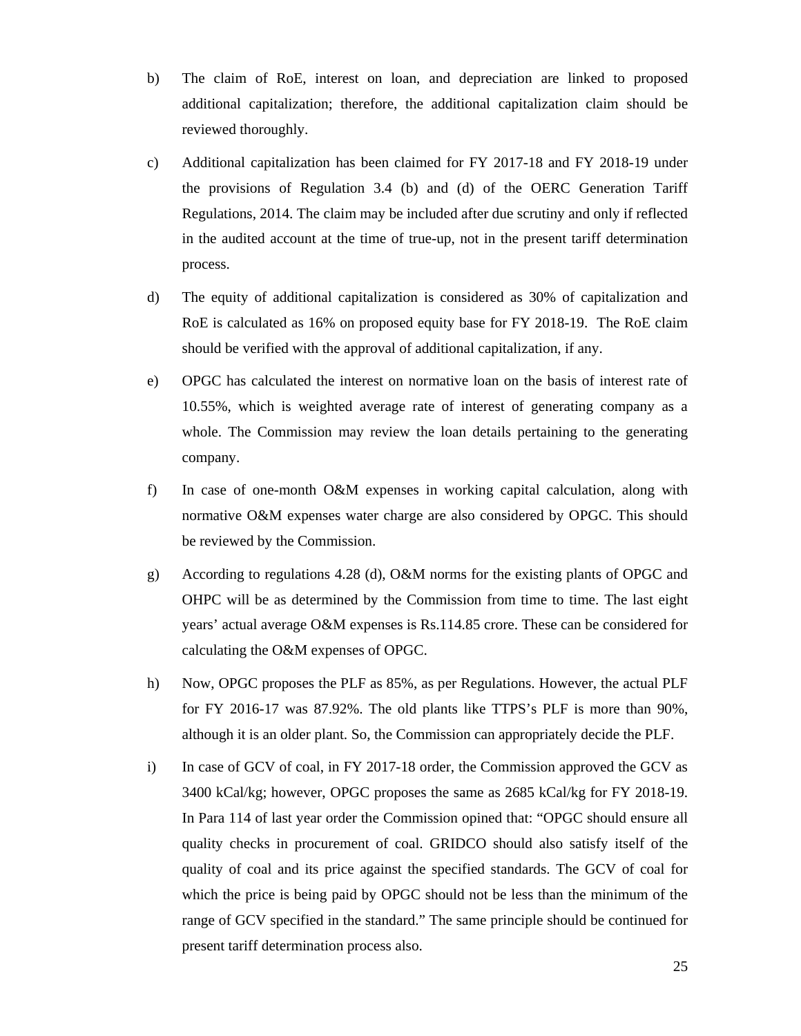b) The claim of RoE, interest on loan, and depreciation are linked to proposed additional capitalization; therefore, the additional capitalization claim should be reviewed thoroughly.

c) Additional capitalization has been claimed for FY 2017-18 and FY 2018-19 under the provisions of Regulation 3.4 (b) and (d) of the OERC Generation Tariff Regulations, 2014. The claim may be included after due scrutiny and only if reflected in the audited account at the time of true-up, not in the present tariff determination process.

d) The equity of additional capitalization is considered as 30% of capitalization and RoE is calculated as 16% on proposed equity base for FY 2018-19. The RoE claim should be verified with the approval of additional capitalization, if any.

e) OPGC has calculated the interest on normative loan on the basis of interest rate of 10.55%, which is weighted average rate of interest of generating company as a whole. The Commission may review the loan details pertaining to the generating company.

f) In case of one-month O&M expenses in working capital calculation, along with normative O&M expenses water charge are also considered by OPGC. This should be reviewed by the Commission.

g) According to regulations 4.28 (d), O&M norms for the existing plants of OPGC and OHPC will be as determined by the Commission from time to time. The last eight years' actual average O&M expenses is Rs.114.85 crore. These can be considered for calculating the O&M expenses of OPGC.

h) Now, OPGC proposes the PLF as 85%, as per Regulations. However, the actual PLF for FY 2016-17 was 87.92%. The old plants like TTPS's PLF is more than 90%, although it is an older plant. So, the Commission can appropriately decide the PLF.

i) In case of GCV of coal, in FY 2017-18 order, the Commission approved the GCV as 3400 kCal/kg; however, OPGC proposes the same as 2685 kCal/kg for FY 2018-19. In Para 114 of last year order the Commission opined that: "OPGC should ensure all quality checks in procurement of coal. GRIDCO should also satisfy itself of the quality of coal and its price against the specified standards. The GCV of coal for which the price is being paid by OPGC should not be less than the minimum of the range of GCV specified in the standard." The same principle should be continued for present tariff determination process also.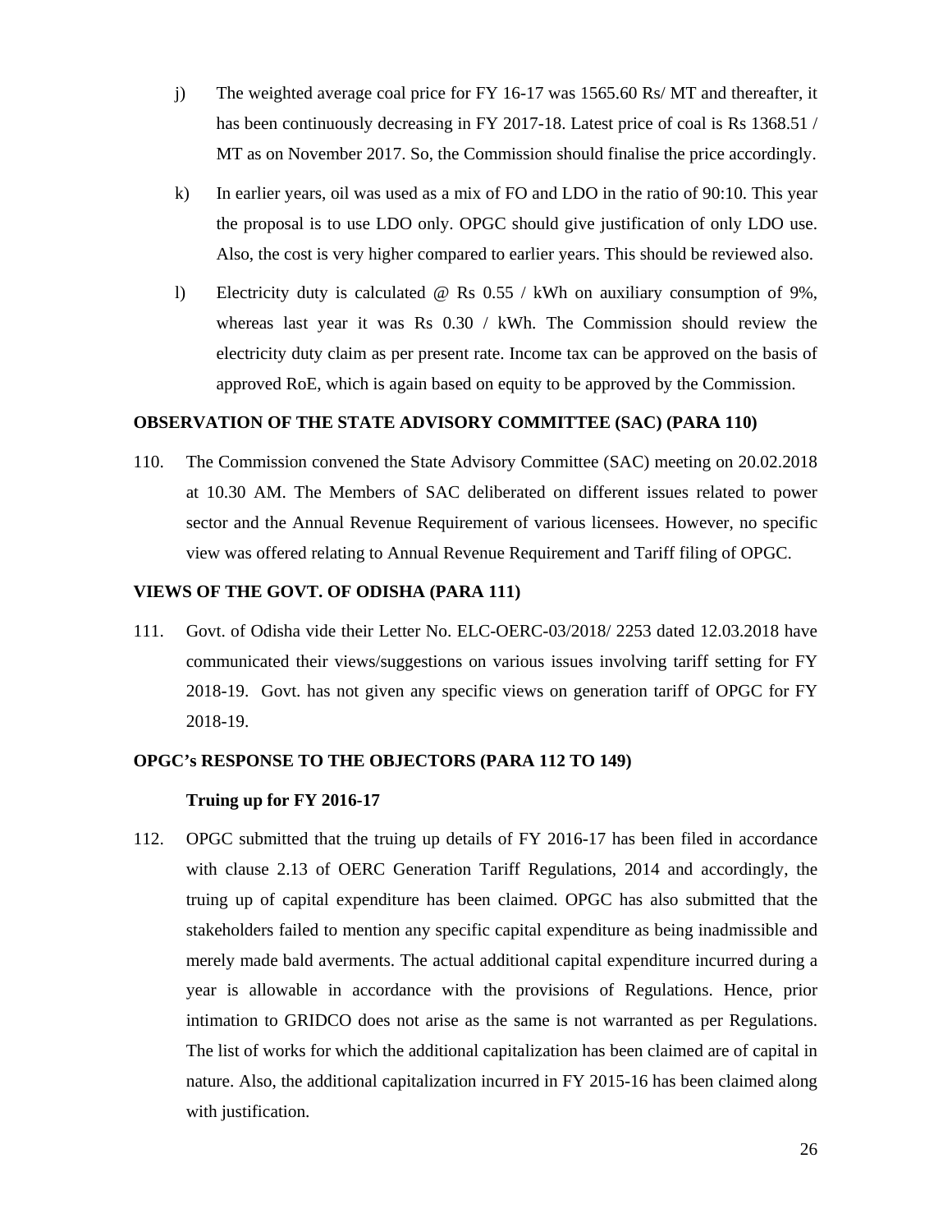j) The weighted average coal price for FY 16-17 was 1565.60 Rs/ MT and thereafter, it has been continuously decreasing in FY 2017-18. Latest price of coal is Rs 1368.51 / MT as on November 2017. So, the Commission should finalise the price accordingly.

k) In earlier years, oil was used as a mix of FO and LDO in the ratio of 90:10. This year the proposal is to use LDO only. OPGC should give justification of only LDO use. Also, the cost is very higher compared to earlier years. This should be reviewed also.

l) Electricity duty is calculated @ Rs 0.55 / kWh on auxiliary consumption of 9%, whereas last year it was Rs 0.30 / kWh. The Commission should review the electricity duty claim as per present rate. Income tax can be approved on the basis of approved RoE, which is again based on equity to be approved by the Commission.

**OBSERVATION OF THE STATE ADVISORY COMMITTEE (SAC) (PARA 110)**

110. The Commission convened the State Advisory Committee (SAC) meeting on 20.02.2018 at 10.30 AM. The Members of SAC deliberated on different issues related to power sector and the Annual Revenue Requirement of various licensees. However, no specific view was offered relating to Annual Revenue Requirement and Tariff filing of OPGC.

**VIEWS OF THE GOVT. OF ODISHA (PARA 111)**

111. Govt. of Odisha vide their Letter No. ELC-OERC-03/2018/ 2253 dated 12.03.2018 have communicated their views/suggestions on various issues involving tariff setting for FY 2018-19. Govt. has not given any specific views on generation tariff of OPGC for FY 2018-19.

**OPGC's RESPONSE TO THE OBJECTORS (PARA 112 TO 149)**

**Truing up for FY 2016-17**

112. OPGC submitted that the truing up details of FY 2016-17 has been filed in accordance with clause 2.13 of OERC Generation Tariff Regulations, 2014 and accordingly, the truing up of capital expenditure has been claimed. OPGC has also submitted that the stakeholders failed to mention any specific capital expenditure as being inadmissible and merely made bald averments. The actual additional capital expenditure incurred during a year is allowable in accordance with the provisions of Regulations. Hence, prior intimation to GRIDCO does not arise as the same is not warranted as per Regulations. The list of works for which the additional capitalization has been claimed are of capital in nature. Also, the additional capitalization incurred in FY 2015-16 has been claimed along with justification.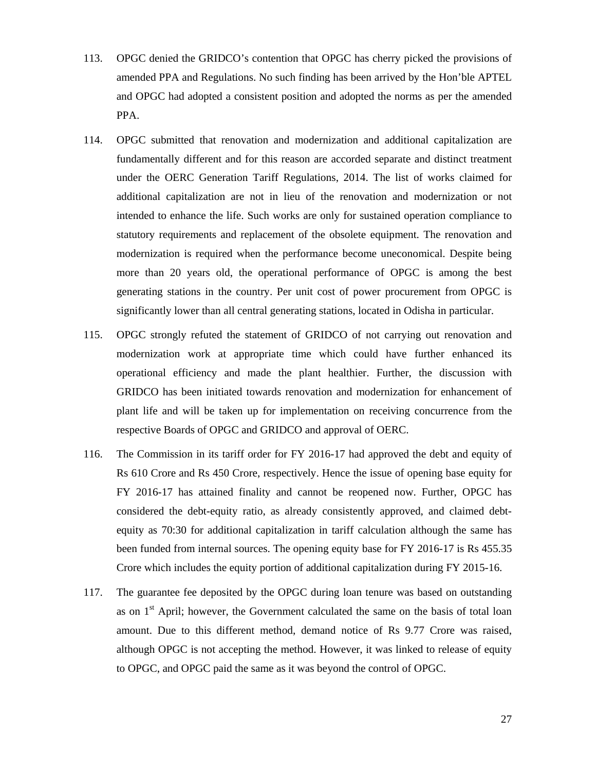113. OPGC denied the GRIDCO's contention that OPGC has cherry picked the provisions of amended PPA and Regulations. No such finding has been arrived by the Hon'ble APTEL and OPGC had adopted a consistent position and adopted the norms as per the amended PPA.

114. OPGC submitted that renovation and modernization and additional capitalization are fundamentally different and for this reason are accorded separate and distinct treatment under the OERC Generation Tariff Regulations, 2014. The list of works claimed for additional capitalization are not in lieu of the renovation and modernization or not intended to enhance the life. Such works are only for sustained operation compliance to statutory requirements and replacement of the obsolete equipment. The renovation and modernization is required when the performance become uneconomical. Despite being more than 20 years old, the operational performance of OPGC is among the best generating stations in the country. Per unit cost of power procurement from OPGC is significantly lower than all central generating stations, located in Odisha in particular.

115. OPGC strongly refuted the statement of GRIDCO of not carrying out renovation and modernization work at appropriate time which could have further enhanced its operational efficiency and made the plant healthier. Further, the discussion with GRIDCO has been initiated towards renovation and modernization for enhancement of plant life and will be taken up for implementation on receiving concurrence from the respective Boards of OPGC and GRIDCO and approval of OERC.

116. The Commission in its tariff order for FY 2016-17 had approved the debt and equity of Rs 610 Crore and Rs 450 Crore, respectively. Hence the issue of opening base equity for FY 2016-17 has attained finality and cannot be reopened now. Further, OPGC has considered the debt-equity ratio, as already consistently approved, and claimed debt-equity as 70:30 for additional capitalization in tariff calculation although the same has been funded from internal sources. The opening equity base for FY 2016-17 is Rs 455.35 Crore which includes the equity portion of additional capitalization during FY 2015-16.

117. The guarantee fee deposited by the OPGC during loan tenure was based on outstanding as on 1st April; however, the Government calculated the same on the basis of total loan amount. Due to this different method, demand notice of Rs 9.77 Crore was raised, although OPGC is not accepting the method. However, it was linked to release of equity to OPGC, and OPGC paid the same as it was beyond the control of OPGC.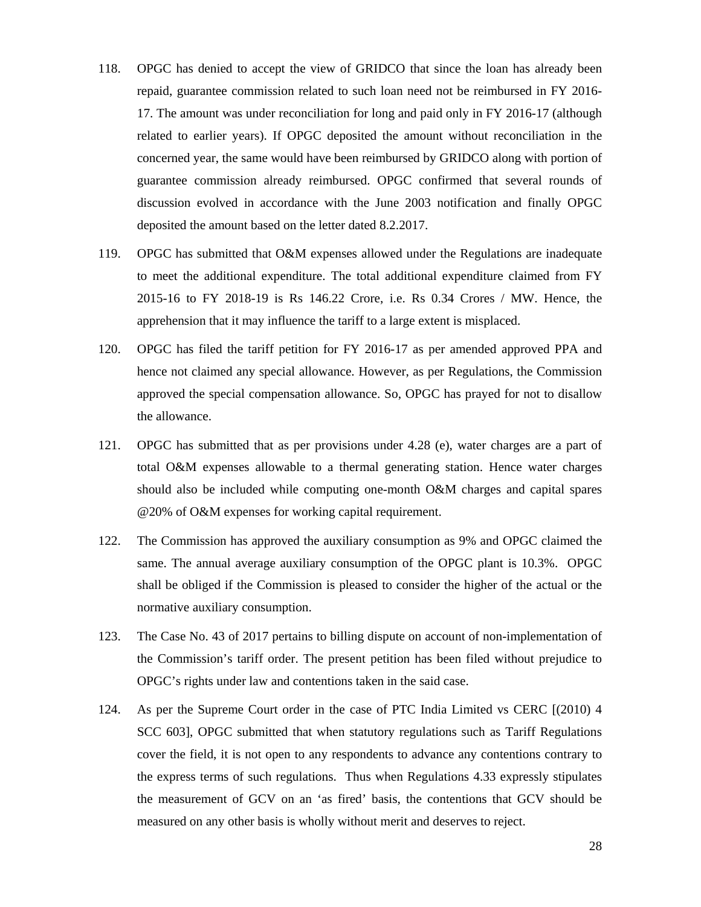118. OPGC has denied to accept the view of GRIDCO that since the loan has already been repaid, guarantee commission related to such loan need not be reimbursed in FY 2016-17. The amount was under reconciliation for long and paid only in FY 2016-17 (although related to earlier years). If OPGC deposited the amount without reconciliation in the concerned year, the same would have been reimbursed by GRIDCO along with portion of guarantee commission already reimbursed. OPGC confirmed that several rounds of discussion evolved in accordance with the June 2003 notification and finally OPGC deposited the amount based on the letter dated 8.2.2017.

119. OPGC has submitted that O&M expenses allowed under the Regulations are inadequate to meet the additional expenditure. The total additional expenditure claimed from FY 2015-16 to FY 2018-19 is Rs 146.22 Crore, i.e. Rs 0.34 Crores / MW. Hence, the apprehension that it may influence the tariff to a large extent is misplaced.

120. OPGC has filed the tariff petition for FY 2016-17 as per amended approved PPA and hence not claimed any special allowance. However, as per Regulations, the Commission approved the special compensation allowance. So, OPGC has prayed for not to disallow the allowance.

121. OPGC has submitted that as per provisions under 4.28 (e), water charges are a part of total O&M expenses allowable to a thermal generating station. Hence water charges should also be included while computing one-month O&M charges and capital spares @20% of O&M expenses for working capital requirement.

122. The Commission has approved the auxiliary consumption as 9% and OPGC claimed the same. The annual average auxiliary consumption of the OPGC plant is 10.3%. OPGC shall be obliged if the Commission is pleased to consider the higher of the actual or the normative auxiliary consumption.

123. The Case No. 43 of 2017 pertains to billing dispute on account of non-implementation of the Commission's tariff order. The present petition has been filed without prejudice to OPGC's rights under law and contentions taken in the said case.

124. As per the Supreme Court order in the case of PTC India Limited vs CERC [(2010) 4 SCC 603], OPGC submitted that when statutory regulations such as Tariff Regulations cover the field, it is not open to any respondents to advance any contentions contrary to the express terms of such regulations. Thus when Regulations 4.33 expressly stipulates the measurement of GCV on an 'as fired' basis, the contentions that GCV should be measured on any other basis is wholly without merit and deserves to reject.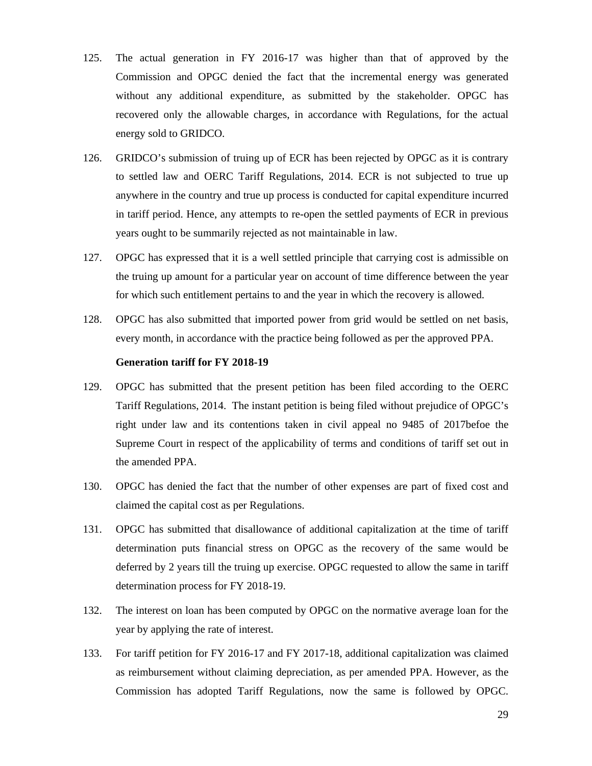125. The actual generation in FY 2016-17 was higher than that of approved by the Commission and OPGC denied the fact that the incremental energy was generated without any additional expenditure, as submitted by the stakeholder. OPGC has recovered only the allowable charges, in accordance with Regulations, for the actual energy sold to GRIDCO.

126. GRIDCO's submission of truing up of ECR has been rejected by OPGC as it is contrary to settled law and OERC Tariff Regulations, 2014. ECR is not subjected to true up anywhere in the country and true up process is conducted for capital expenditure incurred in tariff period. Hence, any attempts to re-open the settled payments of ECR in previous years ought to be summarily rejected as not maintainable in law.

127. OPGC has expressed that it is a well settled principle that carrying cost is admissible on the truing up amount for a particular year on account of time difference between the year for which such entitlement pertains to and the year in which the recovery is allowed.

128. OPGC has also submitted that imported power from grid would be settled on net basis, every month, in accordance with the practice being followed as per the approved PPA.

**Generation tariff for FY 2018-19**

129. OPGC has submitted that the present petition has been filed according to the OERC Tariff Regulations, 2014. The instant petition is being filed without prejudice of OPGC's right under law and its contentions taken in civil appeal no 9485 of 2017befoe the Supreme Court in respect of the applicability of terms and conditions of tariff set out in the amended PPA.

130. OPGC has denied the fact that the number of other expenses are part of fixed cost and claimed the capital cost as per Regulations.

131. OPGC has submitted that disallowance of additional capitalization at the time of tariff determination puts financial stress on OPGC as the recovery of the same would be deferred by 2 years till the truing up exercise. OPGC requested to allow the same in tariff determination process for FY 2018-19.

132. The interest on loan has been computed by OPGC on the normative average loan for the year by applying the rate of interest.

133. For tariff petition for FY 2016-17 and FY 2017-18, additional capitalization was claimed as reimbursement without claiming depreciation, as per amended PPA. However, as the Commission has adopted Tariff Regulations, now the same is followed by OPGC.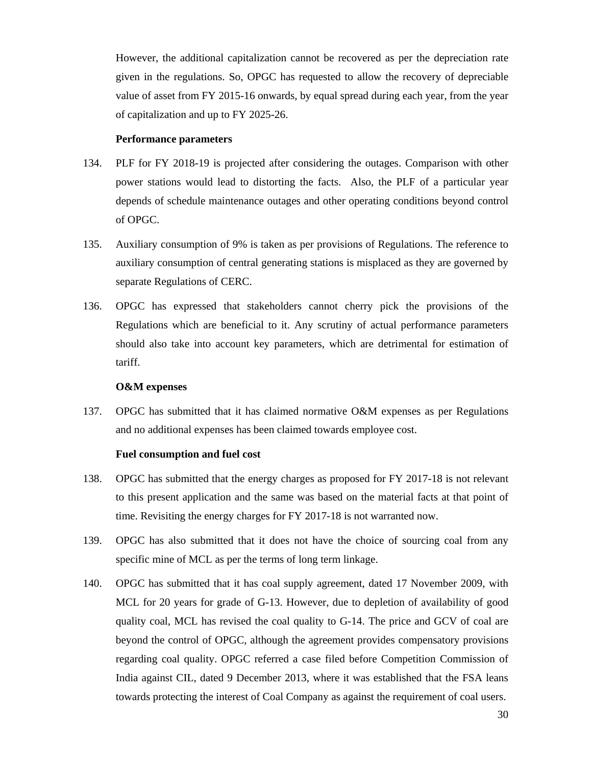However, the additional capitalization cannot be recovered as per the depreciation rate given in the regulations. So, OPGC has requested to allow the recovery of depreciable value of asset from FY 2015-16 onwards, by equal spread during each year, from the year of capitalization and up to FY 2025-26.

**Performance parameters**

134. PLF for FY 2018-19 is projected after considering the outages. Comparison with other power stations would lead to distorting the facts. Also, the PLF of a particular year depends of schedule maintenance outages and other operating conditions beyond control of OPGC.

135. Auxiliary consumption of 9% is taken as per provisions of Regulations. The reference to auxiliary consumption of central generating stations is misplaced as they are governed by separate Regulations of CERC.

136. OPGC has expressed that stakeholders cannot cherry pick the provisions of the Regulations which are beneficial to it. Any scrutiny of actual performance parameters should also take into account key parameters, which are detrimental for estimation of tariff.

**O&M expenses**

137. OPGC has submitted that it has claimed normative O&M expenses as per Regulations and no additional expenses has been claimed towards employee cost.

**Fuel consumption and fuel cost**

138. OPGC has submitted that the energy charges as proposed for FY 2017-18 is not relevant to this present application and the same was based on the material facts at that point of time. Revisiting the energy charges for FY 2017-18 is not warranted now.

139. OPGC has also submitted that it does not have the choice of sourcing coal from any specific mine of MCL as per the terms of long term linkage.

140. OPGC has submitted that it has coal supply agreement, dated 17 November 2009, with MCL for 20 years for grade of G-13. However, due to depletion of availability of good quality coal, MCL has revised the coal quality to G-14. The price and GCV of coal are beyond the control of OPGC, although the agreement provides compensatory provisions regarding coal quality. OPGC referred a case filed before Competition Commission of India against CIL, dated 9 December 2013, where it was established that the FSA leans towards protecting the interest of Coal Company as against the requirement of coal users.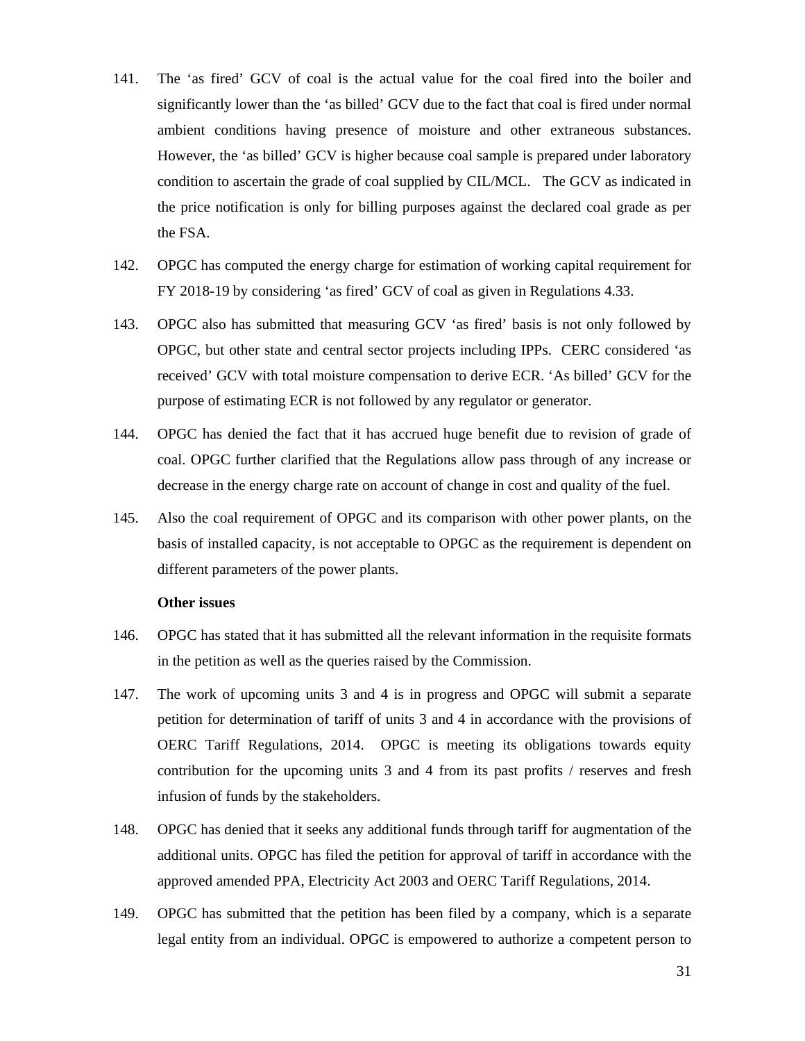141. The 'as fired' GCV of coal is the actual value for the coal fired into the boiler and significantly lower than the 'as billed' GCV due to the fact that coal is fired under normal ambient conditions having presence of moisture and other extraneous substances. However, the 'as billed' GCV is higher because coal sample is prepared under laboratory condition to ascertain the grade of coal supplied by CIL/MCL. The GCV as indicated in the price notification is only for billing purposes against the declared coal grade as per the FSA.

142. OPGC has computed the energy charge for estimation of working capital requirement for FY 2018-19 by considering 'as fired' GCV of coal as given in Regulations 4.33.

143. OPGC also has submitted that measuring GCV 'as fired' basis is not only followed by OPGC, but other state and central sector projects including IPPs. CERC considered 'as received' GCV with total moisture compensation to derive ECR. 'As billed' GCV for the purpose of estimating ECR is not followed by any regulator or generator.

144. OPGC has denied the fact that it has accrued huge benefit due to revision of grade of coal. OPGC further clarified that the Regulations allow pass through of any increase or decrease in the energy charge rate on account of change in cost and quality of the fuel.

145. Also the coal requirement of OPGC and its comparison with other power plants, on the basis of installed capacity, is not acceptable to OPGC as the requirement is dependent on different parameters of the power plants.

**Other issues**

146. OPGC has stated that it has submitted all the relevant information in the requisite formats in the petition as well as the queries raised by the Commission.

147. The work of upcoming units 3 and 4 is in progress and OPGC will submit a separate petition for determination of tariff of units 3 and 4 in accordance with the provisions of OERC Tariff Regulations, 2014. OPGC is meeting its obligations towards equity contribution for the upcoming units 3 and 4 from its past profits / reserves and fresh infusion of funds by the stakeholders.

148. OPGC has denied that it seeks any additional funds through tariff for augmentation of the additional units. OPGC has filed the petition for approval of tariff in accordance with the approved amended PPA, Electricity Act 2003 and OERC Tariff Regulations, 2014.

149. OPGC has submitted that the petition has been filed by a company, which is a separate legal entity from an individual. OPGC is empowered to authorize a competent person to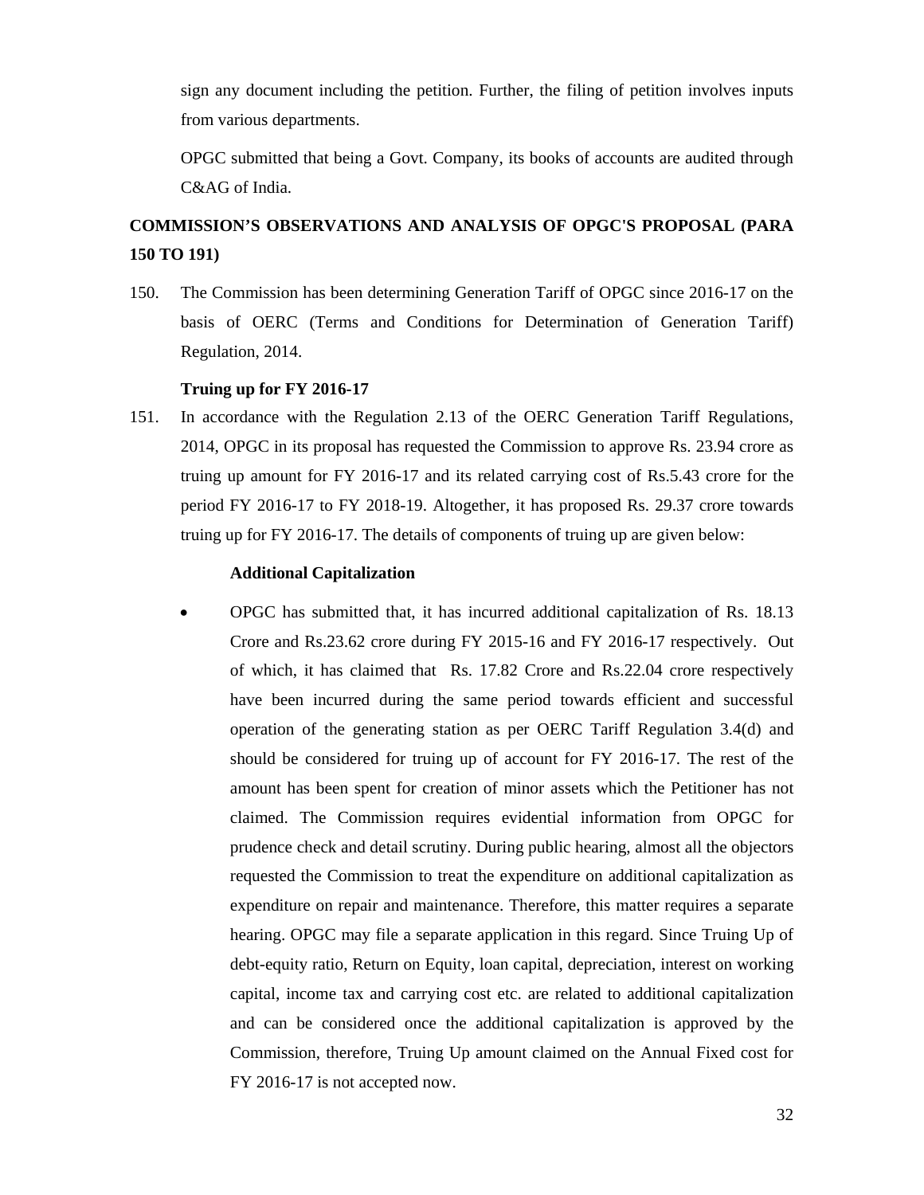sign any document including the petition. Further, the filing of petition involves inputs from various departments.

OPGC submitted that being a Govt. Company, its books of accounts are audited through C&AG of India.

## COMMISSION'S OBSERVATIONS AND ANALYSIS OF OPGC'S PROPOSAL (PARA 150 TO 191)

150. The Commission has been determining Generation Tariff of OPGC since 2016-17 on the basis of OERC (Terms and Conditions for Determination of Generation Tariff) Regulation, 2014.

**Truing up for FY 2016-17**

151. In accordance with the Regulation 2.13 of the OERC Generation Tariff Regulations, 2014, OPGC in its proposal has requested the Commission to approve Rs. 23.94 crore as truing up amount for FY 2016-17 and its related carrying cost of Rs.5.43 crore for the period FY 2016-17 to FY 2018-19. Altogether, it has proposed Rs. 29.37 crore towards truing up for FY 2016-17. The details of components of truing up are given below:

**Additional Capitalization**

- OPGC has submitted that, it has incurred additional capitalization of Rs. 18.13 Crore and Rs.23.62 crore during FY 2015-16 and FY 2016-17 respectively. Out of which, it has claimed that Rs. 17.82 Crore and Rs.22.04 crore respectively have been incurred during the same period towards efficient and successful operation of the generating station as per OERC Tariff Regulation 3.4(d) and should be considered for truing up of account for FY 2016-17. The rest of the amount has been spent for creation of minor assets which the Petitioner has not claimed. The Commission requires evidential information from OPGC for prudence check and detail scrutiny. During public hearing, almost all the objectors requested the Commission to treat the expenditure on additional capitalization as expenditure on repair and maintenance. Therefore, this matter requires a separate hearing. OPGC may file a separate application in this regard. Since Truing Up of debt-equity ratio, Return on Equity, loan capital, depreciation, interest on working capital, income tax and carrying cost etc. are related to additional capitalization and can be considered once the additional capitalization is approved by the Commission, therefore, Truing Up amount claimed on the Annual Fixed cost for FY 2016-17 is not accepted now.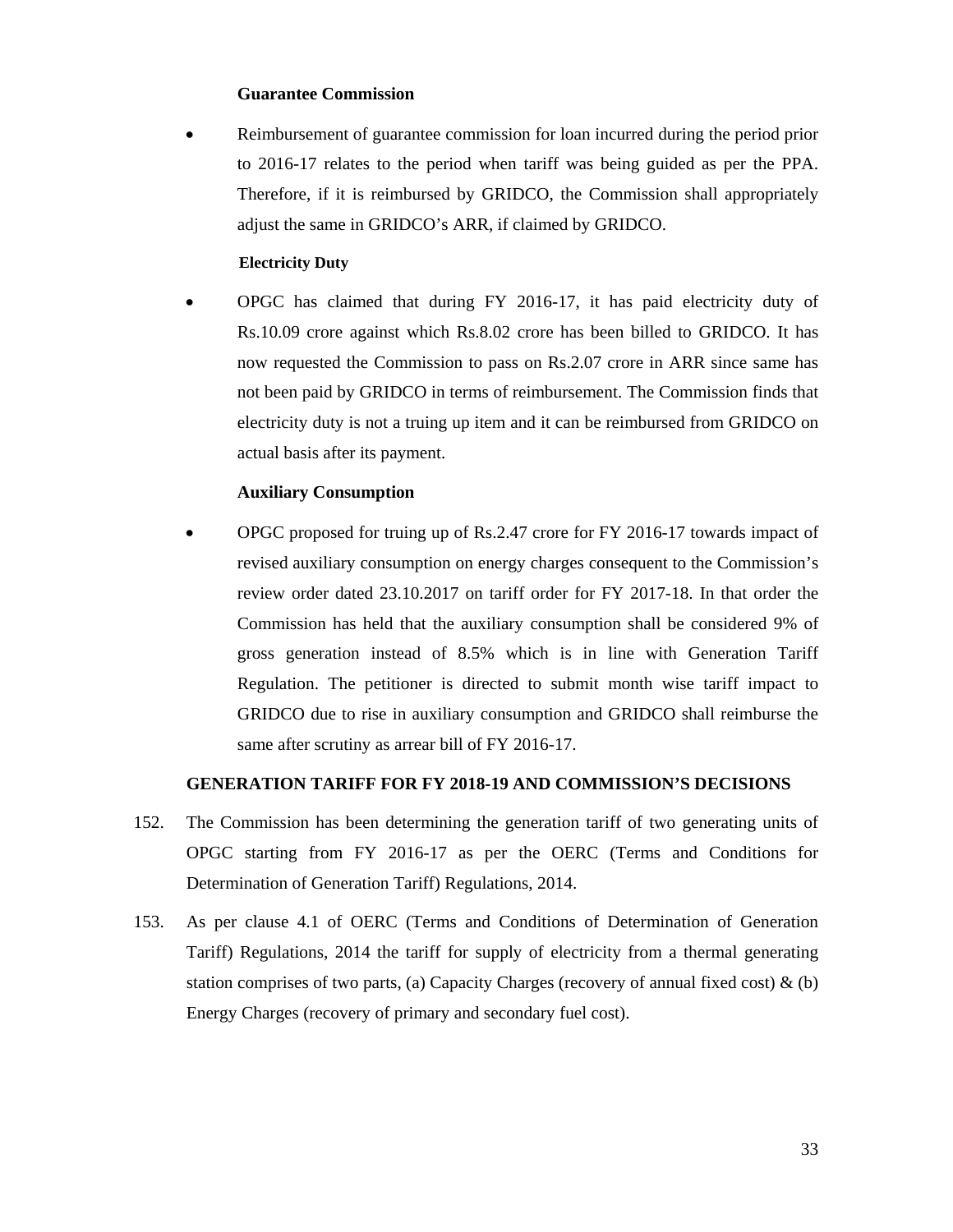**Guarantee Commission**

- Reimbursement of guarantee commission for loan incurred during the period prior to 2016-17 relates to the period when tariff was being guided as per the PPA. Therefore, if it is reimbursed by GRIDCO, the Commission shall appropriately adjust the same in GRIDCO's ARR, if claimed by GRIDCO.

**Electricity Duty**

- OPGC has claimed that during FY 2016-17, it has paid electricity duty of Rs.10.09 crore against which Rs.8.02 crore has been billed to GRIDCO. It has now requested the Commission to pass on Rs.2.07 crore in ARR since same has not been paid by GRIDCO in terms of reimbursement. The Commission finds that electricity duty is not a truing up item and it can be reimbursed from GRIDCO on actual basis after its payment.

**Auxiliary Consumption**

- OPGC proposed for truing up of Rs.2.47 crore for FY 2016-17 towards impact of revised auxiliary consumption on energy charges consequent to the Commission's review order dated 23.10.2017 on tariff order for FY 2017-18. In that order the Commission has held that the auxiliary consumption shall be considered 9% of gross generation instead of 8.5% which is in line with Generation Tariff Regulation. The petitioner is directed to submit month wise tariff impact to GRIDCO due to rise in auxiliary consumption and GRIDCO shall reimburse the same after scrutiny as arrear bill of FY 2016-17.

## GENERATION TARIFF FOR FY 2018-19 AND COMMISSION'S DECISIONS

152. The Commission has been determining the generation tariff of two generating units of OPGC starting from FY 2016-17 as per the OERC (Terms and Conditions for Determination of Generation Tariff) Regulations, 2014.

153. As per clause 4.1 of OERC (Terms and Conditions of Determination of Generation Tariff) Regulations, 2014 the tariff for supply of electricity from a thermal generating station comprises of two parts, (a) Capacity Charges (recovery of annual fixed cost) & (b) Energy Charges (recovery of primary and secondary fuel cost).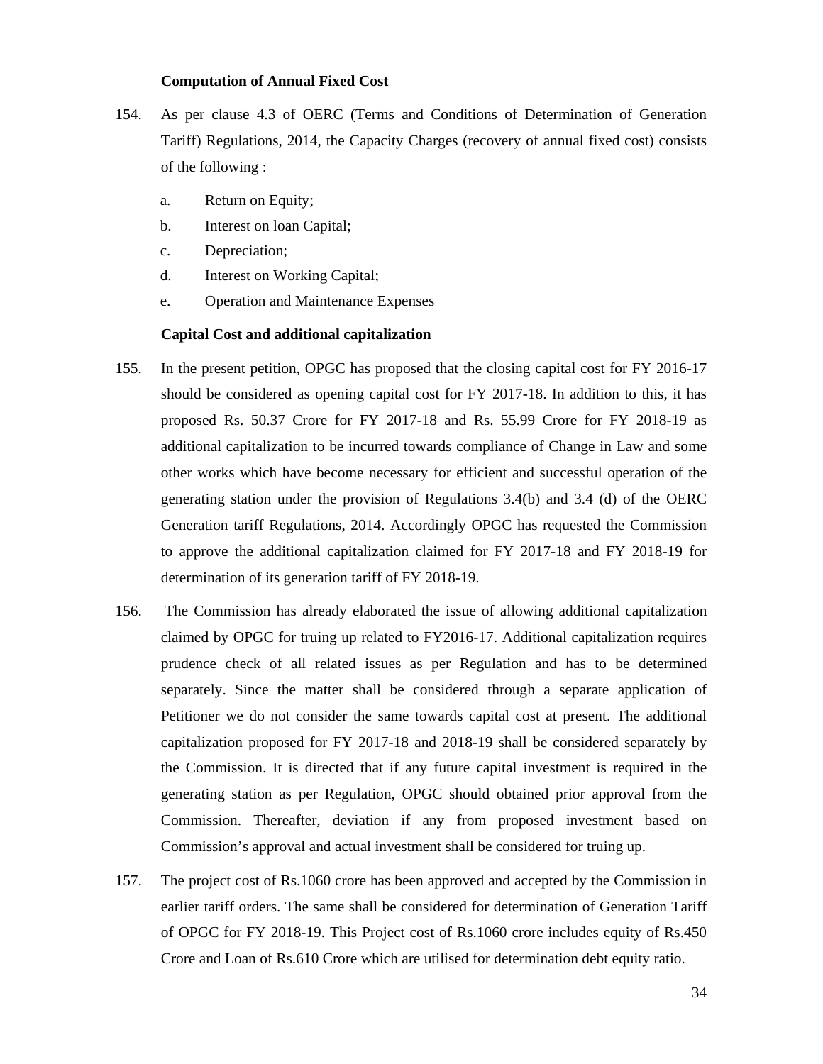**Computation of Annual Fixed Cost**

154. As per clause 4.3 of OERC (Terms and Conditions of Determination of Generation Tariff) Regulations, 2014, the Capacity Charges (recovery of annual fixed cost) consists of the following :

   a. Return on Equity;
   b. Interest on loan Capital;
   c. Depreciation;
   d. Interest on Working Capital;
   e. Operation and Maintenance Expenses

**Capital Cost and additional capitalization**

155. In the present petition, OPGC has proposed that the closing capital cost for FY 2016-17 should be considered as opening capital cost for FY 2017-18. In addition to this, it has proposed Rs. 50.37 Crore for FY 2017-18 and Rs. 55.99 Crore for FY 2018-19 as additional capitalization to be incurred towards compliance of Change in Law and some other works which have become necessary for efficient and successful operation of the generating station under the provision of Regulations 3.4(b) and 3.4 (d) of the OERC Generation tariff Regulations, 2014. Accordingly OPGC has requested the Commission to approve the additional capitalization claimed for FY 2017-18 and FY 2018-19 for determination of its generation tariff of FY 2018-19.

156. The Commission has already elaborated the issue of allowing additional capitalization claimed by OPGC for truing up related to FY2016-17. Additional capitalization requires prudence check of all related issues as per Regulation and has to be determined separately. Since the matter shall be considered through a separate application of Petitioner we do not consider the same towards capital cost at present. The additional capitalization proposed for FY 2017-18 and 2018-19 shall be considered separately by the Commission. It is directed that if any future capital investment is required in the generating station as per Regulation, OPGC should obtained prior approval from the Commission. Thereafter, deviation if any from proposed investment based on Commission's approval and actual investment shall be considered for truing up.

157. The project cost of Rs.1060 crore has been approved and accepted by the Commission in earlier tariff orders. The same shall be considered for determination of Generation Tariff of OPGC for FY 2018-19. This Project cost of Rs.1060 crore includes equity of Rs.450 Crore and Loan of Rs.610 Crore which are utilised for determination debt equity ratio.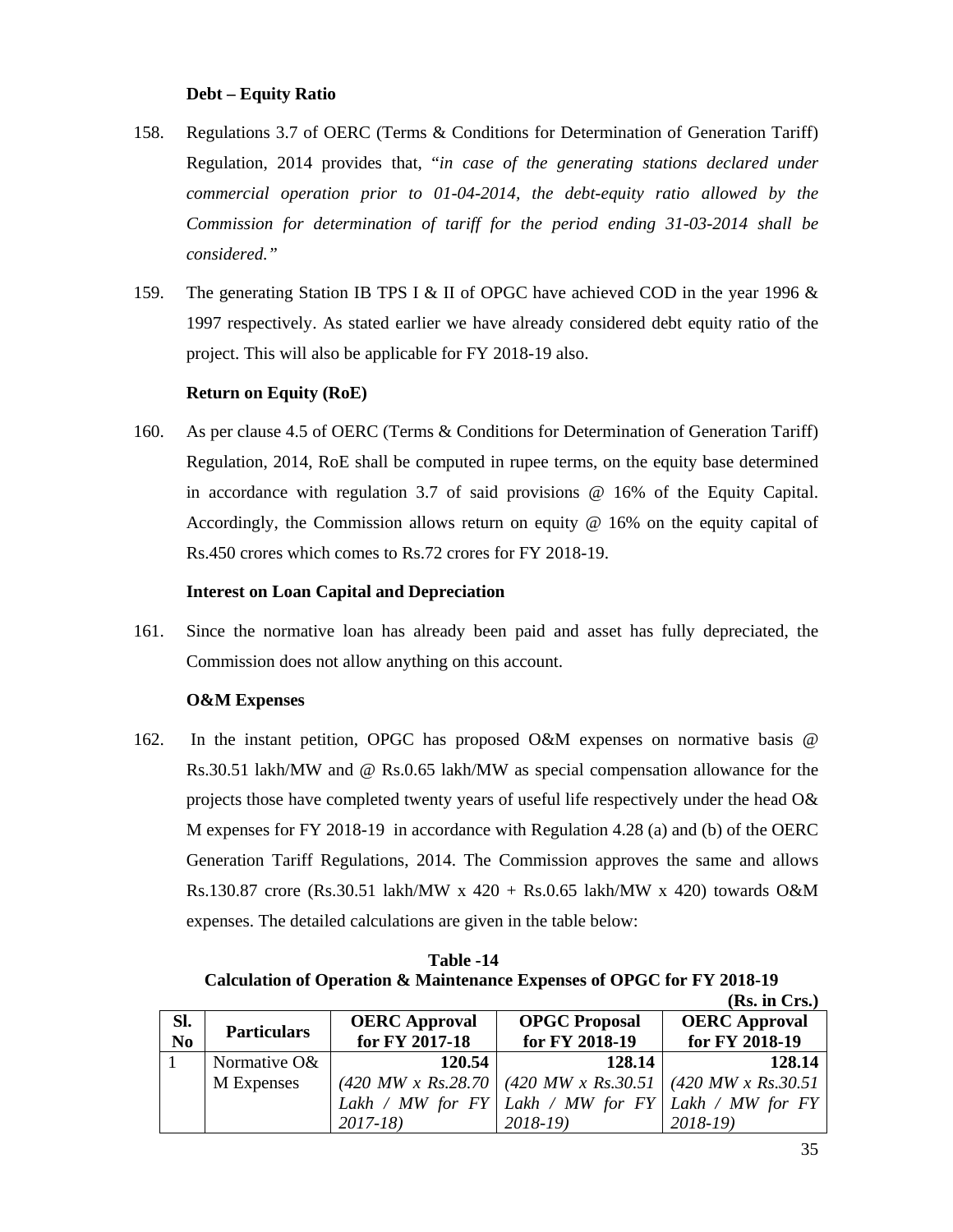**Debt – Equity Ratio**

158. Regulations 3.7 of OERC (Terms & Conditions for Determination of Generation Tariff) Regulation, 2014 provides that, "*in case of the generating stations declared under commercial operation prior to 01-04-2014, the debt-equity ratio allowed by the Commission for determination of tariff for the period ending 31-03-2014 shall be considered.*"

159. The generating Station IB TPS I & II of OPGC have achieved COD in the year 1996 & 1997 respectively. As stated earlier we have already considered debt equity ratio of the project. This will also be applicable for FY 2018-19 also.

**Return on Equity (RoE)**

160. As per clause 4.5 of OERC (Terms & Conditions for Determination of Generation Tariff) Regulation, 2014, RoE shall be computed in rupee terms, on the equity base determined in accordance with regulation 3.7 of said provisions @ 16% of the Equity Capital. Accordingly, the Commission allows return on equity @ 16% on the equity capital of Rs.450 crores which comes to Rs.72 crores for FY 2018-19.

**Interest on Loan Capital and Depreciation**

161. Since the normative loan has already been paid and asset has fully depreciated, the Commission does not allow anything on this account.

**O&M Expenses**

162. In the instant petition, OPGC has proposed O&M expenses on normative basis @ Rs.30.51 lakh/MW and @ Rs.0.65 lakh/MW as special compensation allowance for the projects those have completed twenty years of useful life respectively under the head O&M expenses for FY 2018-19 in accordance with Regulation 4.28 (a) and (b) of the OERC Generation Tariff Regulations, 2014. The Commission approves the same and allows Rs.130.87 crore (Rs.30.51 lakh/MW x 420 + Rs.0.65 lakh/MW x 420) towards O&M expenses. The detailed calculations are given in the table below:

**Table -14**
**Calculation of Operation & Maintenance Expenses of OPGC for FY 2018-19**

**(Rs. in Crs.)**

| Sl. No | Particulars | OERC Approval for FY 2017-18 | OPGC Proposal for FY 2018-19 | OERC Approval for FY 2018-19 |
|---|---|---|---|---|
| 1 | Normative O&M Expenses | **120.54** *(420 MW x Rs.28.70 Lakh / MW for FY 2017-18)* | **128.14** *(420 MW x Rs.30.51 Lakh / MW for FY 2018-19)* | **128.14** *(420 MW x Rs.30.51 Lakh / MW for FY 2018-19)* |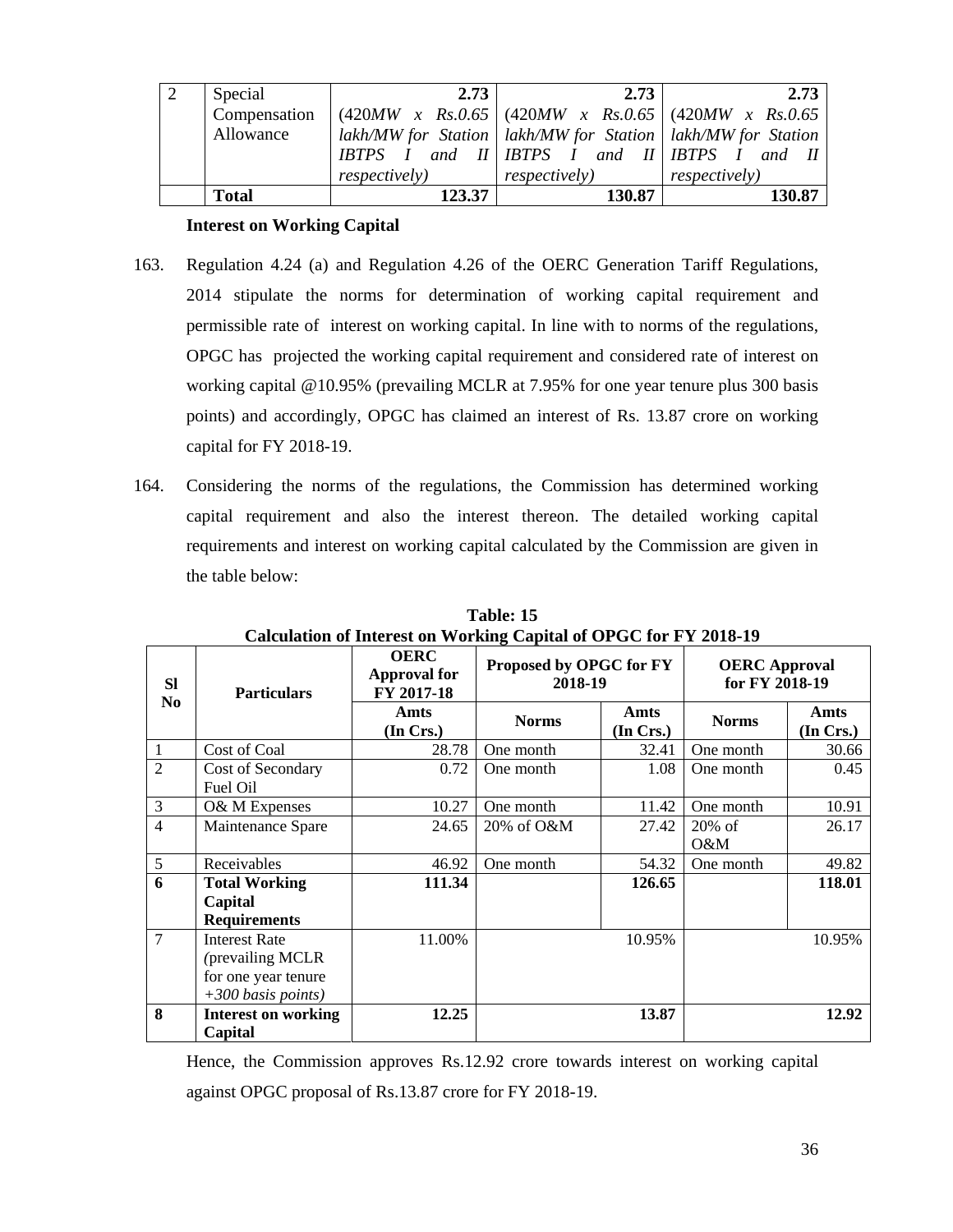| 2 | Special Compensation Allowance | **2.73** (420*MW x Rs.0.65 lakh/MW for Station IBTPS I and II respectively)* | **2.73** (420*MW x Rs.0.65 lakh/MW for Station IBTPS I and II respectively)* | **2.73** (420*MW x Rs.0.65 lakh/MW for Station IBTPS I and II respectively)* |
|---|---|---|---|---|
| | **Total** | **123.37** | **130.87** | **130.87** |

**Interest on Working Capital**

163. Regulation 4.24 (a) and Regulation 4.26 of the OERC Generation Tariff Regulations, 2014 stipulate the norms for determination of working capital requirement and permissible rate of interest on working capital. In line with to norms of the regulations, OPGC has projected the working capital requirement and considered rate of interest on working capital @10.95% (prevailing MCLR at 7.95% for one year tenure plus 300 basis points) and accordingly, OPGC has claimed an interest of Rs. 13.87 crore on working capital for FY 2018-19.

164. Considering the norms of the regulations, the Commission has determined working capital requirement and also the interest thereon. The detailed working capital requirements and interest on working capital calculated by the Commission are given in the table below:

**Table: 15**
**Calculation of Interest on Working Capital of OPGC for FY 2018-19**

| Sl No | Particulars | OERC Approval for FY 2017-18 | Proposed by OPGC for FY 2018-19 | | OERC Approval for FY 2018-19 | |
|---|---|---|---|---|---|---|
| | | Amts (In Crs.) | Norms | Amts (In Crs.) | Norms | Amts (In Crs.) |
| 1 | Cost of Coal | 28.78 | One month | 32.41 | One month | 30.66 |
| 2 | Cost of Secondary Fuel Oil | 0.72 | One month | 1.08 | One month | 0.45 |
| 3 | O& M Expenses | 10.27 | One month | 11.42 | One month | 10.91 |
| 4 | Maintenance Spare | 24.65 | 20% of O&M | 27.42 | 20% of O&M | 26.17 |
| 5 | Receivables | 46.92 | One month | 54.32 | One month | 49.82 |
| **6** | **Total Working Capital Requirements** | **111.34** | | **126.65** | | **118.01** |
| 7 | Interest Rate *(prevailing MCLR for one year tenure +300 basis points)* | 11.00% | 10.95% | | 10.95% | |
| **8** | **Interest on working Capital** | **12.25** | **13.87** | | **12.92** | |

Hence, the Commission approves Rs.12.92 crore towards interest on working capital against OPGC proposal of Rs.13.87 crore for FY 2018-19.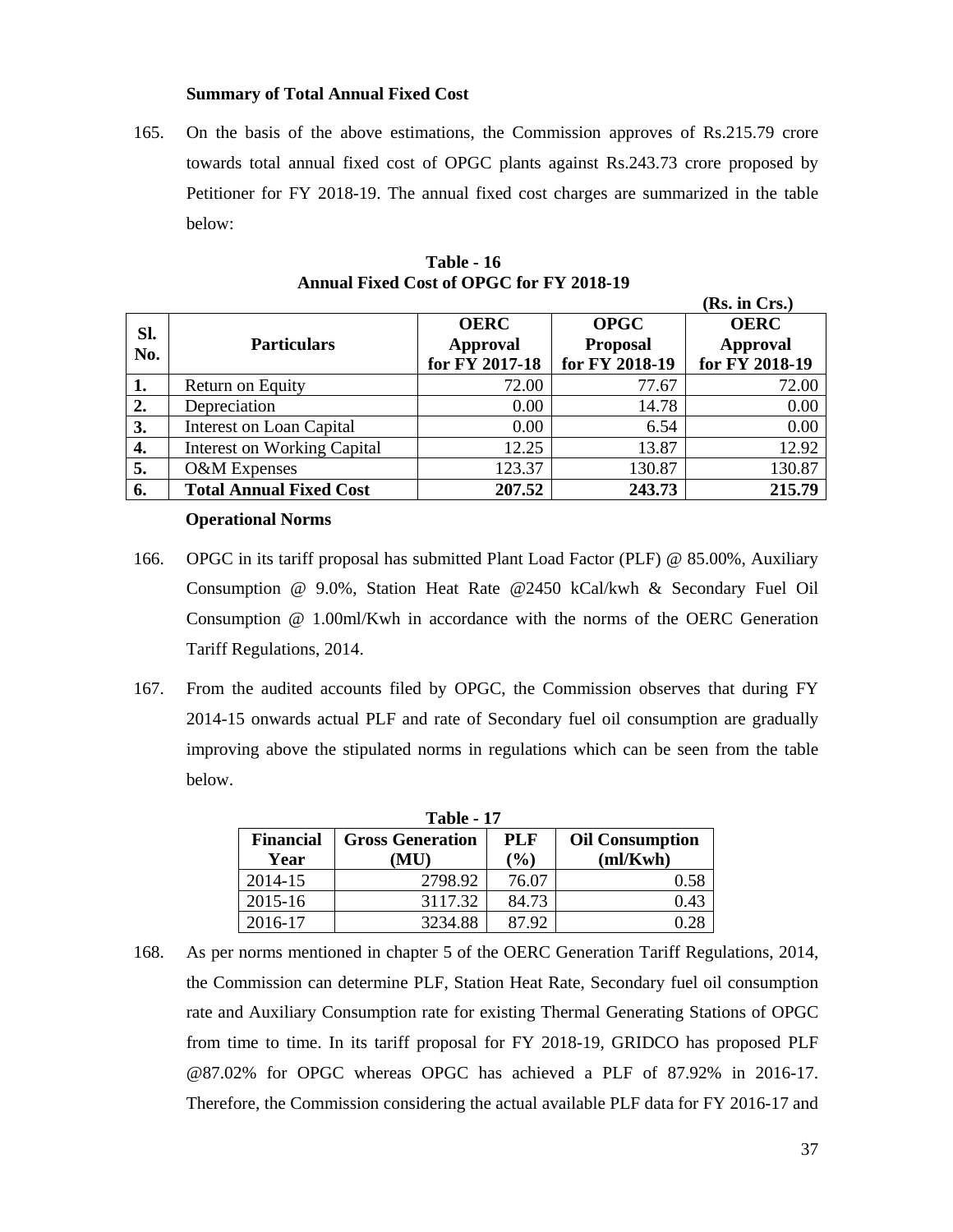**Summary of Total Annual Fixed Cost**

165. On the basis of the above estimations, the Commission approves of Rs.215.79 crore towards total annual fixed cost of OPGC plants against Rs.243.73 crore proposed by Petitioner for FY 2018-19. The annual fixed cost charges are summarized in the table below:

**Table - 16**
**Annual Fixed Cost of OPGC for FY 2018-19**

**(Rs. in Crs.)**

| Sl. No. | Particulars | OERC Approval for FY 2017-18 | OPGC Proposal for FY 2018-19 | OERC Approval for FY 2018-19 |
|---|---|---|---|---|
| **1.** | Return on Equity | 72.00 | 77.67 | 72.00 |
| **2.** | Depreciation | 0.00 | 14.78 | 0.00 |
| **3.** | Interest on Loan Capital | 0.00 | 6.54 | 0.00 |
| **4.** | Interest on Working Capital | 12.25 | 13.87 | 12.92 |
| **5.** | O&M Expenses | 123.37 | 130.87 | 130.87 |
| **6.** | **Total Annual Fixed Cost** | **207.52** | **243.73** | **215.79** |

**Operational Norms**

166. OPGC in its tariff proposal has submitted Plant Load Factor (PLF) @ 85.00%, Auxiliary Consumption @ 9.0%, Station Heat Rate @2450 kCal/kwh & Secondary Fuel Oil Consumption @ 1.00ml/Kwh in accordance with the norms of the OERC Generation Tariff Regulations, 2014.

167. From the audited accounts filed by OPGC, the Commission observes that during FY 2014-15 onwards actual PLF and rate of Secondary fuel oil consumption are gradually improving above the stipulated norms in regulations which can be seen from the table below.

**Table - 17**

| Financial Year | Gross Generation (MU) | PLF (%) | Oil Consumption (ml/Kwh) |
|---|---|---|---|
| 2014-15 | 2798.92 | 76.07 | 0.58 |
| 2015-16 | 3117.32 | 84.73 | 0.43 |
| 2016-17 | 3234.88 | 87.92 | 0.28 |

168. As per norms mentioned in chapter 5 of the OERC Generation Tariff Regulations, 2014, the Commission can determine PLF, Station Heat Rate, Secondary fuel oil consumption rate and Auxiliary Consumption rate for existing Thermal Generating Stations of OPGC from time to time. In its tariff proposal for FY 2018-19, GRIDCO has proposed PLF @87.02% for OPGC whereas OPGC has achieved a PLF of 87.92% in 2016-17. Therefore, the Commission considering the actual available PLF data for FY 2016-17 and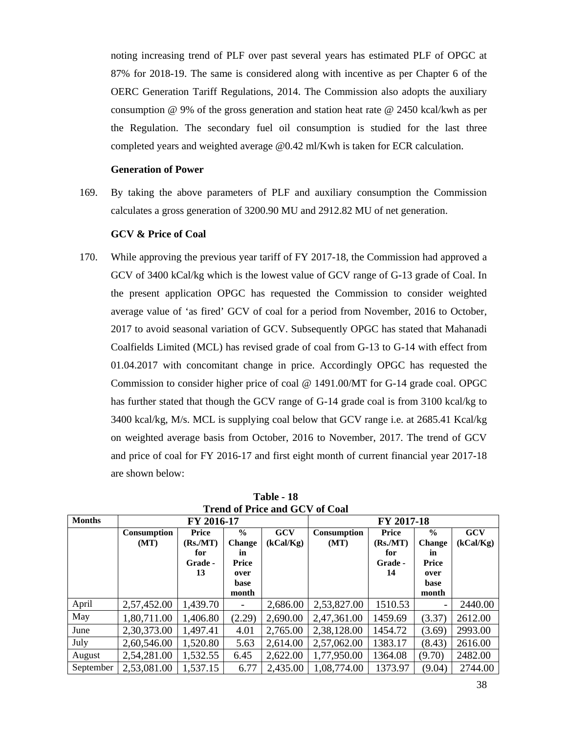noting increasing trend of PLF over past several years has estimated PLF of OPGC at 87% for 2018-19. The same is considered along with incentive as per Chapter 6 of the OERC Generation Tariff Regulations, 2014. The Commission also adopts the auxiliary consumption @ 9% of the gross generation and station heat rate @ 2450 kcal/kwh as per the Regulation. The secondary fuel oil consumption is studied for the last three completed years and weighted average @0.42 ml/Kwh is taken for ECR calculation.

**Generation of Power**

169. By taking the above parameters of PLF and auxiliary consumption the Commission calculates a gross generation of 3200.90 MU and 2912.82 MU of net generation.

**GCV & Price of Coal**

170. While approving the previous year tariff of FY 2017-18, the Commission had approved a GCV of 3400 kCal/kg which is the lowest value of GCV range of G-13 grade of Coal. In the present application OPGC has requested the Commission to consider weighted average value of 'as fired' GCV of coal for a period from November, 2016 to October, 2017 to avoid seasonal variation of GCV. Subsequently OPGC has stated that Mahanadi Coalfields Limited (MCL) has revised grade of coal from G-13 to G-14 with effect from 01.04.2017 with concomitant change in price. Accordingly OPGC has requested the Commission to consider higher price of coal @ 1491.00/MT for G-14 grade coal. OPGC has further stated that though the GCV range of G-14 grade coal is from 3100 kcal/kg to 3400 kcal/kg, M/s. MCL is supplying coal below that GCV range i.e. at 2685.41 Kcal/kg on weighted average basis from October, 2016 to November, 2017. The trend of GCV and price of coal for FY 2016-17 and first eight month of current financial year 2017-18 are shown below:

**Table - 18**
**Trend of Price and GCV of Coal**

| Months | FY 2016-17 | | | | FY 2017-18 | | | |
|---|---|---|---|---|---|---|---|---|
| | Consumption (MT) | Price (Rs./MT) for Grade - 13 | % Change in Price over base month | GCV (kCal/Kg) | Consumption (MT) | Price (Rs./MT) for Grade - 14 | % Change in Price over base month | GCV (kCal/Kg) |
| April | 2,57,452.00 | 1,439.70 | - | 2,686.00 | 2,53,827.00 | 1510.53 | - | 2440.00 |
| May | 1,80,711.00 | 1,406.80 | (2.29) | 2,690.00 | 2,47,361.00 | 1459.69 | (3.37) | 2612.00 |
| June | 2,30,373.00 | 1,497.41 | 4.01 | 2,765.00 | 2,38,128.00 | 1454.72 | (3.69) | 2993.00 |
| July | 2,60,546.00 | 1,520.80 | 5.63 | 2,614.00 | 2,57,062.00 | 1383.17 | (8.43) | 2616.00 |
| August | 2,54,281.00 | 1,532.55 | 6.45 | 2,622.00 | 1,77,950.00 | 1364.08 | (9.70) | 2482.00 |
| September | 2,53,081.00 | 1,537.15 | 6.77 | 2,435.00 | 1,08,774.00 | 1373.97 | (9.04) | 2744.00 |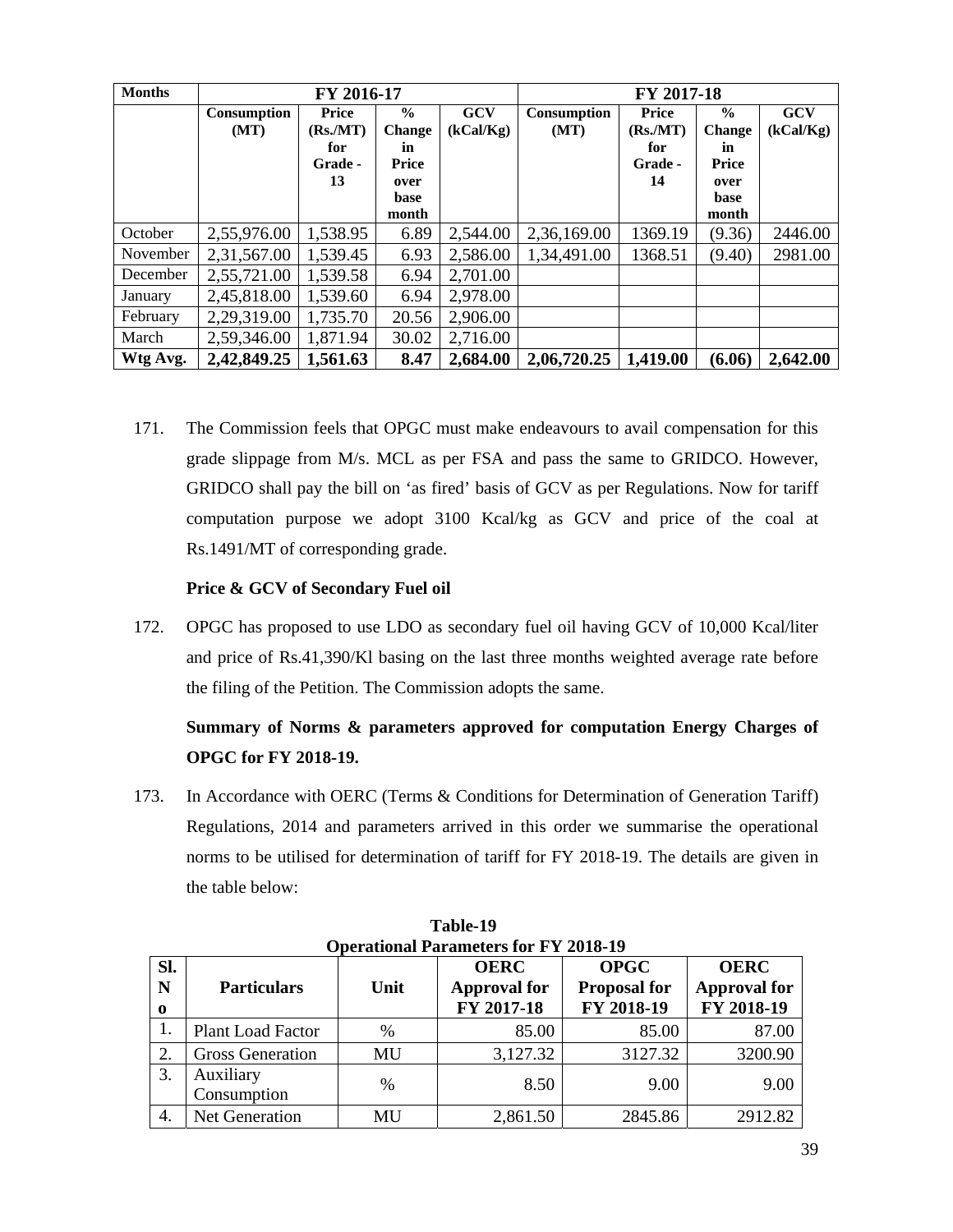| Months | FY 2016-17 | | | | FY 2017-18 | | | |
|---|---|---|---|---|---|---|---|---|
| | Consumption (MT) | Price (Rs./MT) for Grade - 13 | % Change in Price over base month | GCV (kCal/Kg) | Consumption (MT) | Price (Rs./MT) for Grade - 14 | % Change in Price over base month | GCV (kCal/Kg) |
| October | 2,55,976.00 | 1,538.95 | 6.89 | 2,544.00 | 2,36,169.00 | 1369.19 | (9.36) | 2446.00 |
| November | 2,31,567.00 | 1,539.45 | 6.93 | 2,586.00 | 1,34,491.00 | 1368.51 | (9.40) | 2981.00 |
| December | 2,55,721.00 | 1,539.58 | 6.94 | 2,701.00 | | | | |
| January | 2,45,818.00 | 1,539.60 | 6.94 | 2,978.00 | | | | |
| February | 2,29,319.00 | 1,735.70 | 20.56 | 2,906.00 | | | | |
| March | 2,59,346.00 | 1,871.94 | 30.02 | 2,716.00 | | | | |
| **Wtg Avg.** | **2,42,849.25** | **1,561.63** | **8.47** | **2,684.00** | **2,06,720.25** | **1,419.00** | **(6.06)** | **2,642.00** |

171. The Commission feels that OPGC must make endeavours to avail compensation for this grade slippage from M/s. MCL as per FSA and pass the same to GRIDCO. However, GRIDCO shall pay the bill on 'as fired' basis of GCV as per Regulations. Now for tariff computation purpose we adopt 3100 Kcal/kg as GCV and price of the coal at Rs.1491/MT of corresponding grade.

**Price & GCV of Secondary Fuel oil**

172. OPGC has proposed to use LDO as secondary fuel oil having GCV of 10,000 Kcal/liter and price of Rs.41,390/Kl basing on the last three months weighted average rate before the filing of the Petition. The Commission adopts the same.

**Summary of Norms & parameters approved for computation Energy Charges of OPGC for FY 2018-19.**

173. In Accordance with OERC (Terms & Conditions for Determination of Generation Tariff) Regulations, 2014 and parameters arrived in this order we summarise the operational norms to be utilised for determination of tariff for FY 2018-19. The details are given in the table below:

**Table-19**
**Operational Parameters for FY 2018-19**

| Sl. No | Particulars | Unit | OERC Approval for FY 2017-18 | OPGC Proposal for FY 2018-19 | OERC Approval for FY 2018-19 |
|---|---|---|---|---|---|
| 1. | Plant Load Factor | % | 85.00 | 85.00 | 87.00 |
| 2. | Gross Generation | MU | 3,127.32 | 3127.32 | 3200.90 |
| 3. | Auxiliary Consumption | % | 8.50 | 9.00 | 9.00 |
| 4. | Net Generation | MU | 2,861.50 | 2845.86 | 2912.82 |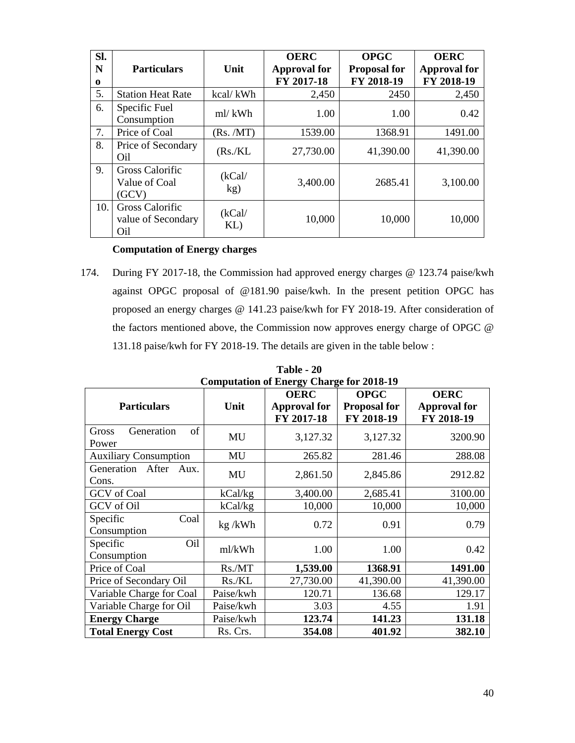| Sl. No | Particulars | Unit | OERC Approval for FY 2017-18 | OPGC Proposal for FY 2018-19 | OERC Approval for FY 2018-19 |
|---|---|---|---|---|---|
| 5. | Station Heat Rate | kcal/ kWh | 2,450 | 2450 | 2,450 |
| 6. | Specific Fuel Consumption | ml/ kWh | 1.00 | 1.00 | 0.42 |
| 7. | Price of Coal | (Rs. /MT) | 1539.00 | 1368.91 | 1491.00 |
| 8. | Price of Secondary Oil | (Rs./KL | 27,730.00 | 41,390.00 | 41,390.00 |
| 9. | Gross Calorific Value of Coal (GCV) | (kCal/ kg) | 3,400.00 | 2685.41 | 3,100.00 |
| 10. | Gross Calorific value of Secondary Oil | (kCal/ KL) | 10,000 | 10,000 | 10,000 |

**Computation of Energy charges**

174. During FY 2017-18, the Commission had approved energy charges @ 123.74 paise/kwh against OPGC proposal of @181.90 paise/kwh. In the present petition OPGC has proposed an energy charges @ 141.23 paise/kwh for FY 2018-19. After consideration of the factors mentioned above, the Commission now approves energy charge of OPGC @ 131.18 paise/kwh for FY 2018-19. The details are given in the table below :

**Table - 20**
**Computation of Energy Charge for 2018-19**

| Particulars | Unit | OERC Approval for FY 2017-18 | OPGC Proposal for FY 2018-19 | OERC Approval for FY 2018-19 |
|---|---|---|---|---|
| Gross Generation of Power | MU | 3,127.32 | 3,127.32 | 3200.90 |
| Auxiliary Consumption | MU | 265.82 | 281.46 | 288.08 |
| Generation After Aux. Cons. | MU | 2,861.50 | 2,845.86 | 2912.82 |
| GCV of Coal | kCal/kg | 3,400.00 | 2,685.41 | 3100.00 |
| GCV of Oil | kCal/kg | 10,000 | 10,000 | 10,000 |
| Specific Coal Consumption | kg /kWh | 0.72 | 0.91 | 0.79 |
| Specific Oil Consumption | ml/kWh | 1.00 | 1.00 | 0.42 |
| Price of Coal | Rs./MT | **1,539.00** | **1368.91** | **1491.00** |
| Price of Secondary Oil | Rs./KL | 27,730.00 | 41,390.00 | 41,390.00 |
| Variable Charge for Coal | Paise/kwh | 120.71 | 136.68 | 129.17 |
| Variable Charge for Oil | Paise/kwh | 3.03 | 4.55 | 1.91 |
| **Energy Charge** | Paise/kwh | **123.74** | **141.23** | **131.18** |
| **Total Energy Cost** | Rs. Crs. | **354.08** | **401.92** | **382.10** |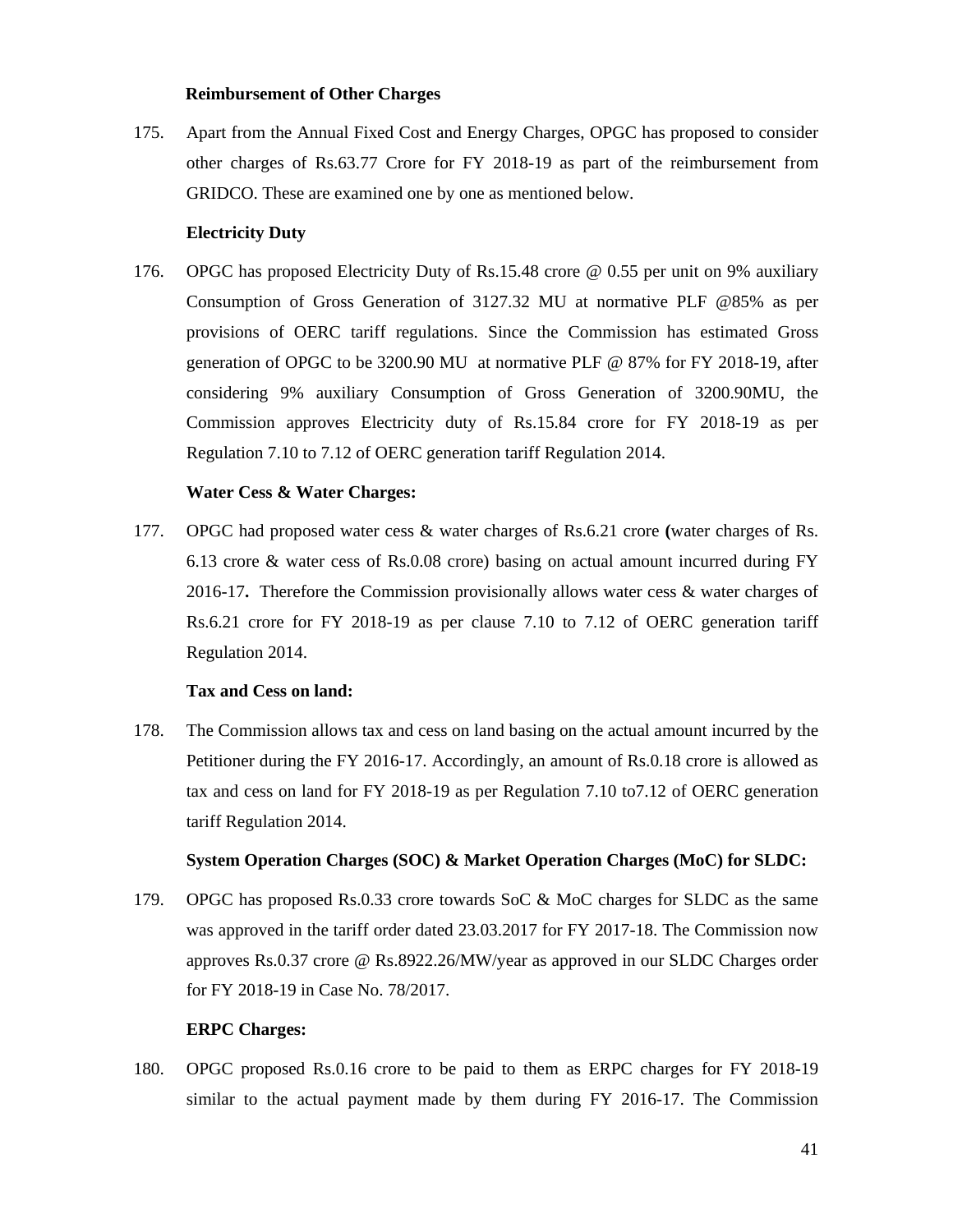**Reimbursement of Other Charges**

175. Apart from the Annual Fixed Cost and Energy Charges, OPGC has proposed to consider other charges of Rs.63.77 Crore for FY 2018-19 as part of the reimbursement from GRIDCO. These are examined one by one as mentioned below.

**Electricity Duty**

176. OPGC has proposed Electricity Duty of Rs.15.48 crore @ 0.55 per unit on 9% auxiliary Consumption of Gross Generation of 3127.32 MU at normative PLF @85% as per provisions of OERC tariff regulations. Since the Commission has estimated Gross generation of OPGC to be 3200.90 MU at normative PLF @ 87% for FY 2018-19, after considering 9% auxiliary Consumption of Gross Generation of 3200.90MU, the Commission approves Electricity duty of Rs.15.84 crore for FY 2018-19 as per Regulation 7.10 to 7.12 of OERC generation tariff Regulation 2014.

**Water Cess & Water Charges:**

177. OPGC had proposed water cess & water charges of Rs.6.21 crore **(**water charges of Rs. 6.13 crore & water cess of Rs.0.08 crore) basing on actual amount incurred during FY 2016-17**.** Therefore the Commission provisionally allows water cess & water charges of Rs.6.21 crore for FY 2018-19 as per clause 7.10 to 7.12 of OERC generation tariff Regulation 2014.

**Tax and Cess on land:**

178. The Commission allows tax and cess on land basing on the actual amount incurred by the Petitioner during the FY 2016-17. Accordingly, an amount of Rs.0.18 crore is allowed as tax and cess on land for FY 2018-19 as per Regulation 7.10 to7.12 of OERC generation tariff Regulation 2014.

**System Operation Charges (SOC) & Market Operation Charges (MoC) for SLDC:**

179. OPGC has proposed Rs.0.33 crore towards SoC & MoC charges for SLDC as the same was approved in the tariff order dated 23.03.2017 for FY 2017-18. The Commission now approves Rs.0.37 crore @ Rs.8922.26/MW/year as approved in our SLDC Charges order for FY 2018-19 in Case No. 78/2017.

**ERPC Charges:**

180. OPGC proposed Rs.0.16 crore to be paid to them as ERPC charges for FY 2018-19 similar to the actual payment made by them during FY 2016-17. The Commission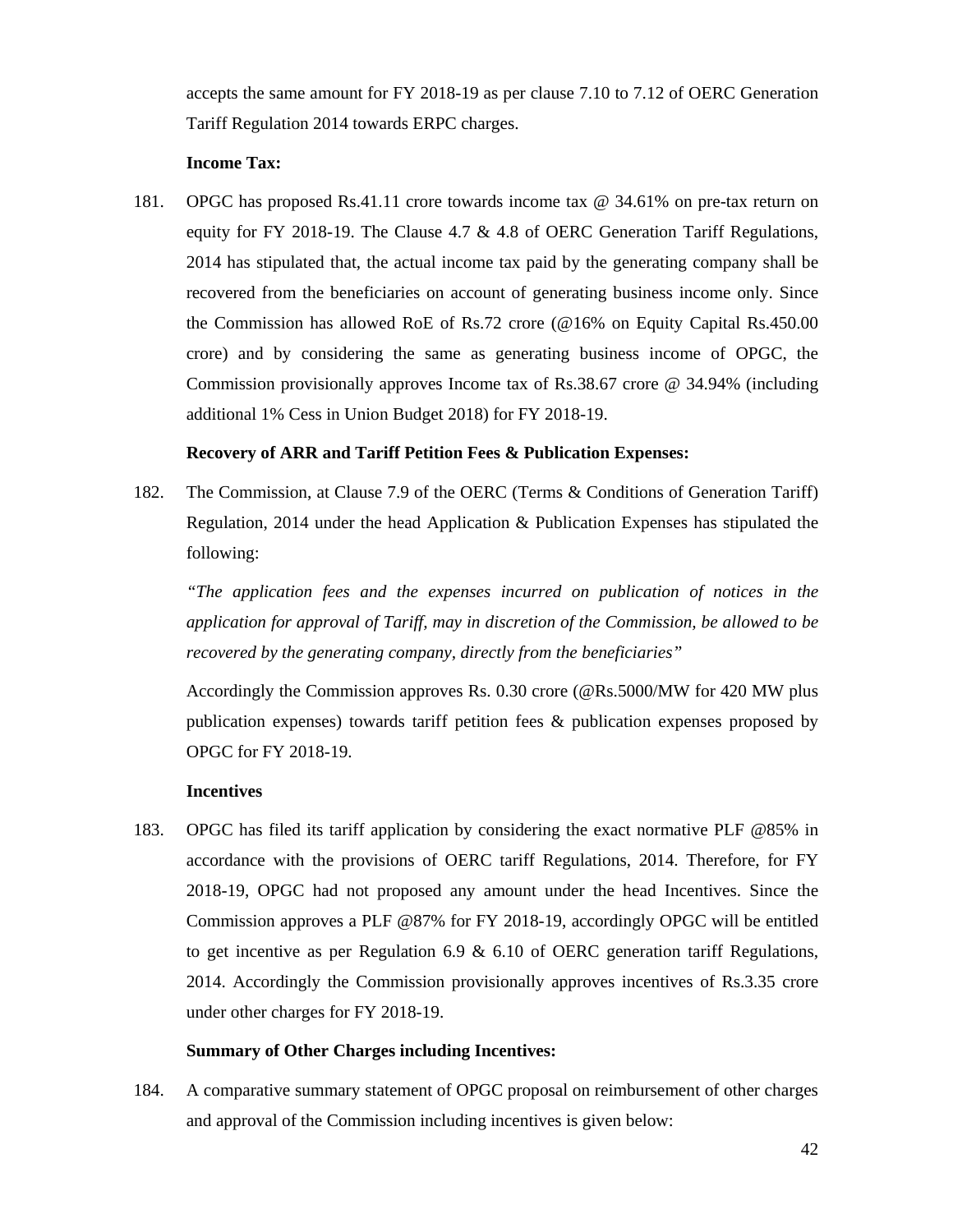accepts the same amount for FY 2018-19 as per clause 7.10 to 7.12 of OERC Generation Tariff Regulation 2014 towards ERPC charges.

**Income Tax:**

181. OPGC has proposed Rs.41.11 crore towards income tax @ 34.61% on pre-tax return on equity for FY 2018-19. The Clause 4.7 & 4.8 of OERC Generation Tariff Regulations, 2014 has stipulated that, the actual income tax paid by the generating company shall be recovered from the beneficiaries on account of generating business income only. Since the Commission has allowed RoE of Rs.72 crore (@16% on Equity Capital Rs.450.00 crore) and by considering the same as generating business income of OPGC, the Commission provisionally approves Income tax of Rs.38.67 crore @ 34.94% (including additional 1% Cess in Union Budget 2018) for FY 2018-19.

**Recovery of ARR and Tariff Petition Fees & Publication Expenses:**

182. The Commission, at Clause 7.9 of the OERC (Terms & Conditions of Generation Tariff) Regulation, 2014 under the head Application & Publication Expenses has stipulated the following:

*"The application fees and the expenses incurred on publication of notices in the application for approval of Tariff, may in discretion of the Commission, be allowed to be recovered by the generating company, directly from the beneficiaries"*

Accordingly the Commission approves Rs. 0.30 crore (@Rs.5000/MW for 420 MW plus publication expenses) towards tariff petition fees & publication expenses proposed by OPGC for FY 2018-19.

**Incentives**

183. OPGC has filed its tariff application by considering the exact normative PLF @85% in accordance with the provisions of OERC tariff Regulations, 2014. Therefore, for FY 2018-19, OPGC had not proposed any amount under the head Incentives. Since the Commission approves a PLF @87% for FY 2018-19, accordingly OPGC will be entitled to get incentive as per Regulation 6.9 & 6.10 of OERC generation tariff Regulations, 2014. Accordingly the Commission provisionally approves incentives of Rs.3.35 crore under other charges for FY 2018-19.

**Summary of Other Charges including Incentives:**

184. A comparative summary statement of OPGC proposal on reimbursement of other charges and approval of the Commission including incentives is given below: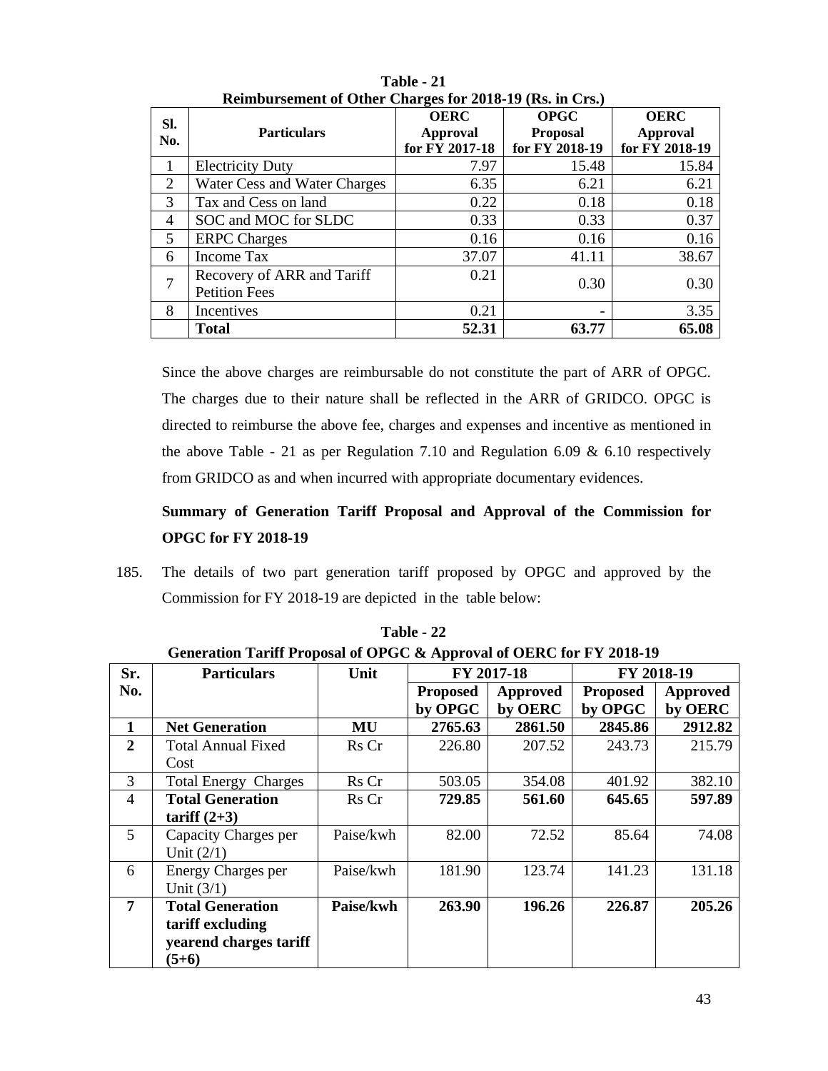**Table - 21**
**Reimbursement of Other Charges for 2018-19 (Rs. in Crs.)**

| Sl. No. | Particulars | OERC Approval for FY 2017-18 | OPGC Proposal for FY 2018-19 | OERC Approval for FY 2018-19 |
|---|---|---|---|---|
| 1 | Electricity Duty | 7.97 | 15.48 | 15.84 |
| 2 | Water Cess and Water Charges | 6.35 | 6.21 | 6.21 |
| 3 | Tax and Cess on land | 0.22 | 0.18 | 0.18 |
| 4 | SOC and MOC for SLDC | 0.33 | 0.33 | 0.37 |
| 5 | ERPC Charges | 0.16 | 0.16 | 0.16 |
| 6 | Income Tax | 37.07 | 41.11 | 38.67 |
| 7 | Recovery of ARR and Tariff Petition Fees | 0.21 | 0.30 | 0.30 |
| 8 | Incentives | 0.21 | - | 3.35 |
| | **Total** | **52.31** | **63.77** | **65.08** |

Since the above charges are reimbursable do not constitute the part of ARR of OPGC. The charges due to their nature shall be reflected in the ARR of GRIDCO. OPGC is directed to reimburse the above fee, charges and expenses and incentive as mentioned in the above Table - 21 as per Regulation 7.10 and Regulation 6.09 & 6.10 respectively from GRIDCO as and when incurred with appropriate documentary evidences.

**Summary of Generation Tariff Proposal and Approval of the Commission for OPGC for FY 2018-19**

185. The details of two part generation tariff proposed by OPGC and approved by the Commission for FY 2018-19 are depicted in the table below:

**Table - 22**
**Generation Tariff Proposal of OPGC & Approval of OERC for FY 2018-19**

| Sr. No. | Particulars | Unit | FY 2017-18 | | FY 2018-19 | |
|---|---|---|---|---|---|---|
| | | | Proposed by OPGC | Approved by OERC | Proposed by OPGC | Approved by OERC |
| **1** | **Net Generation** | **MU** | **2765.63** | **2861.50** | **2845.86** | **2912.82** |
| **2** | Total Annual Fixed Cost | Rs Cr | 226.80 | 207.52 | 243.73 | 215.79 |
| 3 | Total Energy Charges | Rs Cr | 503.05 | 354.08 | 401.92 | 382.10 |
| 4 | **Total Generation tariff (2+3)** | Rs Cr | **729.85** | **561.60** | **645.65** | **597.89** |
| 5 | Capacity Charges per Unit (2/1) | Paise/kwh | 82.00 | 72.52 | 85.64 | 74.08 |
| 6 | Energy Charges per Unit (3/1) | Paise/kwh | 181.90 | 123.74 | 141.23 | 131.18 |
| **7** | **Total Generation tariff excluding yearend charges tariff (5+6)** | **Paise/kwh** | **263.90** | **196.26** | **226.87** | **205.26** |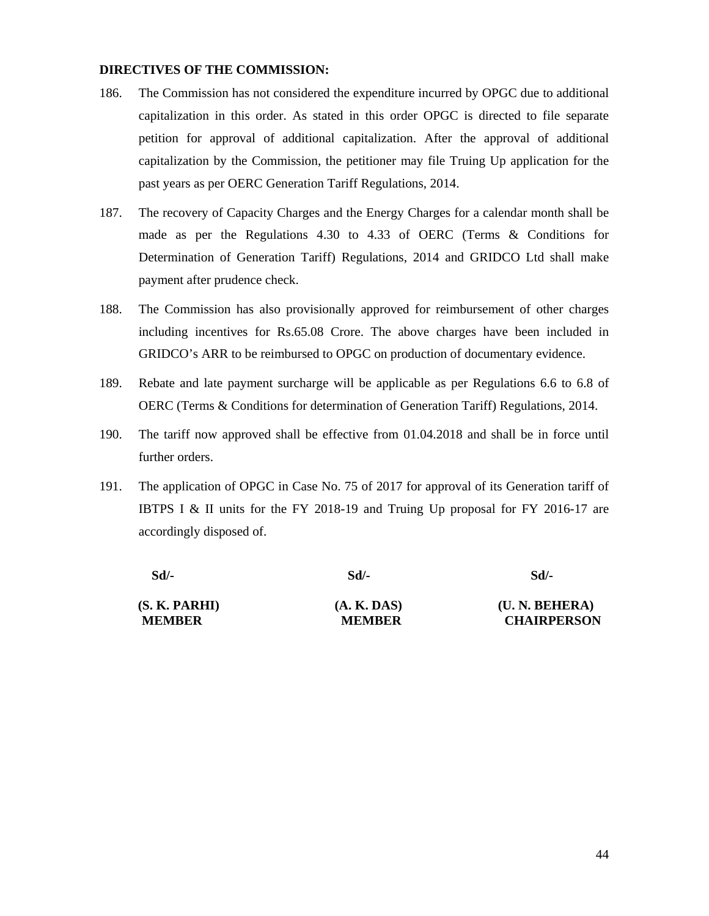**DIRECTIVES OF THE COMMISSION:**

186. The Commission has not considered the expenditure incurred by OPGC due to additional capitalization in this order. As stated in this order OPGC is directed to file separate petition for approval of additional capitalization. After the approval of additional capitalization by the Commission, the petitioner may file Truing Up application for the past years as per OERC Generation Tariff Regulations, 2014.

187. The recovery of Capacity Charges and the Energy Charges for a calendar month shall be made as per the Regulations 4.30 to 4.33 of OERC (Terms & Conditions for Determination of Generation Tariff) Regulations, 2014 and GRIDCO Ltd shall make payment after prudence check.

188. The Commission has also provisionally approved for reimbursement of other charges including incentives for Rs.65.08 Crore. The above charges have been included in GRIDCO's ARR to be reimbursed to OPGC on production of documentary evidence.

189. Rebate and late payment surcharge will be applicable as per Regulations 6.6 to 6.8 of OERC (Terms & Conditions for determination of Generation Tariff) Regulations, 2014.

190. The tariff now approved shall be effective from 01.04.2018 and shall be in force until further orders.

191. The application of OPGC in Case No. 75 of 2017 for approval of its Generation tariff of IBTPS I & II units for the FY 2018-19 and Truing Up proposal for FY 2016-17 are accordingly disposed of.

| | | |
|---|---|---|
| **Sd/-** | **Sd/-** | **Sd/-** |
| **(S. K. PARHI)** | **(A. K. DAS)** | **(U. N. BEHERA)** |
| **MEMBER** | **MEMBER** | **CHAIRPERSON** |